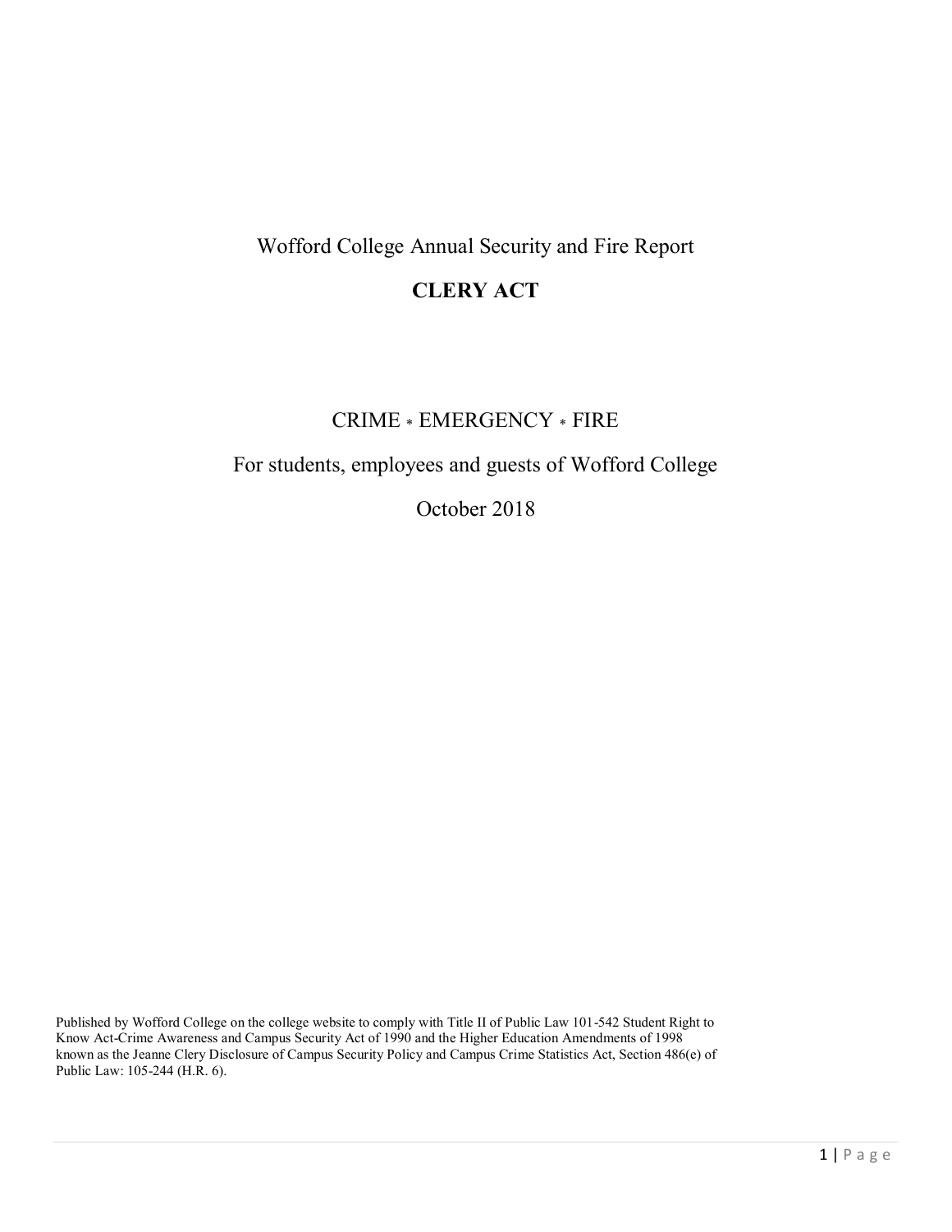# Wofford College Annual Security and Fire Report

## CLERY ACT

CRIME * EMERGENCY * FIRE

For students, employees and guests of Wofford College

October 2018

Published by Wofford College on the college website to comply with Title II of Public Law 101-542 Student Right to Know Act-Crime Awareness and Campus Security Act of 1990 and the Higher Education Amendments of 1998 known as the Jeanne Clery Disclosure of Campus Security Policy and Campus Crime Statistics Act, Section 486(e) of Public Law: 105-244 (H.R. 6).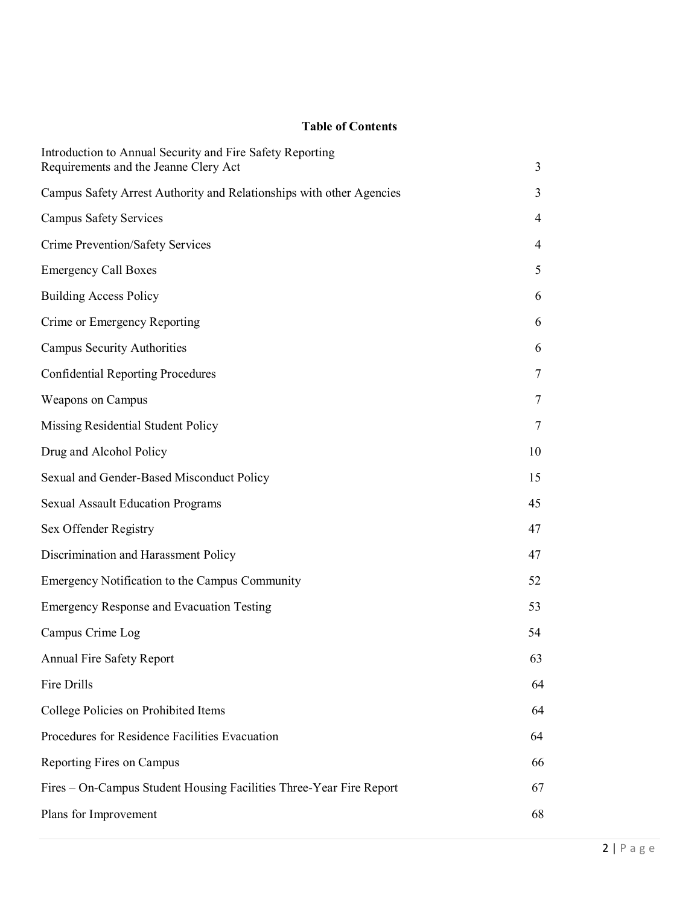# Table of Contents

| | |
|---|---|
| Introduction to Annual Security and Fire Safety Reporting Requirements and the Jeanne Clery Act | 3 |
| Campus Safety Arrest Authority and Relationships with other Agencies | 3 |
| Campus Safety Services | 4 |
| Crime Prevention/Safety Services | 4 |
| Emergency Call Boxes | 5 |
| Building Access Policy | 6 |
| Crime or Emergency Reporting | 6 |
| Campus Security Authorities | 6 |
| Confidential Reporting Procedures | 7 |
| Weapons on Campus | 7 |
| Missing Residential Student Policy | 7 |
| Drug and Alcohol Policy | 10 |
| Sexual and Gender-Based Misconduct Policy | 15 |
| Sexual Assault Education Programs | 45 |
| Sex Offender Registry | 47 |
| Discrimination and Harassment Policy | 47 |
| Emergency Notification to the Campus Community | 52 |
| Emergency Response and Evacuation Testing | 53 |
| Campus Crime Log | 54 |
| Annual Fire Safety Report | 63 |
| Fire Drills | 64 |
| College Policies on Prohibited Items | 64 |
| Procedures for Residence Facilities Evacuation | 64 |
| Reporting Fires on Campus | 66 |
| Fires – On-Campus Student Housing Facilities Three-Year Fire Report | 67 |
| Plans for Improvement | 68 |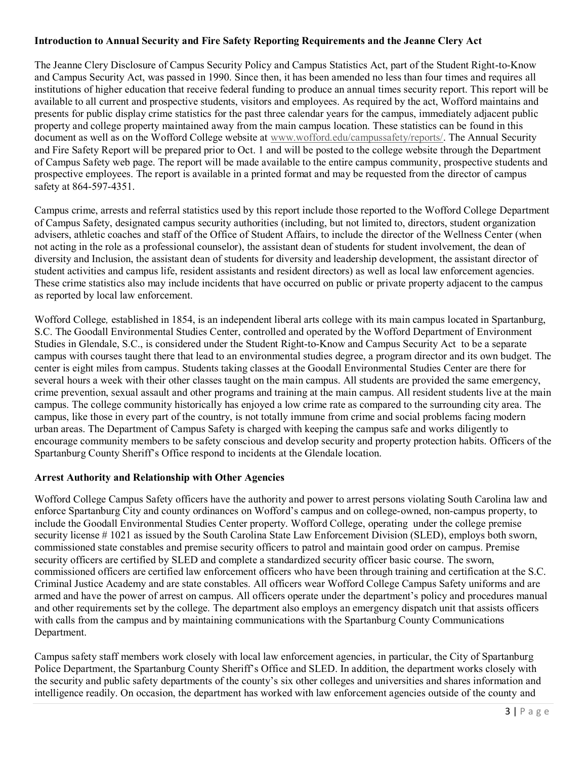**Introduction to Annual Security and Fire Safety Reporting Requirements and the Jeanne Clery Act**

The Jeanne Clery Disclosure of Campus Security Policy and Campus Statistics Act, part of the Student Right-to-Know and Campus Security Act, was passed in 1990. Since then, it has been amended no less than four times and requires all institutions of higher education that receive federal funding to produce an annual times security report. This report will be available to all current and prospective students, visitors and employees. As required by the act, Wofford maintains and presents for public display crime statistics for the past three calendar years for the campus, immediately adjacent public property and college property maintained away from the main campus location. These statistics can be found in this document as well as on the Wofford College website at www.wofford.edu/campussafety/reports/. The Annual Security and Fire Safety Report will be prepared prior to Oct. 1 and will be posted to the college website through the Department of Campus Safety web page. The report will be made available to the entire campus community, prospective students and prospective employees. The report is available in a printed format and may be requested from the director of campus safety at 864-597-4351.

Campus crime, arrests and referral statistics used by this report include those reported to the Wofford College Department of Campus Safety, designated campus security authorities (including, but not limited to, directors, student organization advisers, athletic coaches and staff of the Office of Student Affairs, to include the director of the Wellness Center (when not acting in the role as a professional counselor), the assistant dean of students for student involvement, the dean of diversity and Inclusion, the assistant dean of students for diversity and leadership development, the assistant director of student activities and campus life, resident assistants and resident directors) as well as local law enforcement agencies. These crime statistics also may include incidents that have occurred on public or private property adjacent to the campus as reported by local law enforcement.

Wofford College*,* established in 1854, is an independent liberal arts college with its main campus located in Spartanburg, S.C. The Goodall Environmental Studies Center, controlled and operated by the Wofford Department of Environment Studies in Glendale, S.C., is considered under the Student Right-to-Know and Campus Security Act to be a separate campus with courses taught there that lead to an environmental studies degree, a program director and its own budget. The center is eight miles from campus. Students taking classes at the Goodall Environmental Studies Center are there for several hours a week with their other classes taught on the main campus. All students are provided the same emergency, crime prevention, sexual assault and other programs and training at the main campus. All resident students live at the main campus. The college community historically has enjoyed a low crime rate as compared to the surrounding city area. The campus, like those in every part of the country, is not totally immune from crime and social problems facing modern urban areas. The Department of Campus Safety is charged with keeping the campus safe and works diligently to encourage community members to be safety conscious and develop security and property protection habits. Officers of the Spartanburg County Sheriff's Office respond to incidents at the Glendale location.

**Arrest Authority and Relationship with Other Agencies**

Wofford College Campus Safety officers have the authority and power to arrest persons violating South Carolina law and enforce Spartanburg City and county ordinances on Wofford's campus and on college-owned, non-campus property, to include the Goodall Environmental Studies Center property. Wofford College, operating under the college premise security license # 1021 as issued by the South Carolina State Law Enforcement Division (SLED), employs both sworn, commissioned state constables and premise security officers to patrol and maintain good order on campus. Premise security officers are certified by SLED and complete a standardized security officer basic course. The sworn, commissioned officers are certified law enforcement officers who have been through training and certification at the S.C. Criminal Justice Academy and are state constables. All officers wear Wofford College Campus Safety uniforms and are armed and have the power of arrest on campus. All officers operate under the department's policy and procedures manual and other requirements set by the college. The department also employs an emergency dispatch unit that assists officers with calls from the campus and by maintaining communications with the Spartanburg County Communications Department.

Campus safety staff members work closely with local law enforcement agencies, in particular, the City of Spartanburg Police Department, the Spartanburg County Sheriff's Office and SLED. In addition, the department works closely with the security and public safety departments of the county's six other colleges and universities and shares information and intelligence readily. On occasion, the department has worked with law enforcement agencies outside of the county and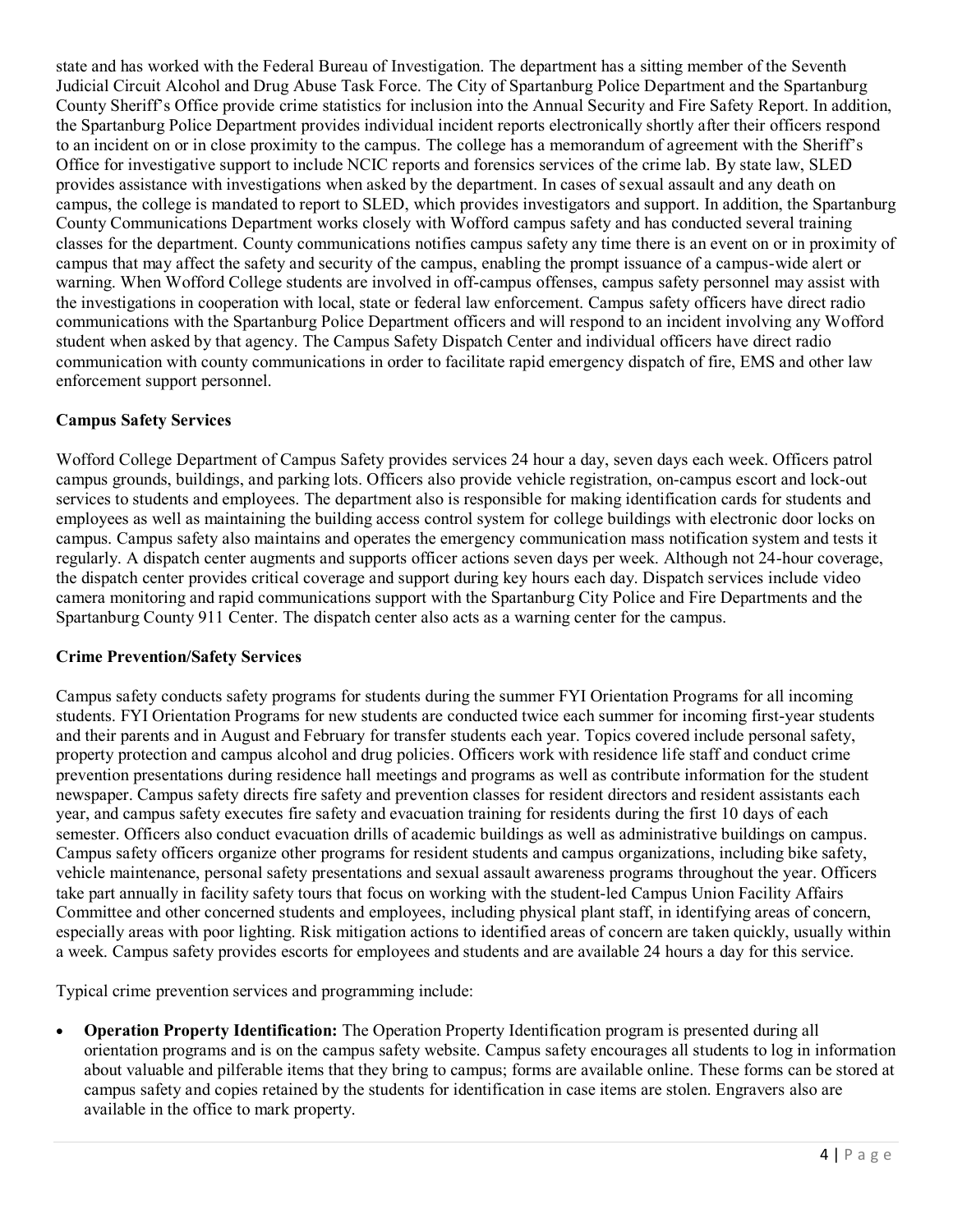state and has worked with the Federal Bureau of Investigation. The department has a sitting member of the Seventh Judicial Circuit Alcohol and Drug Abuse Task Force. The City of Spartanburg Police Department and the Spartanburg County Sheriff's Office provide crime statistics for inclusion into the Annual Security and Fire Safety Report. In addition, the Spartanburg Police Department provides individual incident reports electronically shortly after their officers respond to an incident on or in close proximity to the campus. The college has a memorandum of agreement with the Sheriff's Office for investigative support to include NCIC reports and forensics services of the crime lab. By state law, SLED provides assistance with investigations when asked by the department. In cases of sexual assault and any death on campus, the college is mandated to report to SLED, which provides investigators and support. In addition, the Spartanburg County Communications Department works closely with Wofford campus safety and has conducted several training classes for the department. County communications notifies campus safety any time there is an event on or in proximity of campus that may affect the safety and security of the campus, enabling the prompt issuance of a campus-wide alert or warning. When Wofford College students are involved in off-campus offenses, campus safety personnel may assist with the investigations in cooperation with local, state or federal law enforcement. Campus safety officers have direct radio communications with the Spartanburg Police Department officers and will respond to an incident involving any Wofford student when asked by that agency. The Campus Safety Dispatch Center and individual officers have direct radio communication with county communications in order to facilitate rapid emergency dispatch of fire, EMS and other law enforcement support personnel.

**Campus Safety Services**

Wofford College Department of Campus Safety provides services 24 hour a day, seven days each week. Officers patrol campus grounds, buildings, and parking lots. Officers also provide vehicle registration, on-campus escort and lock-out services to students and employees. The department also is responsible for making identification cards for students and employees as well as maintaining the building access control system for college buildings with electronic door locks on campus. Campus safety also maintains and operates the emergency communication mass notification system and tests it regularly. A dispatch center augments and supports officer actions seven days per week. Although not 24-hour coverage, the dispatch center provides critical coverage and support during key hours each day. Dispatch services include video camera monitoring and rapid communications support with the Spartanburg City Police and Fire Departments and the Spartanburg County 911 Center. The dispatch center also acts as a warning center for the campus.

**Crime Prevention/Safety Services**

Campus safety conducts safety programs for students during the summer FYI Orientation Programs for all incoming students. FYI Orientation Programs for new students are conducted twice each summer for incoming first-year students and their parents and in August and February for transfer students each year. Topics covered include personal safety, property protection and campus alcohol and drug policies. Officers work with residence life staff and conduct crime prevention presentations during residence hall meetings and programs as well as contribute information for the student newspaper. Campus safety directs fire safety and prevention classes for resident directors and resident assistants each year, and campus safety executes fire safety and evacuation training for residents during the first 10 days of each semester. Officers also conduct evacuation drills of academic buildings as well as administrative buildings on campus. Campus safety officers organize other programs for resident students and campus organizations, including bike safety, vehicle maintenance, personal safety presentations and sexual assault awareness programs throughout the year. Officers take part annually in facility safety tours that focus on working with the student-led Campus Union Facility Affairs Committee and other concerned students and employees, including physical plant staff, in identifying areas of concern, especially areas with poor lighting. Risk mitigation actions to identified areas of concern are taken quickly, usually within a week. Campus safety provides escorts for employees and students and are available 24 hours a day for this service.

Typical crime prevention services and programming include:

- **Operation Property Identification:** The Operation Property Identification program is presented during all orientation programs and is on the campus safety website. Campus safety encourages all students to log in information about valuable and pilferable items that they bring to campus; forms are available online. These forms can be stored at campus safety and copies retained by the students for identification in case items are stolen. Engravers also are available in the office to mark property.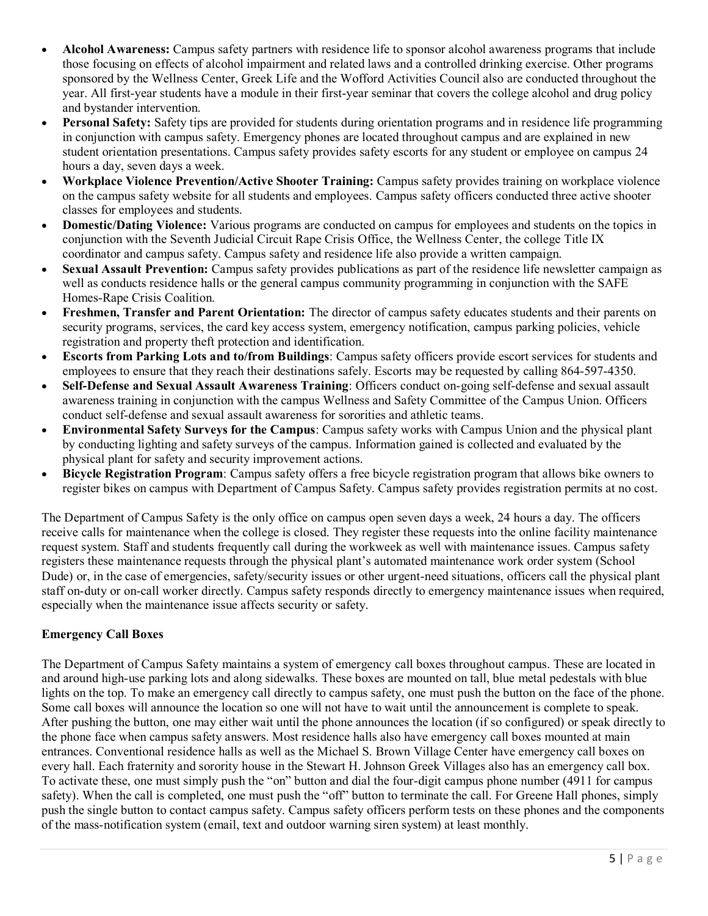- **Alcohol Awareness:** Campus safety partners with residence life to sponsor alcohol awareness programs that include those focusing on effects of alcohol impairment and related laws and a controlled drinking exercise. Other programs sponsored by the Wellness Center, Greek Life and the Wofford Activities Council also are conducted throughout the year. All first-year students have a module in their first-year seminar that covers the college alcohol and drug policy and bystander intervention.
- **Personal Safety:** Safety tips are provided for students during orientation programs and in residence life programming in conjunction with campus safety. Emergency phones are located throughout campus and are explained in new student orientation presentations. Campus safety provides safety escorts for any student or employee on campus 24 hours a day, seven days a week.
- **Workplace Violence Prevention/Active Shooter Training:** Campus safety provides training on workplace violence on the campus safety website for all students and employees. Campus safety officers conducted three active shooter classes for employees and students.
- **Domestic/Dating Violence:** Various programs are conducted on campus for employees and students on the topics in conjunction with the Seventh Judicial Circuit Rape Crisis Office, the Wellness Center, the college Title IX coordinator and campus safety. Campus safety and residence life also provide a written campaign.
- **Sexual Assault Prevention:** Campus safety provides publications as part of the residence life newsletter campaign as well as conducts residence halls or the general campus community programming in conjunction with the SAFE Homes-Rape Crisis Coalition.
- **Freshmen, Transfer and Parent Orientation:** The director of campus safety educates students and their parents on security programs, services, the card key access system, emergency notification, campus parking policies, vehicle registration and property theft protection and identification.
- **Escorts from Parking Lots and to/from Buildings**: Campus safety officers provide escort services for students and employees to ensure that they reach their destinations safely. Escorts may be requested by calling 864-597-4350.
- **Self-Defense and Sexual Assault Awareness Training**: Officers conduct on-going self-defense and sexual assault awareness training in conjunction with the campus Wellness and Safety Committee of the Campus Union. Officers conduct self-defense and sexual assault awareness for sororities and athletic teams.
- **Environmental Safety Surveys for the Campus**: Campus safety works with Campus Union and the physical plant by conducting lighting and safety surveys of the campus. Information gained is collected and evaluated by the physical plant for safety and security improvement actions.
- **Bicycle Registration Program**: Campus safety offers a free bicycle registration program that allows bike owners to register bikes on campus with Department of Campus Safety. Campus safety provides registration permits at no cost.

The Department of Campus Safety is the only office on campus open seven days a week, 24 hours a day. The officers receive calls for maintenance when the college is closed. They register these requests into the online facility maintenance request system. Staff and students frequently call during the workweek as well with maintenance issues. Campus safety registers these maintenance requests through the physical plant's automated maintenance work order system (School Dude) or, in the case of emergencies, safety/security issues or other urgent-need situations, officers call the physical plant staff on-duty or on-call worker directly. Campus safety responds directly to emergency maintenance issues when required, especially when the maintenance issue affects security or safety.

**Emergency Call Boxes**

The Department of Campus Safety maintains a system of emergency call boxes throughout campus. These are located in and around high-use parking lots and along sidewalks. These boxes are mounted on tall, blue metal pedestals with blue lights on the top. To make an emergency call directly to campus safety, one must push the button on the face of the phone. Some call boxes will announce the location so one will not have to wait until the announcement is complete to speak. After pushing the button, one may either wait until the phone announces the location (if so configured) or speak directly to the phone face when campus safety answers. Most residence halls also have emergency call boxes mounted at main entrances. Conventional residence halls as well as the Michael S. Brown Village Center have emergency call boxes on every hall. Each fraternity and sorority house in the Stewart H. Johnson Greek Villages also has an emergency call box. To activate these, one must simply push the "on" button and dial the four-digit campus phone number (4911 for campus safety). When the call is completed, one must push the "off" button to terminate the call. For Greene Hall phones, simply push the single button to contact campus safety. Campus safety officers perform tests on these phones and the components of the mass-notification system (email, text and outdoor warning siren system) at least monthly.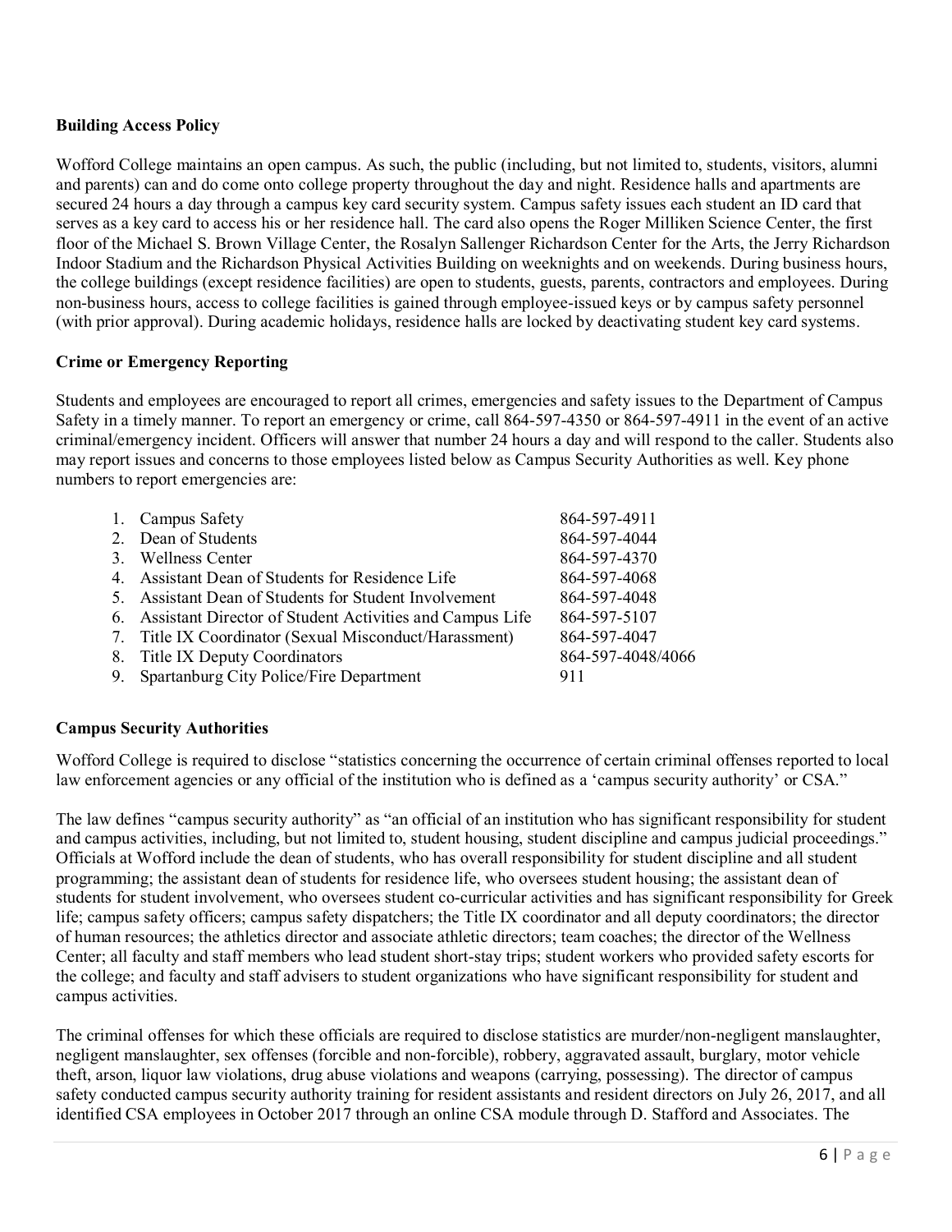**Building Access Policy**

Wofford College maintains an open campus. As such, the public (including, but not limited to, students, visitors, alumni and parents) can and do come onto college property throughout the day and night. Residence halls and apartments are secured 24 hours a day through a campus key card security system. Campus safety issues each student an ID card that serves as a key card to access his or her residence hall. The card also opens the Roger Milliken Science Center, the first floor of the Michael S. Brown Village Center, the Rosalyn Sallenger Richardson Center for the Arts, the Jerry Richardson Indoor Stadium and the Richardson Physical Activities Building on weeknights and on weekends. During business hours, the college buildings (except residence facilities) are open to students, guests, parents, contractors and employees. During non-business hours, access to college facilities is gained through employee-issued keys or by campus safety personnel (with prior approval). During academic holidays, residence halls are locked by deactivating student key card systems.

**Crime or Emergency Reporting**

Students and employees are encouraged to report all crimes, emergencies and safety issues to the Department of Campus Safety in a timely manner. To report an emergency or crime, call 864-597-4350 or 864-597-4911 in the event of an active criminal/emergency incident. Officers will answer that number 24 hours a day and will respond to the caller. Students also may report issues and concerns to those employees listed below as Campus Security Authorities as well. Key phone numbers to report emergencies are:

| | |
|---|---|
| 1. Campus Safety | 864-597-4911 |
| 2. Dean of Students | 864-597-4044 |
| 3. Wellness Center | 864-597-4370 |
| 4. Assistant Dean of Students for Residence Life | 864-597-4068 |
| 5. Assistant Dean of Students for Student Involvement | 864-597-4048 |
| 6. Assistant Director of Student Activities and Campus Life | 864-597-5107 |
| 7. Title IX Coordinator (Sexual Misconduct/Harassment) | 864-597-4047 |
| 8. Title IX Deputy Coordinators | 864-597-4048/4066 |
| 9. Spartanburg City Police/Fire Department | 911 |

**Campus Security Authorities**

Wofford College is required to disclose "statistics concerning the occurrence of certain criminal offenses reported to local law enforcement agencies or any official of the institution who is defined as a 'campus security authority' or CSA."

The law defines "campus security authority" as "an official of an institution who has significant responsibility for student and campus activities, including, but not limited to, student housing, student discipline and campus judicial proceedings." Officials at Wofford include the dean of students, who has overall responsibility for student discipline and all student programming; the assistant dean of students for residence life, who oversees student housing; the assistant dean of students for student involvement, who oversees student co-curricular activities and has significant responsibility for Greek life; campus safety officers; campus safety dispatchers; the Title IX coordinator and all deputy coordinators; the director of human resources; the athletics director and associate athletic directors; team coaches; the director of the Wellness Center; all faculty and staff members who lead student short-stay trips; student workers who provided safety escorts for the college; and faculty and staff advisers to student organizations who have significant responsibility for student and campus activities.

The criminal offenses for which these officials are required to disclose statistics are murder/non-negligent manslaughter, negligent manslaughter, sex offenses (forcible and non-forcible), robbery, aggravated assault, burglary, motor vehicle theft, arson, liquor law violations, drug abuse violations and weapons (carrying, possessing). The director of campus safety conducted campus security authority training for resident assistants and resident directors on July 26, 2017, and all identified CSA employees in October 2017 through an online CSA module through D. Stafford and Associates. The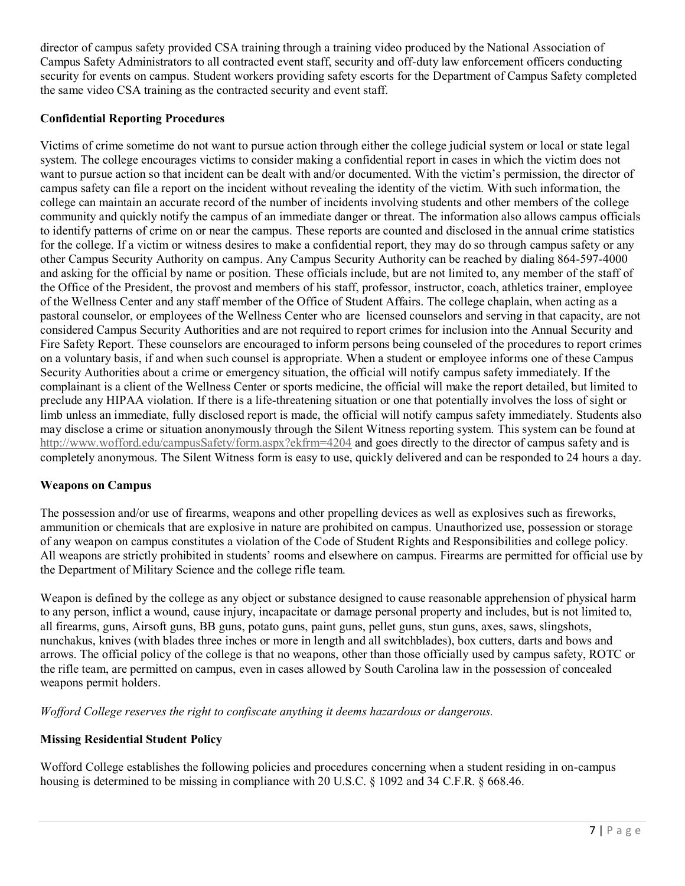director of campus safety provided CSA training through a training video produced by the National Association of Campus Safety Administrators to all contracted event staff, security and off-duty law enforcement officers conducting security for events on campus. Student workers providing safety escorts for the Department of Campus Safety completed the same video CSA training as the contracted security and event staff.

**Confidential Reporting Procedures**

Victims of crime sometime do not want to pursue action through either the college judicial system or local or state legal system. The college encourages victims to consider making a confidential report in cases in which the victim does not want to pursue action so that incident can be dealt with and/or documented. With the victim's permission, the director of campus safety can file a report on the incident without revealing the identity of the victim. With such information, the college can maintain an accurate record of the number of incidents involving students and other members of the college community and quickly notify the campus of an immediate danger or threat. The information also allows campus officials to identify patterns of crime on or near the campus. These reports are counted and disclosed in the annual crime statistics for the college. If a victim or witness desires to make a confidential report, they may do so through campus safety or any other Campus Security Authority on campus. Any Campus Security Authority can be reached by dialing 864-597-4000 and asking for the official by name or position. These officials include, but are not limited to, any member of the staff of the Office of the President, the provost and members of his staff, professor, instructor, coach, athletics trainer, employee of the Wellness Center and any staff member of the Office of Student Affairs. The college chaplain, when acting as a pastoral counselor, or employees of the Wellness Center who are licensed counselors and serving in that capacity, are not considered Campus Security Authorities and are not required to report crimes for inclusion into the Annual Security and Fire Safety Report. These counselors are encouraged to inform persons being counseled of the procedures to report crimes on a voluntary basis, if and when such counsel is appropriate. When a student or employee informs one of these Campus Security Authorities about a crime or emergency situation, the official will notify campus safety immediately. If the complainant is a client of the Wellness Center or sports medicine, the official will make the report detailed, but limited to preclude any HIPAA violation. If there is a life-threatening situation or one that potentially involves the loss of sight or limb unless an immediate, fully disclosed report is made, the official will notify campus safety immediately. Students also may disclose a crime or situation anonymously through the Silent Witness reporting system. This system can be found at http://www.wofford.edu/campusSafety/form.aspx?ekfrm=4204 and goes directly to the director of campus safety and is completely anonymous. The Silent Witness form is easy to use, quickly delivered and can be responded to 24 hours a day.

**Weapons on Campus**

The possession and/or use of firearms, weapons and other propelling devices as well as explosives such as fireworks, ammunition or chemicals that are explosive in nature are prohibited on campus. Unauthorized use, possession or storage of any weapon on campus constitutes a violation of the Code of Student Rights and Responsibilities and college policy. All weapons are strictly prohibited in students' rooms and elsewhere on campus. Firearms are permitted for official use by the Department of Military Science and the college rifle team.

Weapon is defined by the college as any object or substance designed to cause reasonable apprehension of physical harm to any person, inflict a wound, cause injury, incapacitate or damage personal property and includes, but is not limited to, all firearms, guns, Airsoft guns, BB guns, potato guns, paint guns, pellet guns, stun guns, axes, saws, slingshots, nunchakus, knives (with blades three inches or more in length and all switchblades), box cutters, darts and bows and arrows. The official policy of the college is that no weapons, other than those officially used by campus safety, ROTC or the rifle team, are permitted on campus, even in cases allowed by South Carolina law in the possession of concealed weapons permit holders.

*Wofford College reserves the right to confiscate anything it deems hazardous or dangerous.*

**Missing Residential Student Policy**

Wofford College establishes the following policies and procedures concerning when a student residing in on-campus housing is determined to be missing in compliance with 20 U.S.C. § 1092 and 34 C.F.R. § 668.46.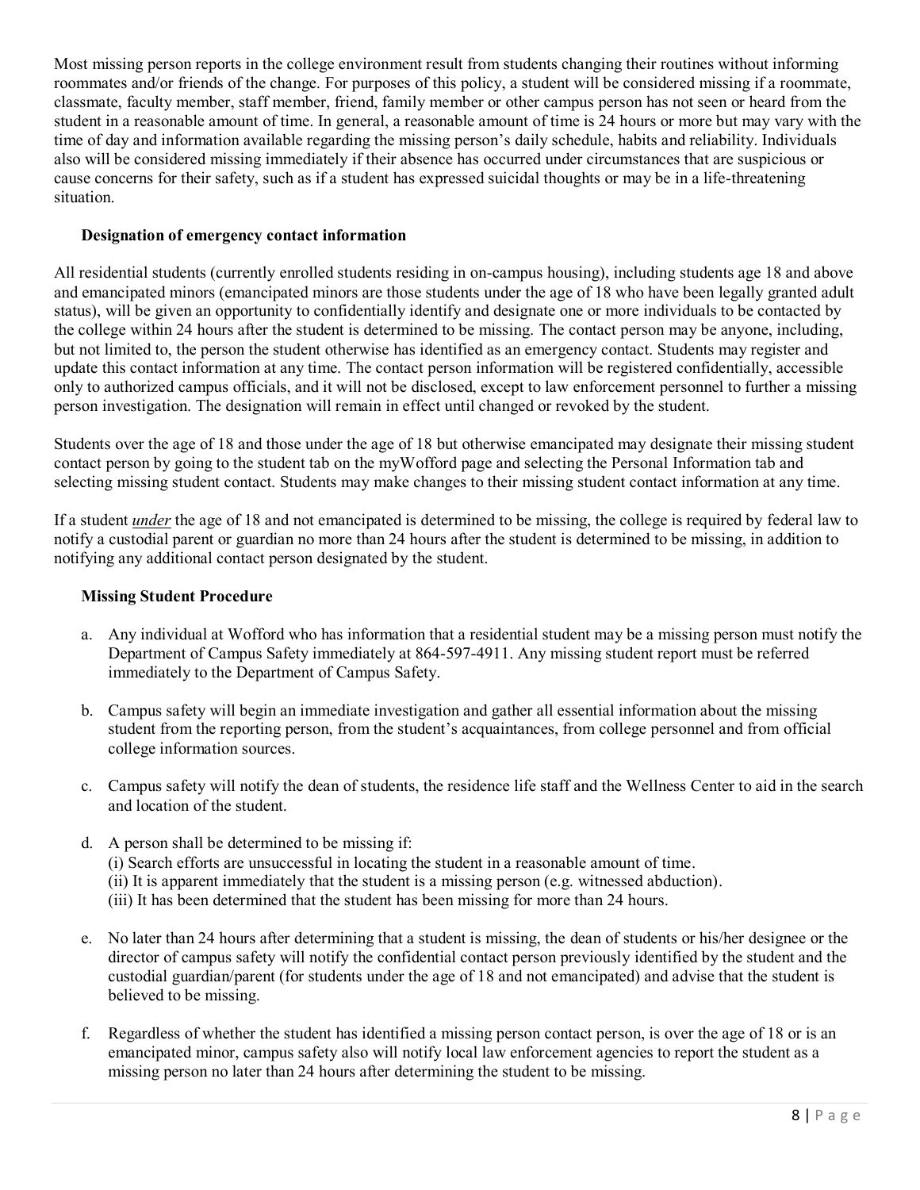Most missing person reports in the college environment result from students changing their routines without informing roommates and/or friends of the change. For purposes of this policy, a student will be considered missing if a roommate, classmate, faculty member, staff member, friend, family member or other campus person has not seen or heard from the student in a reasonable amount of time. In general, a reasonable amount of time is 24 hours or more but may vary with the time of day and information available regarding the missing person's daily schedule, habits and reliability. Individuals also will be considered missing immediately if their absence has occurred under circumstances that are suspicious or cause concerns for their safety, such as if a student has expressed suicidal thoughts or may be in a life-threatening situation.

### Designation of emergency contact information

All residential students (currently enrolled students residing in on-campus housing), including students age 18 and above and emancipated minors (emancipated minors are those students under the age of 18 who have been legally granted adult status), will be given an opportunity to confidentially identify and designate one or more individuals to be contacted by the college within 24 hours after the student is determined to be missing. The contact person may be anyone, including, but not limited to, the person the student otherwise has identified as an emergency contact. Students may register and update this contact information at any time. The contact person information will be registered confidentially, accessible only to authorized campus officials, and it will not be disclosed, except to law enforcement personnel to further a missing person investigation. The designation will remain in effect until changed or revoked by the student.

Students over the age of 18 and those under the age of 18 but otherwise emancipated may designate their missing student contact person by going to the student tab on the myWofford page and selecting the Personal Information tab and selecting missing student contact. Students may make changes to their missing student contact information at any time.

If a student ***under*** the age of 18 and not emancipated is determined to be missing, the college is required by federal law to notify a custodial parent or guardian no more than 24 hours after the student is determined to be missing, in addition to notifying any additional contact person designated by the student.

### Missing Student Procedure

a. Any individual at Wofford who has information that a residential student may be a missing person must notify the Department of Campus Safety immediately at 864-597-4911. Any missing student report must be referred immediately to the Department of Campus Safety.

b. Campus safety will begin an immediate investigation and gather all essential information about the missing student from the reporting person, from the student's acquaintances, from college personnel and from official college information sources.

c. Campus safety will notify the dean of students, the residence life staff and the Wellness Center to aid in the search and location of the student.

d. A person shall be determined to be missing if:
   (i) Search efforts are unsuccessful in locating the student in a reasonable amount of time.
   (ii) It is apparent immediately that the student is a missing person (e.g. witnessed abduction).
   (iii) It has been determined that the student has been missing for more than 24 hours.

e. No later than 24 hours after determining that a student is missing, the dean of students or his/her designee or the director of campus safety will notify the confidential contact person previously identified by the student and the custodial guardian/parent (for students under the age of 18 and not emancipated) and advise that the student is believed to be missing.

f. Regardless of whether the student has identified a missing person contact person, is over the age of 18 or is an emancipated minor, campus safety also will notify local law enforcement agencies to report the student as a missing person no later than 24 hours after determining the student to be missing.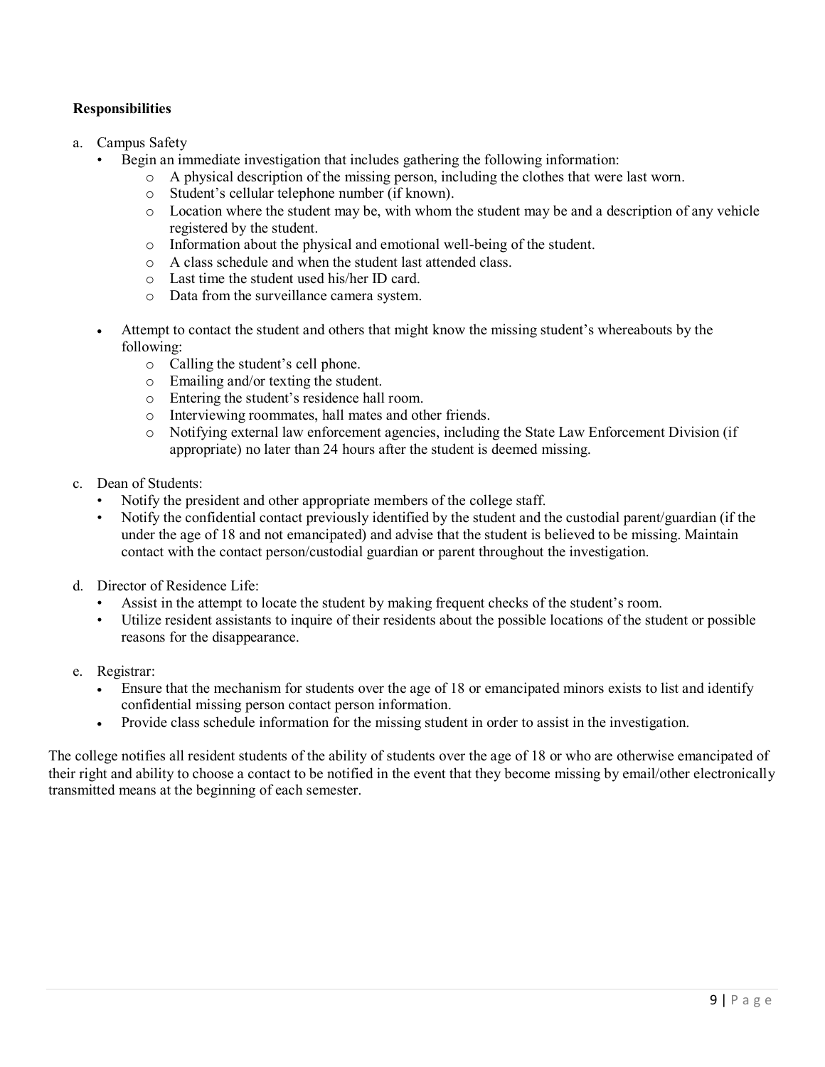**Responsibilities**

a. Campus Safety
   - Begin an immediate investigation that includes gathering the following information:
     - A physical description of the missing person, including the clothes that were last worn.
     - Student's cellular telephone number (if known).
     - Location where the student may be, with whom the student may be and a description of any vehicle registered by the student.
     - Information about the physical and emotional well-being of the student.
     - A class schedule and when the student last attended class.
     - Last time the student used his/her ID card.
     - Data from the surveillance camera system.

   - Attempt to contact the student and others that might know the missing student's whereabouts by the following:
     - Calling the student's cell phone.
     - Emailing and/or texting the student.
     - Entering the student's residence hall room.
     - Interviewing roommates, hall mates and other friends.
     - Notifying external law enforcement agencies, including the State Law Enforcement Division (if appropriate) no later than 24 hours after the student is deemed missing.

c. Dean of Students:
   - Notify the president and other appropriate members of the college staff.
   - Notify the confidential contact previously identified by the student and the custodial parent/guardian (if the under the age of 18 and not emancipated) and advise that the student is believed to be missing. Maintain contact with the contact person/custodial guardian or parent throughout the investigation.

d. Director of Residence Life:
   - Assist in the attempt to locate the student by making frequent checks of the student's room.
   - Utilize resident assistants to inquire of their residents about the possible locations of the student or possible reasons for the disappearance.

e. Registrar:
   - Ensure that the mechanism for students over the age of 18 or emancipated minors exists to list and identify confidential missing person contact person information.
   - Provide class schedule information for the missing student in order to assist in the investigation.

The college notifies all resident students of the ability of students over the age of 18 or who are otherwise emancipated of their right and ability to choose a contact to be notified in the event that they become missing by email/other electronically transmitted means at the beginning of each semester.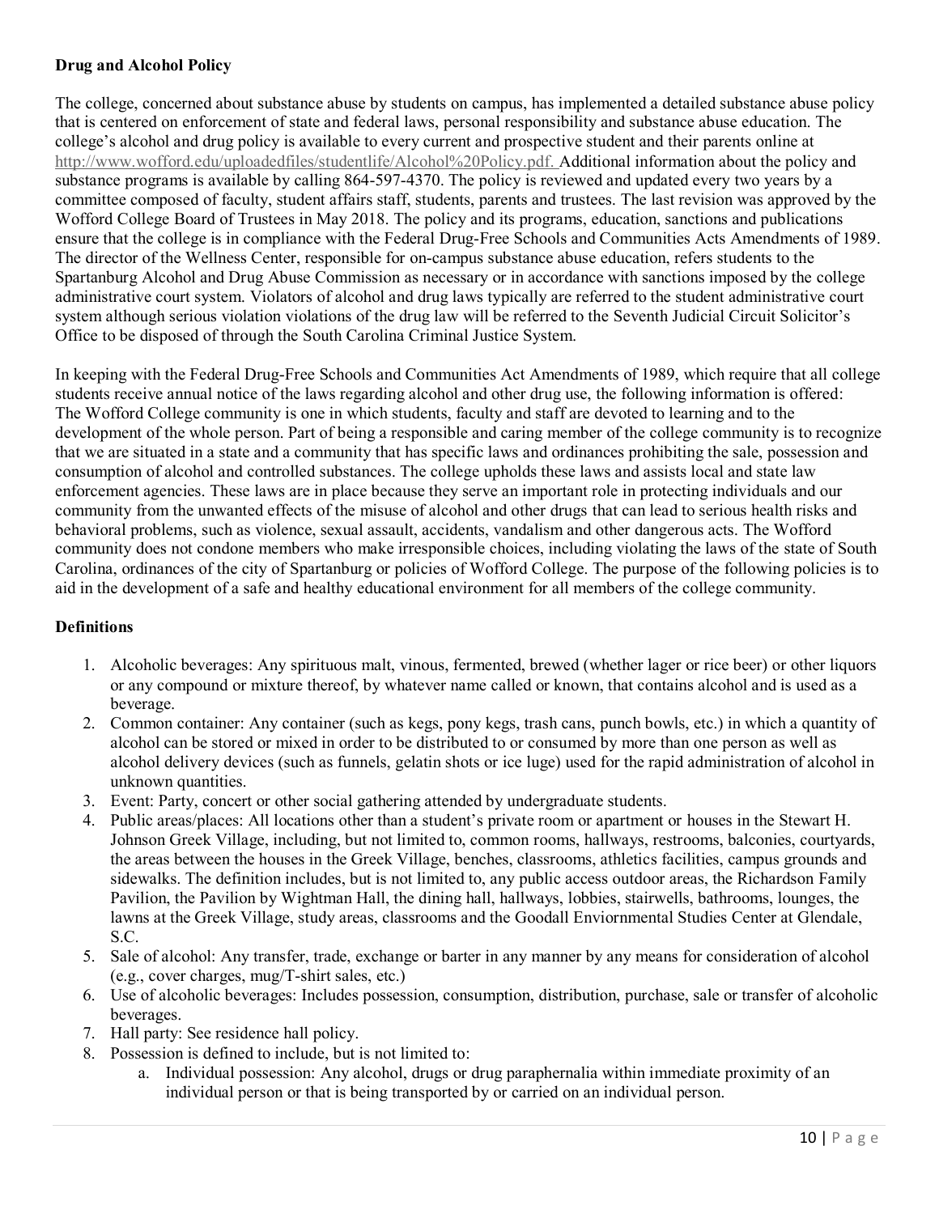**Drug and Alcohol Policy**

The college, concerned about substance abuse by students on campus, has implemented a detailed substance abuse policy that is centered on enforcement of state and federal laws, personal responsibility and substance abuse education. The college's alcohol and drug policy is available to every current and prospective student and their parents online at http://www.wofford.edu/uploadedfiles/studentlife/Alcohol%20Policy.pdf. Additional information about the policy and substance programs is available by calling 864-597-4370. The policy is reviewed and updated every two years by a committee composed of faculty, student affairs staff, students, parents and trustees. The last revision was approved by the Wofford College Board of Trustees in May 2018. The policy and its programs, education, sanctions and publications ensure that the college is in compliance with the Federal Drug-Free Schools and Communities Acts Amendments of 1989. The director of the Wellness Center, responsible for on-campus substance abuse education, refers students to the Spartanburg Alcohol and Drug Abuse Commission as necessary or in accordance with sanctions imposed by the college administrative court system. Violators of alcohol and drug laws typically are referred to the student administrative court system although serious violation violations of the drug law will be referred to the Seventh Judicial Circuit Solicitor's Office to be disposed of through the South Carolina Criminal Justice System.

In keeping with the Federal Drug-Free Schools and Communities Act Amendments of 1989, which require that all college students receive annual notice of the laws regarding alcohol and other drug use, the following information is offered: The Wofford College community is one in which students, faculty and staff are devoted to learning and to the development of the whole person. Part of being a responsible and caring member of the college community is to recognize that we are situated in a state and a community that has specific laws and ordinances prohibiting the sale, possession and consumption of alcohol and controlled substances. The college upholds these laws and assists local and state law enforcement agencies. These laws are in place because they serve an important role in protecting individuals and our community from the unwanted effects of the misuse of alcohol and other drugs that can lead to serious health risks and behavioral problems, such as violence, sexual assault, accidents, vandalism and other dangerous acts. The Wofford community does not condone members who make irresponsible choices, including violating the laws of the state of South Carolina, ordinances of the city of Spartanburg or policies of Wofford College. The purpose of the following policies is to aid in the development of a safe and healthy educational environment for all members of the college community.

**Definitions**

1. Alcoholic beverages: Any spirituous malt, vinous, fermented, brewed (whether lager or rice beer) or other liquors or any compound or mixture thereof, by whatever name called or known, that contains alcohol and is used as a beverage.
2. Common container: Any container (such as kegs, pony kegs, trash cans, punch bowls, etc.) in which a quantity of alcohol can be stored or mixed in order to be distributed to or consumed by more than one person as well as alcohol delivery devices (such as funnels, gelatin shots or ice luge) used for the rapid administration of alcohol in unknown quantities.
3. Event: Party, concert or other social gathering attended by undergraduate students.
4. Public areas/places: All locations other than a student's private room or apartment or houses in the Stewart H. Johnson Greek Village, including, but not limited to, common rooms, hallways, restrooms, balconies, courtyards, the areas between the houses in the Greek Village, benches, classrooms, athletics facilities, campus grounds and sidewalks. The definition includes, but is not limited to, any public access outdoor areas, the Richardson Family Pavilion, the Pavilion by Wightman Hall, the dining hall, hallways, lobbies, stairwells, bathrooms, lounges, the lawns at the Greek Village, study areas, classrooms and the Goodall Enviornmental Studies Center at Glendale, S.C.
5. Sale of alcohol: Any transfer, trade, exchange or barter in any manner by any means for consideration of alcohol (e.g., cover charges, mug/T-shirt sales, etc.)
6. Use of alcoholic beverages: Includes possession, consumption, distribution, purchase, sale or transfer of alcoholic beverages.
7. Hall party: See residence hall policy.
8. Possession is defined to include, but is not limited to:
    a. Individual possession: Any alcohol, drugs or drug paraphernalia within immediate proximity of an individual person or that is being transported by or carried on an individual person.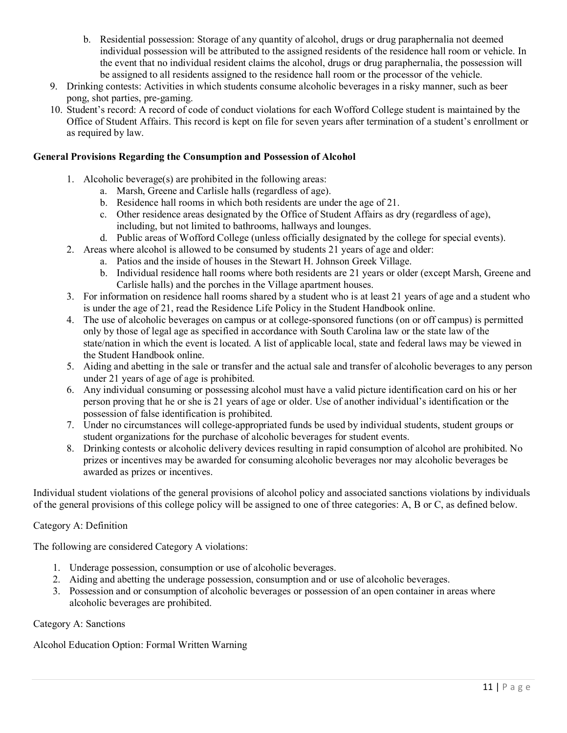b. Residential possession: Storage of any quantity of alcohol, drugs or drug paraphernalia not deemed individual possession will be attributed to the assigned residents of the residence hall room or vehicle. In the event that no individual resident claims the alcohol, drugs or drug paraphernalia, the possession will be assigned to all residents assigned to the residence hall room or the processor of the vehicle.

9. Drinking contests: Activities in which students consume alcoholic beverages in a risky manner, such as beer pong, shot parties, pre-gaming.
10. Student's record: A record of code of conduct violations for each Wofford College student is maintained by the Office of Student Affairs. This record is kept on file for seven years after termination of a student's enrollment or as required by law.

**General Provisions Regarding the Consumption and Possession of Alcohol**

1. Alcoholic beverage(s) are prohibited in the following areas:
   a. Marsh, Greene and Carlisle halls (regardless of age).
   b. Residence hall rooms in which both residents are under the age of 21.
   c. Other residence areas designated by the Office of Student Affairs as dry (regardless of age), including, but not limited to bathrooms, hallways and lounges.
   d. Public areas of Wofford College (unless officially designated by the college for special events).
2. Areas where alcohol is allowed to be consumed by students 21 years of age and older:
   a. Patios and the inside of houses in the Stewart H. Johnson Greek Village.
   b. Individual residence hall rooms where both residents are 21 years or older (except Marsh, Greene and Carlisle halls) and the porches in the Village apartment houses.
3. For information on residence hall rooms shared by a student who is at least 21 years of age and a student who is under the age of 21, read the Residence Life Policy in the Student Handbook online.
4. The use of alcoholic beverages on campus or at college-sponsored functions (on or off campus) is permitted only by those of legal age as specified in accordance with South Carolina law or the state law of the state/nation in which the event is located. A list of applicable local, state and federal laws may be viewed in the Student Handbook online.
5. Aiding and abetting in the sale or transfer and the actual sale and transfer of alcoholic beverages to any person under 21 years of age of age is prohibited.
6. Any individual consuming or possessing alcohol must have a valid picture identification card on his or her person proving that he or she is 21 years of age or older. Use of another individual's identification or the possession of false identification is prohibited.
7. Under no circumstances will college-appropriated funds be used by individual students, student groups or student organizations for the purchase of alcoholic beverages for student events.
8. Drinking contests or alcoholic delivery devices resulting in rapid consumption of alcohol are prohibited. No prizes or incentives may be awarded for consuming alcoholic beverages nor may alcoholic beverages be awarded as prizes or incentives.

Individual student violations of the general provisions of alcohol policy and associated sanctions violations by individuals of the general provisions of this college policy will be assigned to one of three categories: A, B or C, as defined below.

Category A: Definition

The following are considered Category A violations:

1. Underage possession, consumption or use of alcoholic beverages.
2. Aiding and abetting the underage possession, consumption and or use of alcoholic beverages.
3. Possession and or consumption of alcoholic beverages or possession of an open container in areas where alcoholic beverages are prohibited.

Category A: Sanctions

Alcohol Education Option: Formal Written Warning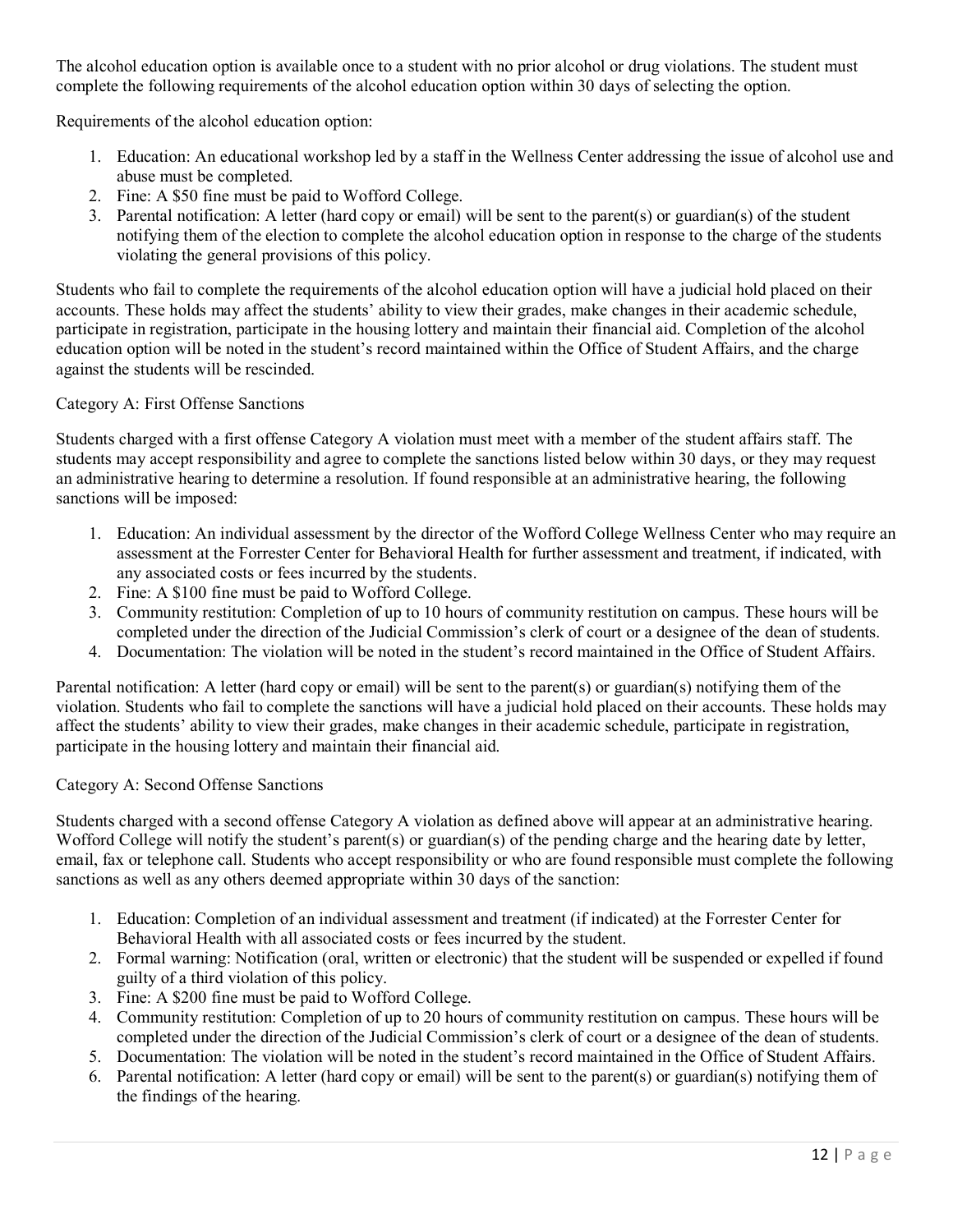The alcohol education option is available once to a student with no prior alcohol or drug violations. The student must complete the following requirements of the alcohol education option within 30 days of selecting the option.

Requirements of the alcohol education option:

1. Education: An educational workshop led by a staff in the Wellness Center addressing the issue of alcohol use and abuse must be completed.
2. Fine: A $50 fine must be paid to Wofford College.
3. Parental notification: A letter (hard copy or email) will be sent to the parent(s) or guardian(s) of the student notifying them of the election to complete the alcohol education option in response to the charge of the students violating the general provisions of this policy.

Students who fail to complete the requirements of the alcohol education option will have a judicial hold placed on their accounts. These holds may affect the students' ability to view their grades, make changes in their academic schedule, participate in registration, participate in the housing lottery and maintain their financial aid. Completion of the alcohol education option will be noted in the student's record maintained within the Office of Student Affairs, and the charge against the students will be rescinded.

Category A: First Offense Sanctions

Students charged with a first offense Category A violation must meet with a member of the student affairs staff. The students may accept responsibility and agree to complete the sanctions listed below within 30 days, or they may request an administrative hearing to determine a resolution. If found responsible at an administrative hearing, the following sanctions will be imposed:

1. Education: An individual assessment by the director of the Wofford College Wellness Center who may require an assessment at the Forrester Center for Behavioral Health for further assessment and treatment, if indicated, with any associated costs or fees incurred by the students.
2. Fine: A $100 fine must be paid to Wofford College.
3. Community restitution: Completion of up to 10 hours of community restitution on campus. These hours will be completed under the direction of the Judicial Commission's clerk of court or a designee of the dean of students.
4. Documentation: The violation will be noted in the student's record maintained in the Office of Student Affairs.

Parental notification: A letter (hard copy or email) will be sent to the parent(s) or guardian(s) notifying them of the violation. Students who fail to complete the sanctions will have a judicial hold placed on their accounts. These holds may affect the students' ability to view their grades, make changes in their academic schedule, participate in registration, participate in the housing lottery and maintain their financial aid.

Category A: Second Offense Sanctions

Students charged with a second offense Category A violation as defined above will appear at an administrative hearing. Wofford College will notify the student's parent(s) or guardian(s) of the pending charge and the hearing date by letter, email, fax or telephone call. Students who accept responsibility or who are found responsible must complete the following sanctions as well as any others deemed appropriate within 30 days of the sanction:

1. Education: Completion of an individual assessment and treatment (if indicated) at the Forrester Center for Behavioral Health with all associated costs or fees incurred by the student.
2. Formal warning: Notification (oral, written or electronic) that the student will be suspended or expelled if found guilty of a third violation of this policy.
3. Fine: A $200 fine must be paid to Wofford College.
4. Community restitution: Completion of up to 20 hours of community restitution on campus. These hours will be completed under the direction of the Judicial Commission's clerk of court or a designee of the dean of students.
5. Documentation: The violation will be noted in the student's record maintained in the Office of Student Affairs.
6. Parental notification: A letter (hard copy or email) will be sent to the parent(s) or guardian(s) notifying them of the findings of the hearing.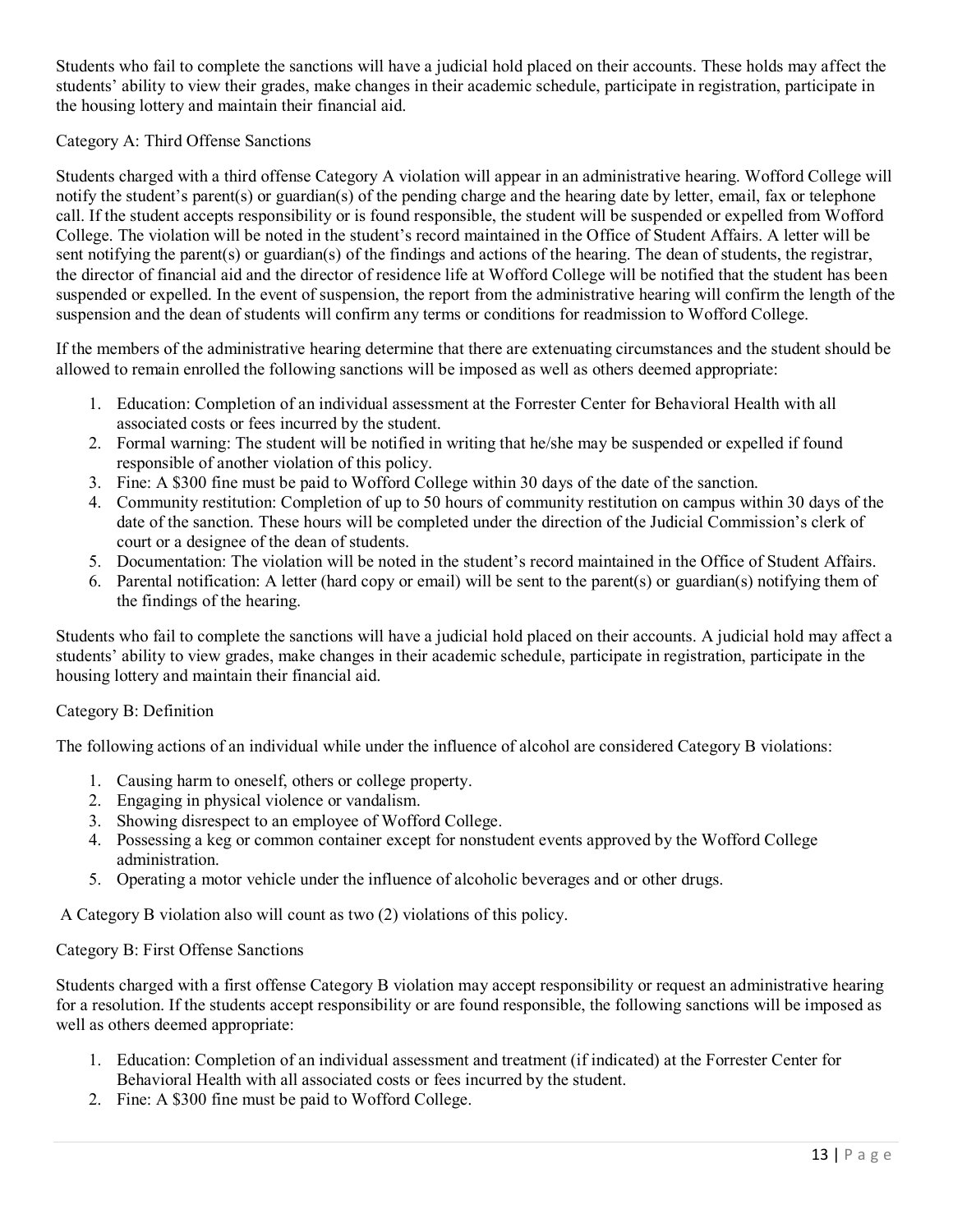Students who fail to complete the sanctions will have a judicial hold placed on their accounts. These holds may affect the students' ability to view their grades, make changes in their academic schedule, participate in registration, participate in the housing lottery and maintain their financial aid.

Category A: Third Offense Sanctions

Students charged with a third offense Category A violation will appear in an administrative hearing. Wofford College will notify the student's parent(s) or guardian(s) of the pending charge and the hearing date by letter, email, fax or telephone call. If the student accepts responsibility or is found responsible, the student will be suspended or expelled from Wofford College. The violation will be noted in the student's record maintained in the Office of Student Affairs. A letter will be sent notifying the parent(s) or guardian(s) of the findings and actions of the hearing. The dean of students, the registrar, the director of financial aid and the director of residence life at Wofford College will be notified that the student has been suspended or expelled. In the event of suspension, the report from the administrative hearing will confirm the length of the suspension and the dean of students will confirm any terms or conditions for readmission to Wofford College.

If the members of the administrative hearing determine that there are extenuating circumstances and the student should be allowed to remain enrolled the following sanctions will be imposed as well as others deemed appropriate:

1. Education: Completion of an individual assessment at the Forrester Center for Behavioral Health with all associated costs or fees incurred by the student.
2. Formal warning: The student will be notified in writing that he/she may be suspended or expelled if found responsible of another violation of this policy.
3. Fine: A $300 fine must be paid to Wofford College within 30 days of the date of the sanction.
4. Community restitution: Completion of up to 50 hours of community restitution on campus within 30 days of the date of the sanction. These hours will be completed under the direction of the Judicial Commission's clerk of court or a designee of the dean of students.
5. Documentation: The violation will be noted in the student's record maintained in the Office of Student Affairs.
6. Parental notification: A letter (hard copy or email) will be sent to the parent(s) or guardian(s) notifying them of the findings of the hearing.

Students who fail to complete the sanctions will have a judicial hold placed on their accounts. A judicial hold may affect a students' ability to view grades, make changes in their academic schedule, participate in registration, participate in the housing lottery and maintain their financial aid.

Category B: Definition

The following actions of an individual while under the influence of alcohol are considered Category B violations:

1. Causing harm to oneself, others or college property.
2. Engaging in physical violence or vandalism.
3. Showing disrespect to an employee of Wofford College.
4. Possessing a keg or common container except for nonstudent events approved by the Wofford College administration.
5. Operating a motor vehicle under the influence of alcoholic beverages and or other drugs.

A Category B violation also will count as two (2) violations of this policy.

Category B: First Offense Sanctions

Students charged with a first offense Category B violation may accept responsibility or request an administrative hearing for a resolution. If the students accept responsibility or are found responsible, the following sanctions will be imposed as well as others deemed appropriate:

1. Education: Completion of an individual assessment and treatment (if indicated) at the Forrester Center for Behavioral Health with all associated costs or fees incurred by the student.
2. Fine: A $300 fine must be paid to Wofford College.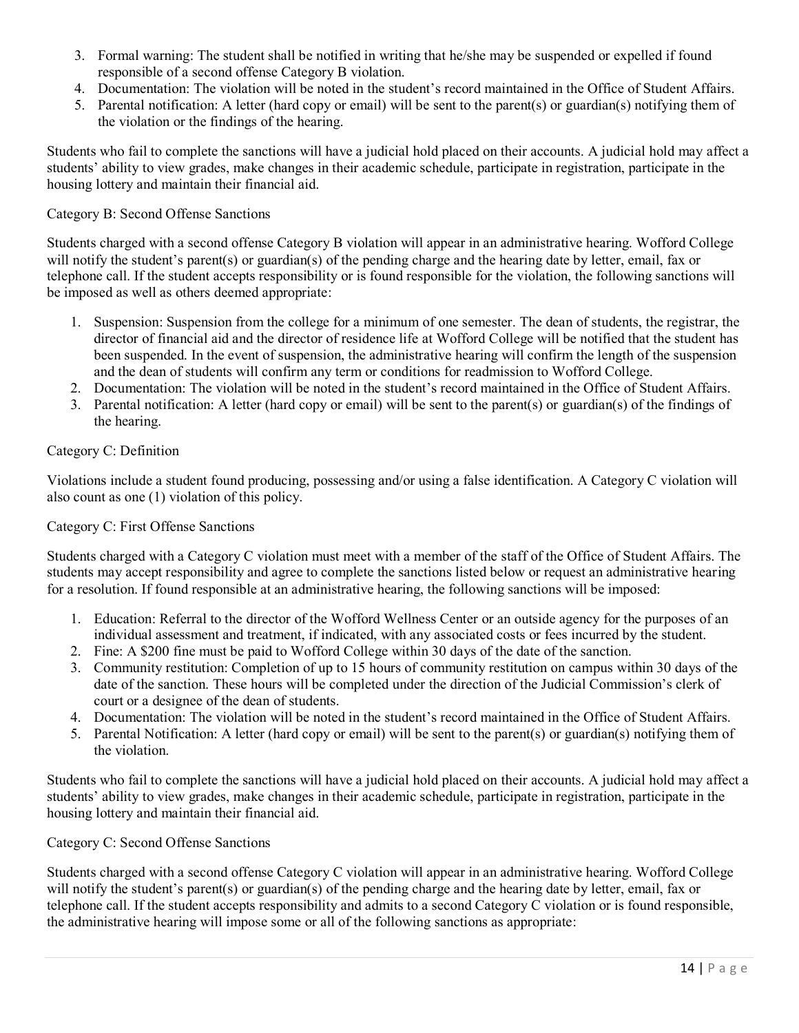3. Formal warning: The student shall be notified in writing that he/she may be suspended or expelled if found responsible of a second offense Category B violation.
4. Documentation: The violation will be noted in the student's record maintained in the Office of Student Affairs.
5. Parental notification: A letter (hard copy or email) will be sent to the parent(s) or guardian(s) notifying them of the violation or the findings of the hearing.

Students who fail to complete the sanctions will have a judicial hold placed on their accounts. A judicial hold may affect a students' ability to view grades, make changes in their academic schedule, participate in registration, participate in the housing lottery and maintain their financial aid.

Category B: Second Offense Sanctions

Students charged with a second offense Category B violation will appear in an administrative hearing. Wofford College will notify the student's parent(s) or guardian(s) of the pending charge and the hearing date by letter, email, fax or telephone call. If the student accepts responsibility or is found responsible for the violation, the following sanctions will be imposed as well as others deemed appropriate:

1. Suspension: Suspension from the college for a minimum of one semester. The dean of students, the registrar, the director of financial aid and the director of residence life at Wofford College will be notified that the student has been suspended. In the event of suspension, the administrative hearing will confirm the length of the suspension and the dean of students will confirm any term or conditions for readmission to Wofford College.
2. Documentation: The violation will be noted in the student's record maintained in the Office of Student Affairs.
3. Parental notification: A letter (hard copy or email) will be sent to the parent(s) or guardian(s) of the findings of the hearing.

Category C: Definition

Violations include a student found producing, possessing and/or using a false identification. A Category C violation will also count as one (1) violation of this policy.

Category C: First Offense Sanctions

Students charged with a Category C violation must meet with a member of the staff of the Office of Student Affairs. The students may accept responsibility and agree to complete the sanctions listed below or request an administrative hearing for a resolution. If found responsible at an administrative hearing, the following sanctions will be imposed:

1. Education: Referral to the director of the Wofford Wellness Center or an outside agency for the purposes of an individual assessment and treatment, if indicated, with any associated costs or fees incurred by the student.
2. Fine: A $200 fine must be paid to Wofford College within 30 days of the date of the sanction.
3. Community restitution: Completion of up to 15 hours of community restitution on campus within 30 days of the date of the sanction. These hours will be completed under the direction of the Judicial Commission's clerk of court or a designee of the dean of students.
4. Documentation: The violation will be noted in the student's record maintained in the Office of Student Affairs.
5. Parental Notification: A letter (hard copy or email) will be sent to the parent(s) or guardian(s) notifying them of the violation.

Students who fail to complete the sanctions will have a judicial hold placed on their accounts. A judicial hold may affect a students' ability to view grades, make changes in their academic schedule, participate in registration, participate in the housing lottery and maintain their financial aid.

Category C: Second Offense Sanctions

Students charged with a second offense Category C violation will appear in an administrative hearing. Wofford College will notify the student's parent(s) or guardian(s) of the pending charge and the hearing date by letter, email, fax or telephone call. If the student accepts responsibility and admits to a second Category C violation or is found responsible, the administrative hearing will impose some or all of the following sanctions as appropriate: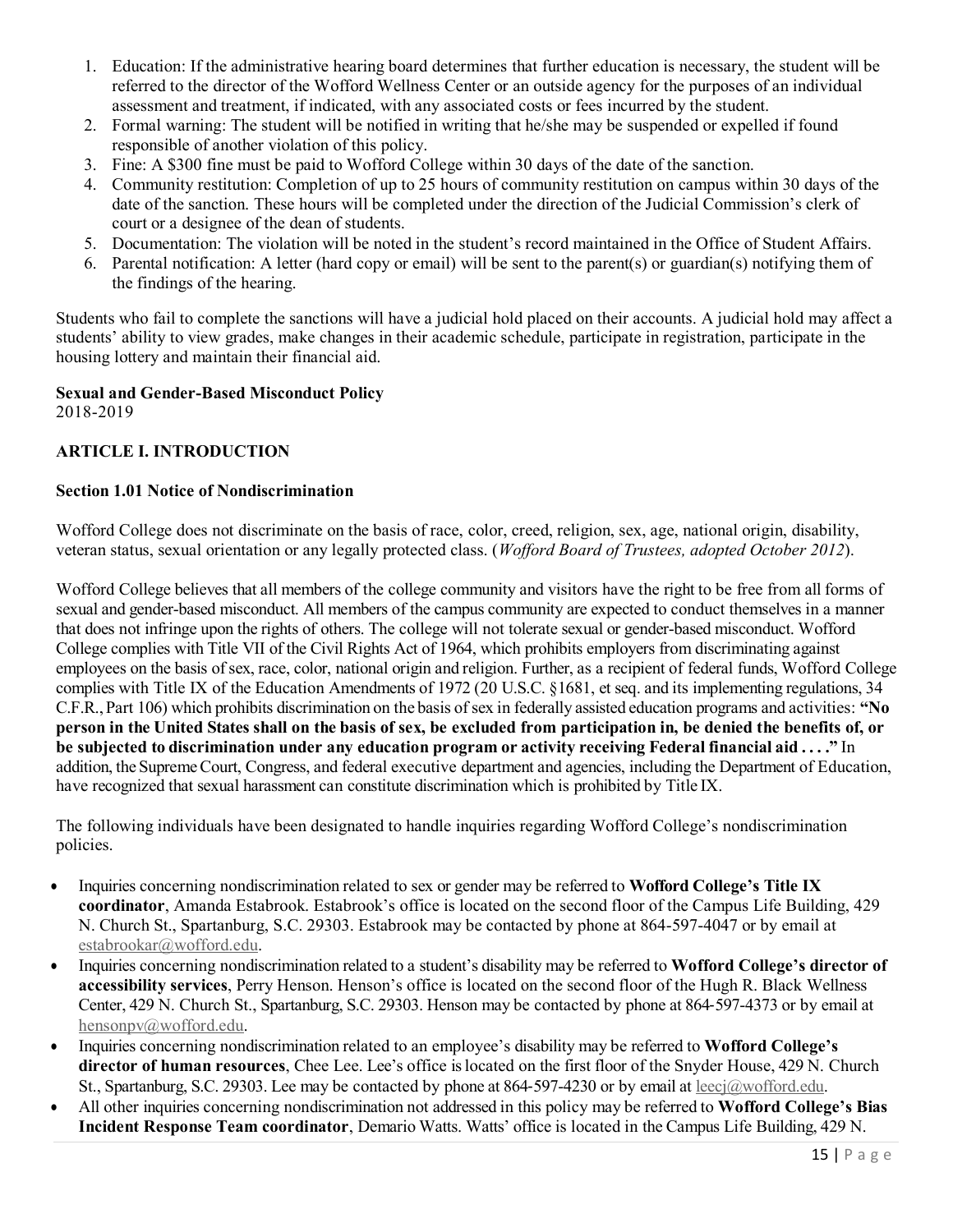1. Education: If the administrative hearing board determines that further education is necessary, the student will be referred to the director of the Wofford Wellness Center or an outside agency for the purposes of an individual assessment and treatment, if indicated, with any associated costs or fees incurred by the student.
2. Formal warning: The student will be notified in writing that he/she may be suspended or expelled if found responsible of another violation of this policy.
3. Fine: A $300 fine must be paid to Wofford College within 30 days of the date of the sanction.
4. Community restitution: Completion of up to 25 hours of community restitution on campus within 30 days of the date of the sanction. These hours will be completed under the direction of the Judicial Commission's clerk of court or a designee of the dean of students.
5. Documentation: The violation will be noted in the student's record maintained in the Office of Student Affairs.
6. Parental notification: A letter (hard copy or email) will be sent to the parent(s) or guardian(s) notifying them of the findings of the hearing.

Students who fail to complete the sanctions will have a judicial hold placed on their accounts. A judicial hold may affect a students' ability to view grades, make changes in their academic schedule, participate in registration, participate in the housing lottery and maintain their financial aid.

**Sexual and Gender-Based Misconduct Policy**
2018-2019

## ARTICLE I. INTRODUCTION

### Section 1.01 Notice of Nondiscrimination

Wofford College does not discriminate on the basis of race, color, creed, religion, sex, age, national origin, disability, veteran status, sexual orientation or any legally protected class. (*Wofford Board of Trustees, adopted October 2012*).

Wofford College believes that all members of the college community and visitors have the right to be free from all forms of sexual and gender-based misconduct. All members of the campus community are expected to conduct themselves in a manner that does not infringe upon the rights of others. The college will not tolerate sexual or gender-based misconduct. Wofford College complies with Title VII of the Civil Rights Act of 1964, which prohibits employers from discriminating against employees on the basis of sex, race, color, national origin and religion. Further, as a recipient of federal funds, Wofford College complies with Title IX of the Education Amendments of 1972 (20 U.S.C. §1681, et seq. and its implementing regulations, 34 C.F.R., Part 106) which prohibits discrimination on the basis of sex in federally assisted education programs and activities: **"No person in the United States shall on the basis of sex, be excluded from participation in, be denied the benefits of, or be subjected to discrimination under any education program or activity receiving Federal financial aid . . . ."** In addition, the Supreme Court, Congress, and federal executive department and agencies, including the Department of Education, have recognized that sexual harassment can constitute discrimination which is prohibited by Title IX.

The following individuals have been designated to handle inquiries regarding Wofford College's nondiscrimination policies.

- Inquiries concerning nondiscrimination related to sex or gender may be referred to **Wofford College's Title IX coordinator**, Amanda Estabrook. Estabrook's office is located on the second floor of the Campus Life Building, 429 N. Church St., Spartanburg, S.C. 29303. Estabrook may be contacted by phone at 864-597-4047 or by email at estabrookar@wofford.edu.
- Inquiries concerning nondiscrimination related to a student's disability may be referred to **Wofford College's director of accessibility services**, Perry Henson. Henson's office is located on the second floor of the Hugh R. Black Wellness Center, 429 N. Church St., Spartanburg, S.C. 29303. Henson may be contacted by phone at 864-597-4373 or by email at hensonpv@wofford.edu.
- Inquiries concerning nondiscrimination related to an employee's disability may be referred to **Wofford College's director of human resources**, Chee Lee. Lee's office is located on the first floor of the Snyder House, 429 N. Church St., Spartanburg, S.C. 29303. Lee may be contacted by phone at 864-597-4230 or by email at leecj@wofford.edu.
- All other inquiries concerning nondiscrimination not addressed in this policy may be referred to **Wofford College's Bias Incident Response Team coordinator**, Demario Watts. Watts' office is located in the Campus Life Building, 429 N.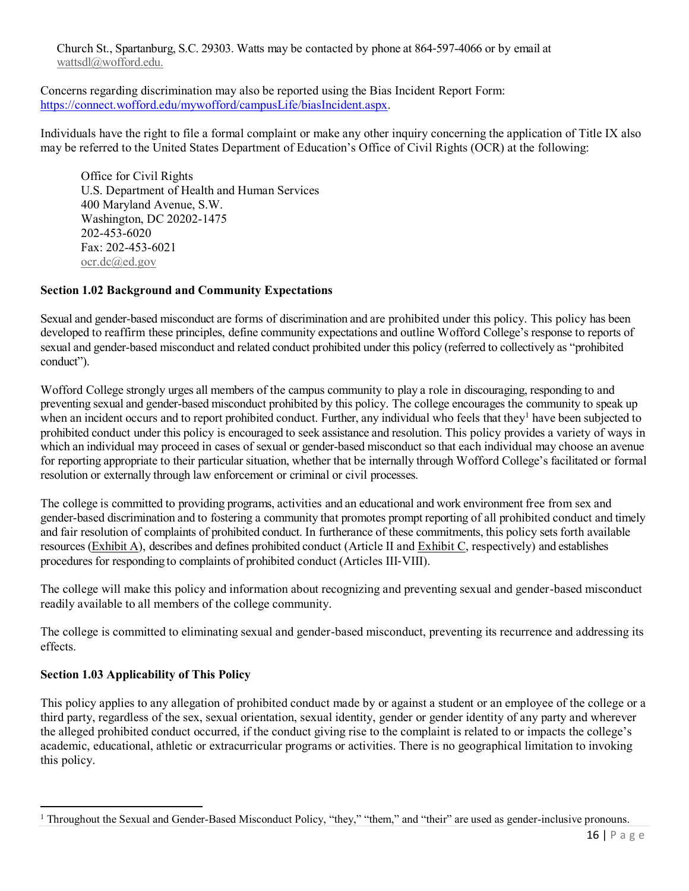Church St., Spartanburg, S.C. 29303. Watts may be contacted by phone at 864-597-4066 or by email at wattsdl@wofford.edu.

Concerns regarding discrimination may also be reported using the Bias Incident Report Form: https://connect.wofford.edu/mywofford/campusLife/biasIncident.aspx.

Individuals have the right to file a formal complaint or make any other inquiry concerning the application of Title IX also may be referred to the United States Department of Education's Office of Civil Rights (OCR) at the following:

Office for Civil Rights
U.S. Department of Health and Human Services
400 Maryland Avenue, S.W.
Washington, DC 20202-1475
202-453-6020
Fax: 202-453-6021
ocr.dc@ed.gov

**Section 1.02 Background and Community Expectations**

Sexual and gender-based misconduct are forms of discrimination and are prohibited under this policy. This policy has been developed to reaffirm these principles, define community expectations and outline Wofford College's response to reports of sexual and gender-based misconduct and related conduct prohibited under this policy (referred to collectively as "prohibited conduct").

Wofford College strongly urges all members of the campus community to play a role in discouraging, responding to and preventing sexual and gender-based misconduct prohibited by this policy. The college encourages the community to speak up when an incident occurs and to report prohibited conduct. Further, any individual who feels that they[1] have been subjected to prohibited conduct under this policy is encouraged to seek assistance and resolution. This policy provides a variety of ways in which an individual may proceed in cases of sexual or gender-based misconduct so that each individual may choose an avenue for reporting appropriate to their particular situation, whether that be internally through Wofford College's facilitated or formal resolution or externally through law enforcement or criminal or civil processes.

The college is committed to providing programs, activities and an educational and work environment free from sex and gender-based discrimination and to fostering a community that promotes prompt reporting of all prohibited conduct and timely and fair resolution of complaints of prohibited conduct. In furtherance of these commitments, this policy sets forth available resources (Exhibit A), describes and defines prohibited conduct (Article II and Exhibit C, respectively) and establishes procedures for responding to complaints of prohibited conduct (Articles III-VIII).

The college will make this policy and information about recognizing and preventing sexual and gender-based misconduct readily available to all members of the college community.

The college is committed to eliminating sexual and gender-based misconduct, preventing its recurrence and addressing its effects.

**Section 1.03 Applicability of This Policy**

This policy applies to any allegation of prohibited conduct made by or against a student or an employee of the college or a third party, regardless of the sex, sexual orientation, sexual identity, gender or gender identity of any party and wherever the alleged prohibited conduct occurred, if the conduct giving rise to the complaint is related to or impacts the college's academic, educational, athletic or extracurricular programs or activities. There is no geographical limitation to invoking this policy.

---

[1] Throughout the Sexual and Gender-Based Misconduct Policy, "they," "them," and "their" are used as gender-inclusive pronouns.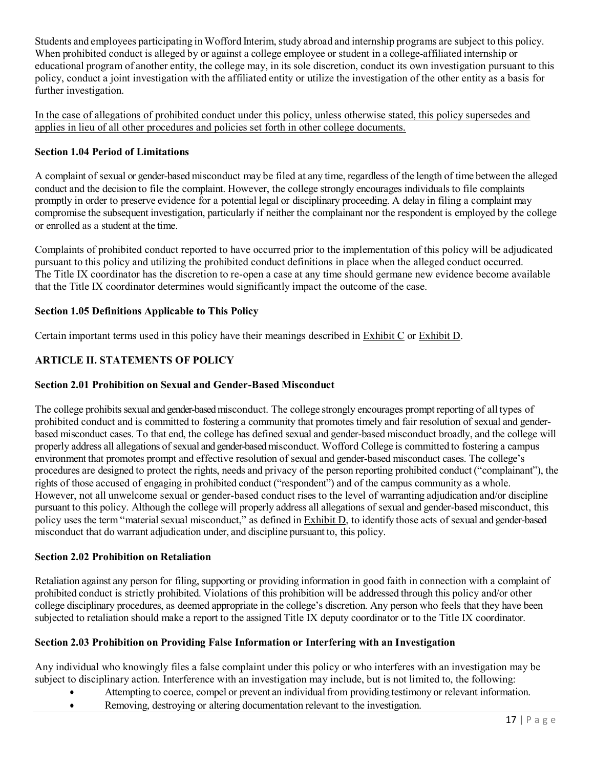Students and employees participating in Wofford Interim, study abroad and internship programs are subject to this policy. When prohibited conduct is alleged by or against a college employee or student in a college-affiliated internship or educational program of another entity, the college may, in its sole discretion, conduct its own investigation pursuant to this policy, conduct a joint investigation with the affiliated entity or utilize the investigation of the other entity as a basis for further investigation.

In the case of allegations of prohibited conduct under this policy, unless otherwise stated, this policy supersedes and applies in lieu of all other procedures and policies set forth in other college documents.

**Section 1.04 Period of Limitations**

A complaint of sexual or gender-based misconduct may be filed at any time, regardless of the length of time between the alleged conduct and the decision to file the complaint. However, the college strongly encourages individuals to file complaints promptly in order to preserve evidence for a potential legal or disciplinary proceeding. A delay in filing a complaint may compromise the subsequent investigation, particularly if neither the complainant nor the respondent is employed by the college or enrolled as a student at the time.

Complaints of prohibited conduct reported to have occurred prior to the implementation of this policy will be adjudicated pursuant to this policy and utilizing the prohibited conduct definitions in place when the alleged conduct occurred. The Title IX coordinator has the discretion to re-open a case at any time should germane new evidence become available that the Title IX coordinator determines would significantly impact the outcome of the case.

**Section 1.05 Definitions Applicable to This Policy**

Certain important terms used in this policy have their meanings described in Exhibit C or Exhibit D.

**ARTICLE II. STATEMENTS OF POLICY**

**Section 2.01 Prohibition on Sexual and Gender-Based Misconduct**

The college prohibits sexual and gender-based misconduct. The college strongly encourages prompt reporting of all types of prohibited conduct and is committed to fostering a community that promotes timely and fair resolution of sexual and gender-based misconduct cases. To that end, the college has defined sexual and gender-based misconduct broadly, and the college will properly address all allegations of sexual and gender-based misconduct. Wofford College is committed to fostering a campus environment that promotes prompt and effective resolution of sexual and gender-based misconduct cases. The college's procedures are designed to protect the rights, needs and privacy of the person reporting prohibited conduct ("complainant"), the rights of those accused of engaging in prohibited conduct ("respondent") and of the campus community as a whole. However, not all unwelcome sexual or gender-based conduct rises to the level of warranting adjudication and/or discipline pursuant to this policy. Although the college will properly address all allegations of sexual and gender-based misconduct, this policy uses the term "material sexual misconduct," as defined in Exhibit D, to identify those acts of sexual and gender-based misconduct that do warrant adjudication under, and discipline pursuant to, this policy.

**Section 2.02 Prohibition on Retaliation**

Retaliation against any person for filing, supporting or providing information in good faith in connection with a complaint of prohibited conduct is strictly prohibited. Violations of this prohibition will be addressed through this policy and/or other college disciplinary procedures, as deemed appropriate in the college's discretion. Any person who feels that they have been subjected to retaliation should make a report to the assigned Title IX deputy coordinator or to the Title IX coordinator.

**Section 2.03 Prohibition on Providing False Information or Interfering with an Investigation**

Any individual who knowingly files a false complaint under this policy or who interferes with an investigation may be subject to disciplinary action. Interference with an investigation may include, but is not limited to, the following:

- Attempting to coerce, compel or prevent an individual from providing testimony or relevant information.
- Removing, destroying or altering documentation relevant to the investigation.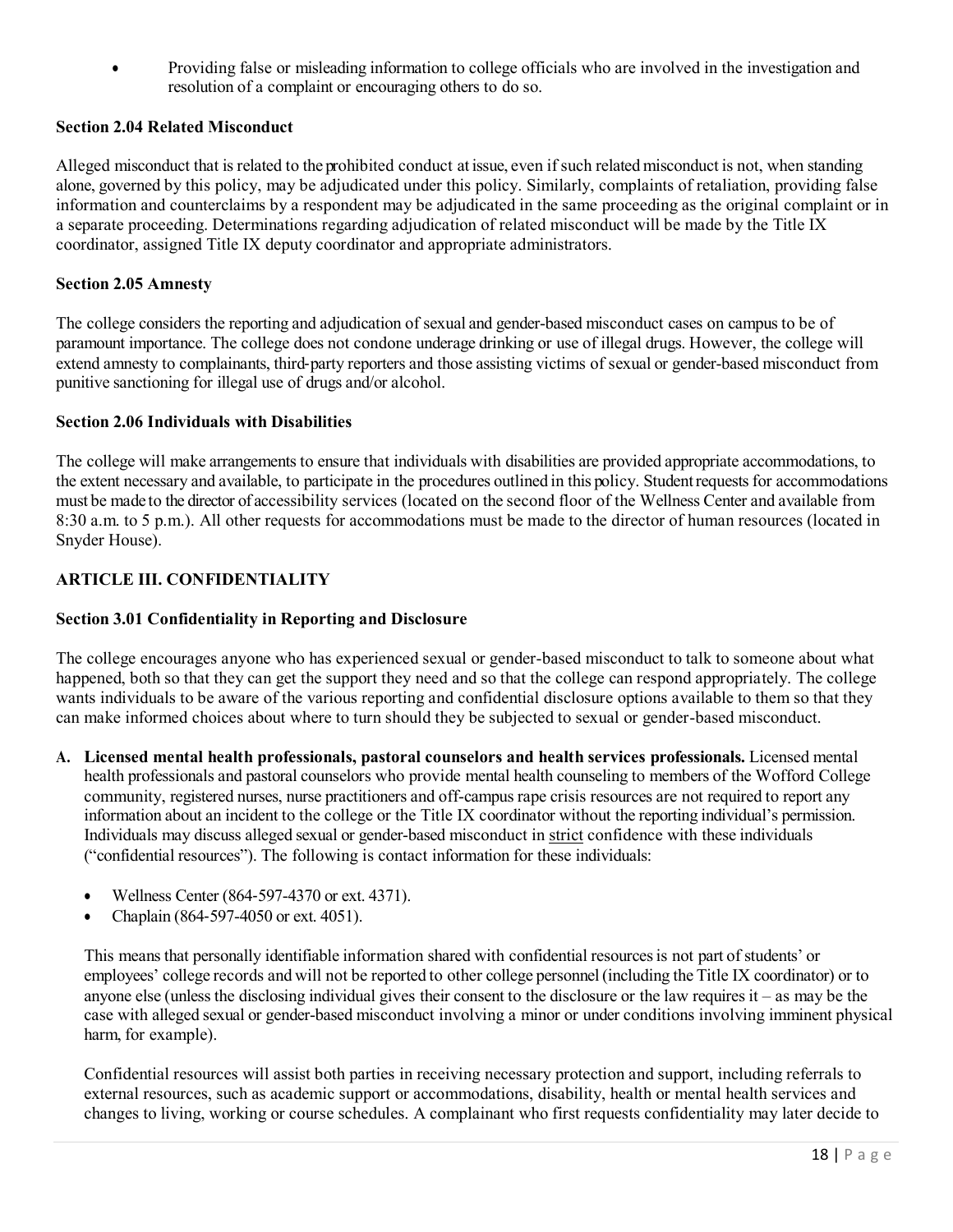- Providing false or misleading information to college officials who are involved in the investigation and resolution of a complaint or encouraging others to do so.

**Section 2.04 Related Misconduct**

Alleged misconduct that is related to the prohibited conduct at issue, even if such related misconduct is not, when standing alone, governed by this policy, may be adjudicated under this policy. Similarly, complaints of retaliation, providing false information and counterclaims by a respondent may be adjudicated in the same proceeding as the original complaint or in a separate proceeding. Determinations regarding adjudication of related misconduct will be made by the Title IX coordinator, assigned Title IX deputy coordinator and appropriate administrators.

**Section 2.05 Amnesty**

The college considers the reporting and adjudication of sexual and gender-based misconduct cases on campus to be of paramount importance. The college does not condone underage drinking or use of illegal drugs. However, the college will extend amnesty to complainants, third-party reporters and those assisting victims of sexual or gender-based misconduct from punitive sanctioning for illegal use of drugs and/or alcohol.

**Section 2.06 Individuals with Disabilities**

The college will make arrangements to ensure that individuals with disabilities are provided appropriate accommodations, to the extent necessary and available, to participate in the procedures outlined in this policy. Student requests for accommodations must be made to the director of accessibility services (located on the second floor of the Wellness Center and available from 8:30 a.m. to 5 p.m.). All other requests for accommodations must be made to the director of human resources (located in Snyder House).

## ARTICLE III. CONFIDENTIALITY

**Section 3.01 Confidentiality in Reporting and Disclosure**

The college encourages anyone who has experienced sexual or gender-based misconduct to talk to someone about what happened, both so that they can get the support they need and so that the college can respond appropriately. The college wants individuals to be aware of the various reporting and confidential disclosure options available to them so that they can make informed choices about where to turn should they be subjected to sexual or gender-based misconduct.

A. **Licensed mental health professionals, pastoral counselors and health services professionals.** Licensed mental health professionals and pastoral counselors who provide mental health counseling to members of the Wofford College community, registered nurses, nurse practitioners and off-campus rape crisis resources are not required to report any information about an incident to the college or the Title IX coordinator without the reporting individual's permission. Individuals may discuss alleged sexual or gender-based misconduct in <u>strict</u> confidence with these individuals ("confidential resources"). The following is contact information for these individuals:

   - Wellness Center (864-597-4370 or ext. 4371).
   - Chaplain (864-597-4050 or ext. 4051).

   This means that personally identifiable information shared with confidential resources is not part of students' or employees' college records and will not be reported to other college personnel (including the Title IX coordinator) or to anyone else (unless the disclosing individual gives their consent to the disclosure or the law requires it – as may be the case with alleged sexual or gender-based misconduct involving a minor or under conditions involving imminent physical harm, for example).

   Confidential resources will assist both parties in receiving necessary protection and support, including referrals to external resources, such as academic support or accommodations, disability, health or mental health services and changes to living, working or course schedules. A complainant who first requests confidentiality may later decide to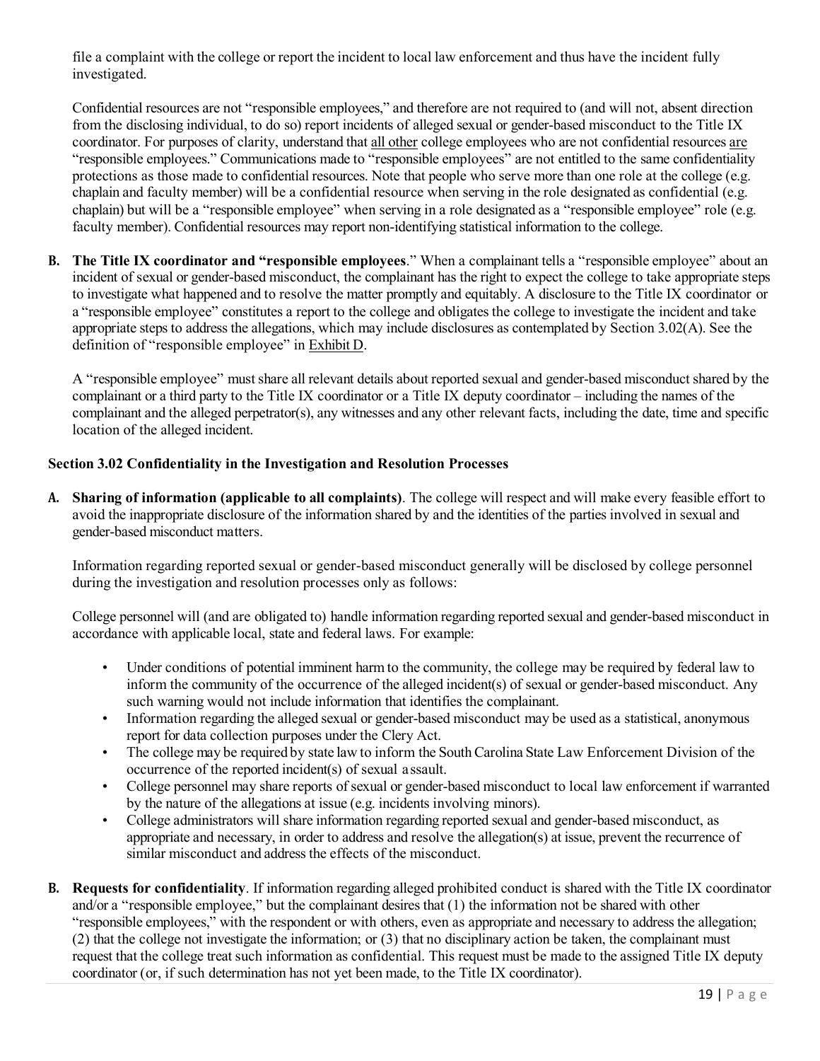file a complaint with the college or report the incident to local law enforcement and thus have the incident fully investigated.

Confidential resources are not "responsible employees," and therefore are not required to (and will not, absent direction from the disclosing individual, to do so) report incidents of alleged sexual or gender-based misconduct to the Title IX coordinator. For purposes of clarity, understand that all other college employees who are not confidential resources are "responsible employees." Communications made to "responsible employees" are not entitled to the same confidentiality protections as those made to confidential resources. Note that people who serve more than one role at the college (e.g. chaplain and faculty member) will be a confidential resource when serving in the role designated as confidential (e.g. chaplain) but will be a "responsible employee" when serving in a role designated as a "responsible employee" role (e.g. faculty member). Confidential resources may report non-identifying statistical information to the college.

**B. The Title IX coordinator and "responsible employees**." When a complainant tells a "responsible employee" about an incident of sexual or gender-based misconduct, the complainant has the right to expect the college to take appropriate steps to investigate what happened and to resolve the matter promptly and equitably. A disclosure to the Title IX coordinator or a "responsible employee" constitutes a report to the college and obligates the college to investigate the incident and take appropriate steps to address the allegations, which may include disclosures as contemplated by Section 3.02(A). See the definition of "responsible employee" in Exhibit D.

A "responsible employee" must share all relevant details about reported sexual and gender-based misconduct shared by the complainant or a third party to the Title IX coordinator or a Title IX deputy coordinator – including the names of the complainant and the alleged perpetrator(s), any witnesses and any other relevant facts, including the date, time and specific location of the alleged incident.

**Section 3.02 Confidentiality in the Investigation and Resolution Processes**

**A. Sharing of information (applicable to all complaints)**. The college will respect and will make every feasible effort to avoid the inappropriate disclosure of the information shared by and the identities of the parties involved in sexual and gender-based misconduct matters.

Information regarding reported sexual or gender-based misconduct generally will be disclosed by college personnel during the investigation and resolution processes only as follows:

College personnel will (and are obligated to) handle information regarding reported sexual and gender-based misconduct in accordance with applicable local, state and federal laws. For example:

- Under conditions of potential imminent harm to the community, the college may be required by federal law to inform the community of the occurrence of the alleged incident(s) of sexual or gender-based misconduct. Any such warning would not include information that identifies the complainant.
- Information regarding the alleged sexual or gender-based misconduct may be used as a statistical, anonymous report for data collection purposes under the Clery Act.
- The college may be required by state law to inform the South Carolina State Law Enforcement Division of the occurrence of the reported incident(s) of sexual assault.
- College personnel may share reports of sexual or gender-based misconduct to local law enforcement if warranted by the nature of the allegations at issue (e.g. incidents involving minors).
- College administrators will share information regarding reported sexual and gender-based misconduct, as appropriate and necessary, in order to address and resolve the allegation(s) at issue, prevent the recurrence of similar misconduct and address the effects of the misconduct.

**B. Requests for confidentiality**. If information regarding alleged prohibited conduct is shared with the Title IX coordinator and/or a "responsible employee," but the complainant desires that (1) the information not be shared with other "responsible employees," with the respondent or with others, even as appropriate and necessary to address the allegation; (2) that the college not investigate the information; or (3) that no disciplinary action be taken, the complainant must request that the college treat such information as confidential. This request must be made to the assigned Title IX deputy coordinator (or, if such determination has not yet been made, to the Title IX coordinator).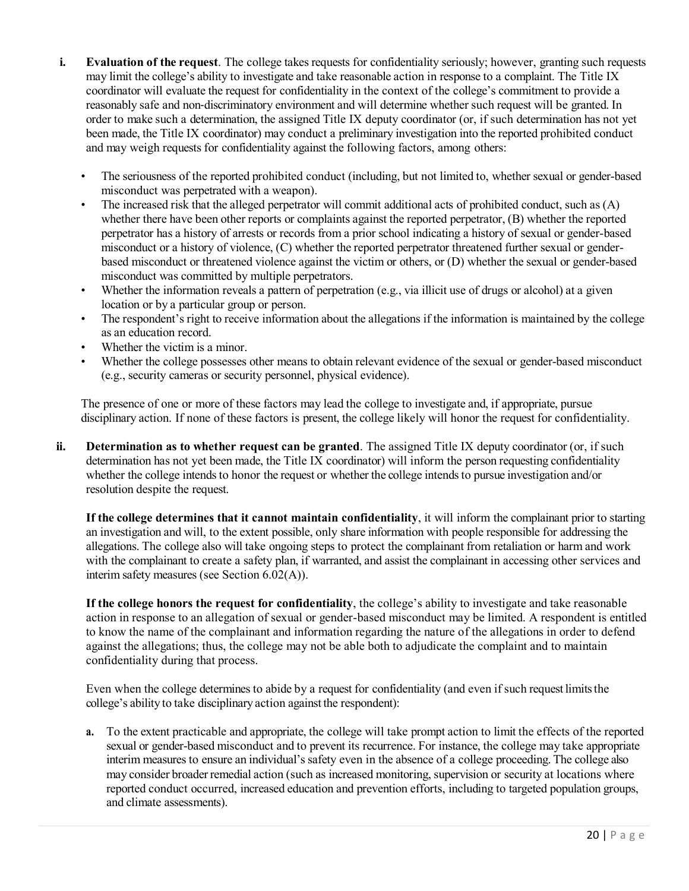i. **Evaluation of the request**. The college takes requests for confidentiality seriously; however, granting such requests may limit the college's ability to investigate and take reasonable action in response to a complaint. The Title IX coordinator will evaluate the request for confidentiality in the context of the college's commitment to provide a reasonably safe and non-discriminatory environment and will determine whether such request will be granted. In order to make such a determination, the assigned Title IX deputy coordinator (or, if such determination has not yet been made, the Title IX coordinator) may conduct a preliminary investigation into the reported prohibited conduct and may weigh requests for confidentiality against the following factors, among others:

   - The seriousness of the reported prohibited conduct (including, but not limited to, whether sexual or gender-based misconduct was perpetrated with a weapon).
   - The increased risk that the alleged perpetrator will commit additional acts of prohibited conduct, such as (A) whether there have been other reports or complaints against the reported perpetrator, (B) whether the reported perpetrator has a history of arrests or records from a prior school indicating a history of sexual or gender-based misconduct or a history of violence, (C) whether the reported perpetrator threatened further sexual or gender-based misconduct or threatened violence against the victim or others, or (D) whether the sexual or gender-based misconduct was committed by multiple perpetrators.
   - Whether the information reveals a pattern of perpetration (e.g., via illicit use of drugs or alcohol) at a given location or by a particular group or person.
   - The respondent's right to receive information about the allegations if the information is maintained by the college as an education record.
   - Whether the victim is a minor.
   - Whether the college possesses other means to obtain relevant evidence of the sexual or gender-based misconduct (e.g., security cameras or security personnel, physical evidence).

   The presence of one or more of these factors may lead the college to investigate and, if appropriate, pursue disciplinary action. If none of these factors is present, the college likely will honor the request for confidentiality.

ii. **Determination as to whether request can be granted**. The assigned Title IX deputy coordinator (or, if such determination has not yet been made, the Title IX coordinator) will inform the person requesting confidentiality whether the college intends to honor the request or whether the college intends to pursue investigation and/or resolution despite the request.

   **If the college determines that it cannot maintain confidentiality**, it will inform the complainant prior to starting an investigation and will, to the extent possible, only share information with people responsible for addressing the allegations. The college also will take ongoing steps to protect the complainant from retaliation or harm and work with the complainant to create a safety plan, if warranted, and assist the complainant in accessing other services and interim safety measures (see Section 6.02(A)).

   **If the college honors the request for confidentiality**, the college's ability to investigate and take reasonable action in response to an allegation of sexual or gender-based misconduct may be limited. A respondent is entitled to know the name of the complainant and information regarding the nature of the allegations in order to defend against the allegations; thus, the college may not be able both to adjudicate the complaint and to maintain confidentiality during that process.

   Even when the college determines to abide by a request for confidentiality (and even if such request limits the college's ability to take disciplinary action against the respondent):

   a. To the extent practicable and appropriate, the college will take prompt action to limit the effects of the reported sexual or gender-based misconduct and to prevent its recurrence. For instance, the college may take appropriate interim measures to ensure an individual's safety even in the absence of a college proceeding. The college also may consider broader remedial action (such as increased monitoring, supervision or security at locations where reported conduct occurred, increased education and prevention efforts, including to targeted population groups, and climate assessments).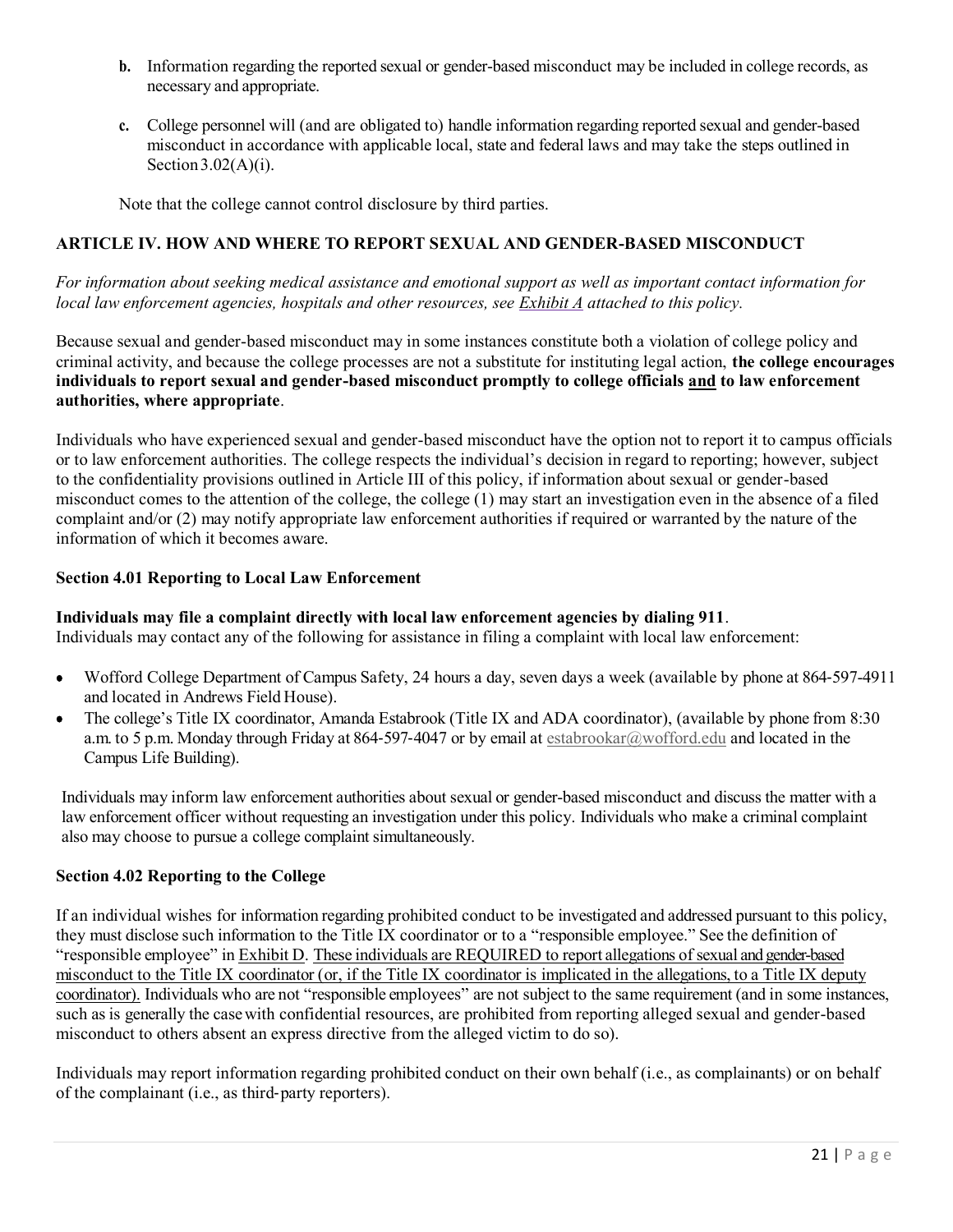b. Information regarding the reported sexual or gender-based misconduct may be included in college records, as necessary and appropriate.

c. College personnel will (and are obligated to) handle information regarding reported sexual and gender-based misconduct in accordance with applicable local, state and federal laws and may take the steps outlined in Section 3.02(A)(i).

Note that the college cannot control disclosure by third parties.

## ARTICLE IV. HOW AND WHERE TO REPORT SEXUAL AND GENDER-BASED MISCONDUCT

*For information about seeking medical assistance and emotional support as well as important contact information for local law enforcement agencies, hospitals and other resources, see Exhibit A attached to this policy.*

Because sexual and gender-based misconduct may in some instances constitute both a violation of college policy and criminal activity, and because the college processes are not a substitute for instituting legal action, **the college encourages individuals to report sexual and gender-based misconduct promptly to college officials and to law enforcement authorities, where appropriate**.

Individuals who have experienced sexual and gender-based misconduct have the option not to report it to campus officials or to law enforcement authorities. The college respects the individual's decision in regard to reporting; however, subject to the confidentiality provisions outlined in Article III of this policy, if information about sexual or gender-based misconduct comes to the attention of the college, the college (1) may start an investigation even in the absence of a filed complaint and/or (2) may notify appropriate law enforcement authorities if required or warranted by the nature of the information of which it becomes aware.

### Section 4.01 Reporting to Local Law Enforcement

**Individuals may file a complaint directly with local law enforcement agencies by dialing 911**.
Individuals may contact any of the following for assistance in filing a complaint with local law enforcement:

- Wofford College Department of Campus Safety, 24 hours a day, seven days a week (available by phone at 864-597-4911 and located in Andrews Field House).
- The college's Title IX coordinator, Amanda Estabrook (Title IX and ADA coordinator), (available by phone from 8:30 a.m. to 5 p.m. Monday through Friday at 864-597-4047 or by email at estabrookar@wofford.edu and located in the Campus Life Building).

Individuals may inform law enforcement authorities about sexual or gender-based misconduct and discuss the matter with a law enforcement officer without requesting an investigation under this policy. Individuals who make a criminal complaint also may choose to pursue a college complaint simultaneously.

### Section 4.02 Reporting to the College

If an individual wishes for information regarding prohibited conduct to be investigated and addressed pursuant to this policy, they must disclose such information to the Title IX coordinator or to a "responsible employee." See the definition of "responsible employee" in Exhibit D. These individuals are REQUIRED to report allegations of sexual and gender-based misconduct to the Title IX coordinator (or, if the Title IX coordinator is implicated in the allegations, to a Title IX deputy coordinator). Individuals who are not "responsible employees" are not subject to the same requirement (and in some instances, such as is generally the case with confidential resources, are prohibited from reporting alleged sexual and gender-based misconduct to others absent an express directive from the alleged victim to do so).

Individuals may report information regarding prohibited conduct on their own behalf (i.e., as complainants) or on behalf of the complainant (i.e., as third-party reporters).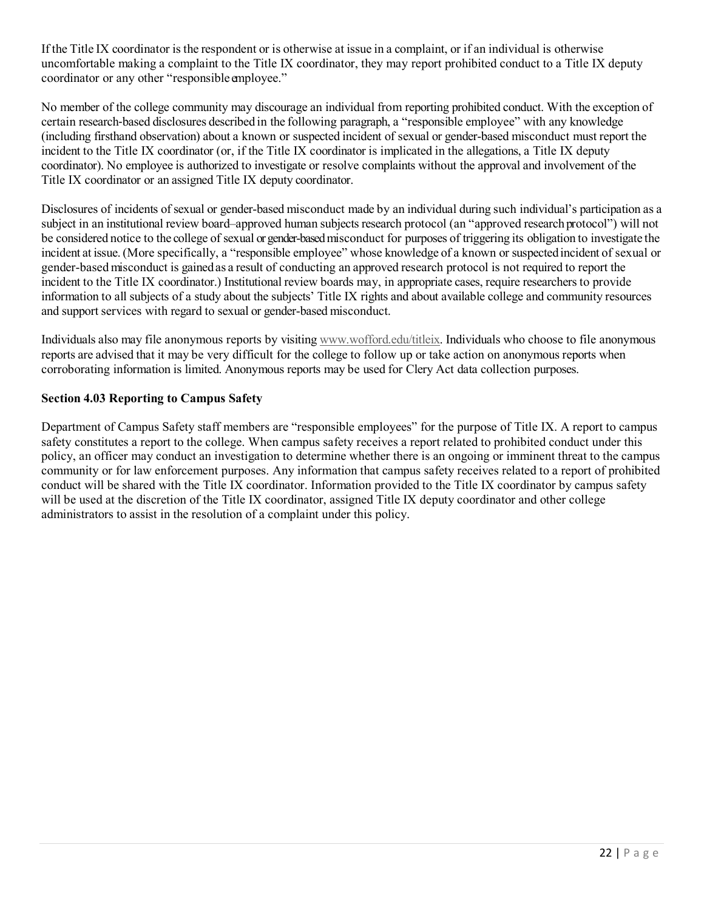If the Title IX coordinator is the respondent or is otherwise at issue in a complaint, or if an individual is otherwise uncomfortable making a complaint to the Title IX coordinator, they may report prohibited conduct to a Title IX deputy coordinator or any other "responsible employee."

No member of the college community may discourage an individual from reporting prohibited conduct. With the exception of certain research-based disclosures described in the following paragraph, a "responsible employee" with any knowledge (including firsthand observation) about a known or suspected incident of sexual or gender-based misconduct must report the incident to the Title IX coordinator (or, if the Title IX coordinator is implicated in the allegations, a Title IX deputy coordinator). No employee is authorized to investigate or resolve complaints without the approval and involvement of the Title IX coordinator or an assigned Title IX deputy coordinator.

Disclosures of incidents of sexual or gender-based misconduct made by an individual during such individual's participation as a subject in an institutional review board–approved human subjects research protocol (an "approved research protocol") will not be considered notice to the college of sexual or gender-based misconduct for purposes of triggering its obligation to investigate the incident at issue. (More specifically, a "responsible employee" whose knowledge of a known or suspected incident of sexual or gender-based misconduct is gained as a result of conducting an approved research protocol is not required to report the incident to the Title IX coordinator.) Institutional review boards may, in appropriate cases, require researchers to provide information to all subjects of a study about the subjects' Title IX rights and about available college and community resources and support services with regard to sexual or gender-based misconduct.

Individuals also may file anonymous reports by visiting www.wofford.edu/titleix. Individuals who choose to file anonymous reports are advised that it may be very difficult for the college to follow up or take action on anonymous reports when corroborating information is limited. Anonymous reports may be used for Clery Act data collection purposes.

### Section 4.03 Reporting to Campus Safety

Department of Campus Safety staff members are "responsible employees" for the purpose of Title IX. A report to campus safety constitutes a report to the college. When campus safety receives a report related to prohibited conduct under this policy, an officer may conduct an investigation to determine whether there is an ongoing or imminent threat to the campus community or for law enforcement purposes. Any information that campus safety receives related to a report of prohibited conduct will be shared with the Title IX coordinator. Information provided to the Title IX coordinator by campus safety will be used at the discretion of the Title IX coordinator, assigned Title IX deputy coordinator and other college administrators to assist in the resolution of a complaint under this policy.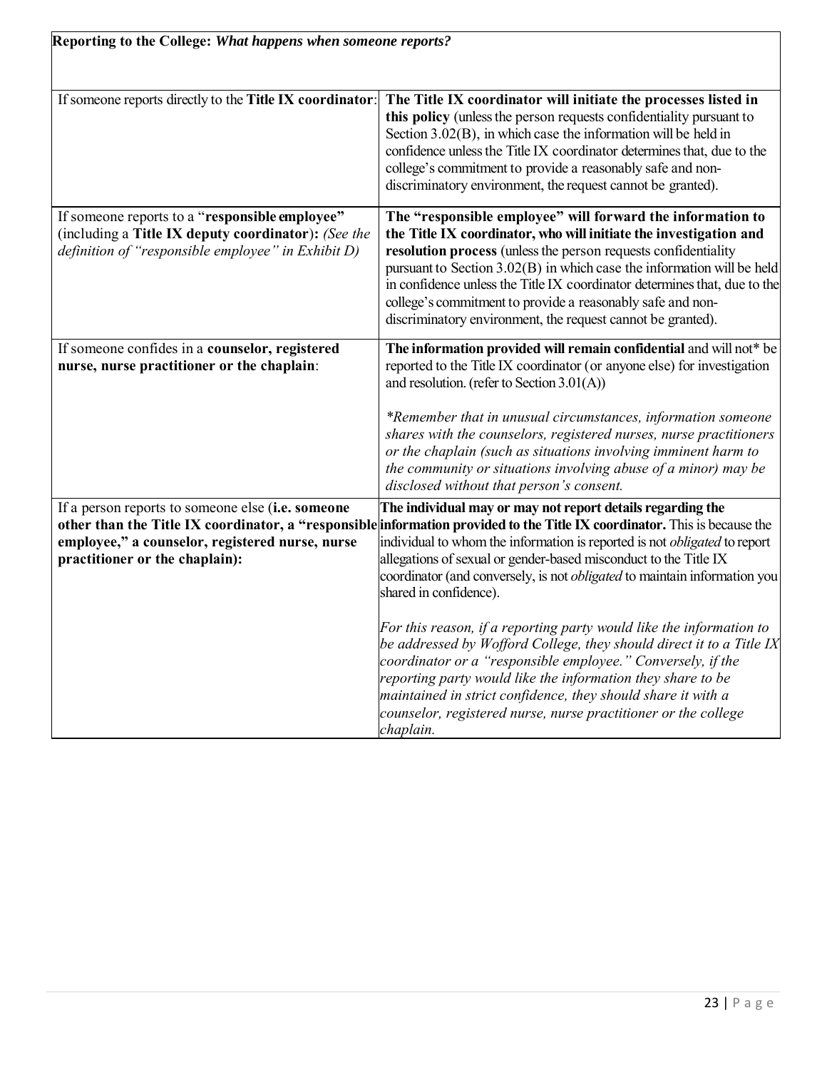| **Reporting to the College:** ***What happens when someone reports?*** | |
|---|---|
| If someone reports directly to the **Title IX coordinator**: | **The Title IX coordinator will initiate the processes listed in this policy** (unless the person requests confidentiality pursuant to Section 3.02(B), in which case the information will be held in confidence unless the Title IX coordinator determines that, due to the college's commitment to provide a reasonably safe and non-discriminatory environment, the request cannot be granted). |
| If someone reports to a "**responsible employee**" (including a **Title IX deputy coordinator**): *(See the definition of "responsible employee" in Exhibit D)* | **The "responsible employee" will forward the information to the Title IX coordinator, who will initiate the investigation and resolution process** (unless the person requests confidentiality pursuant to Section 3.02(B) in which case the information will be held in confidence unless the Title IX coordinator determines that, due to the college's commitment to provide a reasonably safe and non-discriminatory environment, the request cannot be granted). |
| If someone confides in a **counselor, registered nurse, nurse practitioner or the chaplain**: | **The information provided will remain confidential** and will not* be reported to the Title IX coordinator (or anyone else) for investigation and resolution. (refer to Section 3.01(A))<br><br>*\*Remember that in unusual circumstances, information someone shares with the counselors, registered nurses, nurse practitioners or the chaplain (such as situations involving imminent harm to the community or situations involving abuse of a minor) may be disclosed without that person's consent.* |
| If a person reports to someone else (**i.e. someone other than the Title IX coordinator, a "responsible employee," a counselor, registered nurse, nurse practitioner or the chaplain):** | **The individual may or may not report details regarding the information provided to the Title IX coordinator.** This is because the individual to whom the information is reported is not *obligated* to report allegations of sexual or gender-based misconduct to the Title IX coordinator (and conversely, is not *obligated* to maintain information you shared in confidence).<br><br>*For this reason, if a reporting party would like the information to be addressed by Wofford College, they should direct it to a Title IX coordinator or a "responsible employee." Conversely, if the reporting party would like the information they share to be maintained in strict confidence, they should share it with a counselor, registered nurse, nurse practitioner or the college chaplain.* |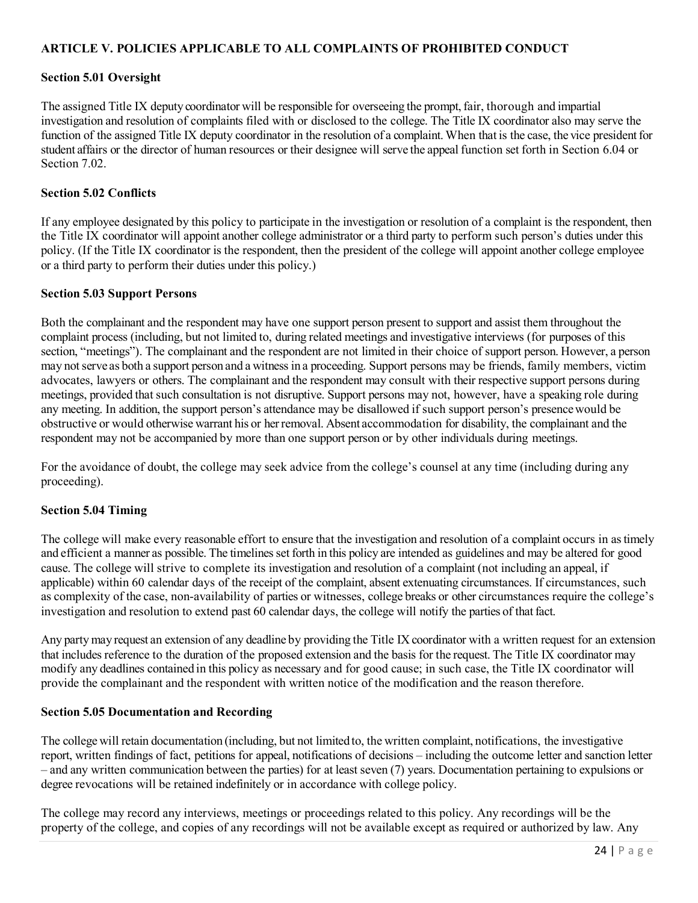## ARTICLE V. POLICIES APPLICABLE TO ALL COMPLAINTS OF PROHIBITED CONDUCT

### Section 5.01 Oversight

The assigned Title IX deputy coordinator will be responsible for overseeing the prompt, fair, thorough and impartial investigation and resolution of complaints filed with or disclosed to the college. The Title IX coordinator also may serve the function of the assigned Title IX deputy coordinator in the resolution of a complaint. When that is the case, the vice president for student affairs or the director of human resources or their designee will serve the appeal function set forth in Section 6.04 or Section 7.02.

### Section 5.02 Conflicts

If any employee designated by this policy to participate in the investigation or resolution of a complaint is the respondent, then the Title IX coordinator will appoint another college administrator or a third party to perform such person's duties under this policy. (If the Title IX coordinator is the respondent, then the president of the college will appoint another college employee or a third party to perform their duties under this policy.)

### Section 5.03 Support Persons

Both the complainant and the respondent may have one support person present to support and assist them throughout the complaint process (including, but not limited to, during related meetings and investigative interviews (for purposes of this section, "meetings"). The complainant and the respondent are not limited in their choice of support person. However, a person may not serve as both a support person and a witness in a proceeding. Support persons may be friends, family members, victim advocates, lawyers or others. The complainant and the respondent may consult with their respective support persons during meetings, provided that such consultation is not disruptive. Support persons may not, however, have a speaking role during any meeting. In addition, the support person's attendance may be disallowed if such support person's presence would be obstructive or would otherwise warrant his or her removal. Absent accommodation for disability, the complainant and the respondent may not be accompanied by more than one support person or by other individuals during meetings.

For the avoidance of doubt, the college may seek advice from the college's counsel at any time (including during any proceeding).

### Section 5.04 Timing

The college will make every reasonable effort to ensure that the investigation and resolution of a complaint occurs in as timely and efficient a manner as possible. The timelines set forth in this policy are intended as guidelines and may be altered for good cause. The college will strive to complete its investigation and resolution of a complaint (not including an appeal, if applicable) within 60 calendar days of the receipt of the complaint, absent extenuating circumstances. If circumstances, such as complexity of the case, non-availability of parties or witnesses, college breaks or other circumstances require the college's investigation and resolution to extend past 60 calendar days, the college will notify the parties of that fact.

Any party may request an extension of any deadline by providing the Title IX coordinator with a written request for an extension that includes reference to the duration of the proposed extension and the basis for the request. The Title IX coordinator may modify any deadlines contained in this policy as necessary and for good cause; in such case, the Title IX coordinator will provide the complainant and the respondent with written notice of the modification and the reason therefore.

### Section 5.05 Documentation and Recording

The college will retain documentation (including, but not limited to, the written complaint, notifications, the investigative report, written findings of fact, petitions for appeal, notifications of decisions – including the outcome letter and sanction letter – and any written communication between the parties) for at least seven (7) years. Documentation pertaining to expulsions or degree revocations will be retained indefinitely or in accordance with college policy.

The college may record any interviews, meetings or proceedings related to this policy. Any recordings will be the property of the college, and copies of any recordings will not be available except as required or authorized by law. Any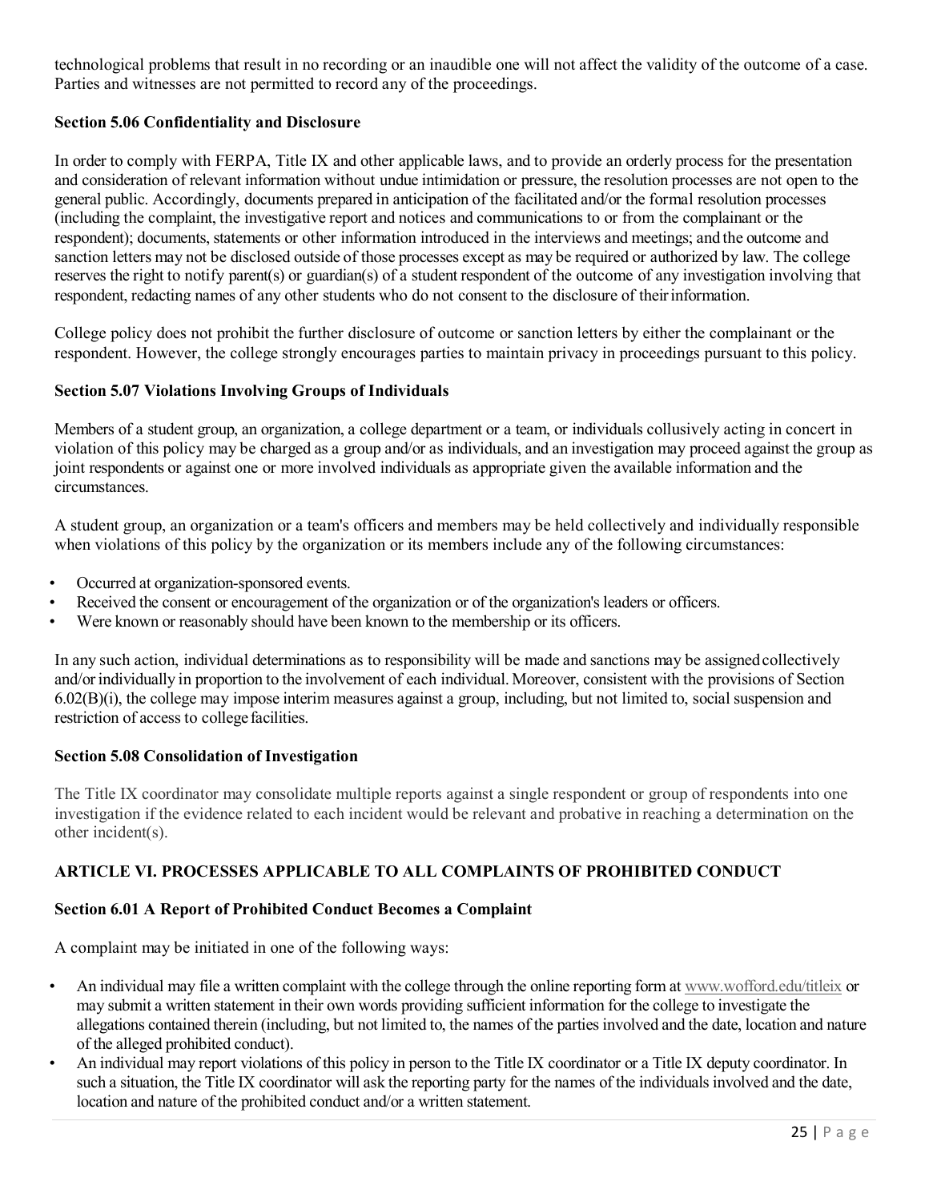technological problems that result in no recording or an inaudible one will not affect the validity of the outcome of a case. Parties and witnesses are not permitted to record any of the proceedings.

### Section 5.06 Confidentiality and Disclosure

In order to comply with FERPA, Title IX and other applicable laws, and to provide an orderly process for the presentation and consideration of relevant information without undue intimidation or pressure, the resolution processes are not open to the general public. Accordingly, documents prepared in anticipation of the facilitated and/or the formal resolution processes (including the complaint, the investigative report and notices and communications to or from the complainant or the respondent); documents, statements or other information introduced in the interviews and meetings; and the outcome and sanction letters may not be disclosed outside of those processes except as may be required or authorized by law. The college reserves the right to notify parent(s) or guardian(s) of a student respondent of the outcome of any investigation involving that respondent, redacting names of any other students who do not consent to the disclosure of their information.

College policy does not prohibit the further disclosure of outcome or sanction letters by either the complainant or the respondent. However, the college strongly encourages parties to maintain privacy in proceedings pursuant to this policy.

### Section 5.07 Violations Involving Groups of Individuals

Members of a student group, an organization, a college department or a team, or individuals collusively acting in concert in violation of this policy may be charged as a group and/or as individuals, and an investigation may proceed against the group as joint respondents or against one or more involved individuals as appropriate given the available information and the circumstances.

A student group, an organization or a team's officers and members may be held collectively and individually responsible when violations of this policy by the organization or its members include any of the following circumstances:

- Occurred at organization-sponsored events.
- Received the consent or encouragement of the organization or of the organization's leaders or officers.
- Were known or reasonably should have been known to the membership or its officers.

In any such action, individual determinations as to responsibility will be made and sanctions may be assigned collectively and/or individually in proportion to the involvement of each individual. Moreover, consistent with the provisions of Section 6.02(B)(i), the college may impose interim measures against a group, including, but not limited to, social suspension and restriction of access to college facilities.

### Section 5.08 Consolidation of Investigation

The Title IX coordinator may consolidate multiple reports against a single respondent or group of respondents into one investigation if the evidence related to each incident would be relevant and probative in reaching a determination on the other incident(s).

## ARTICLE VI. PROCESSES APPLICABLE TO ALL COMPLAINTS OF PROHIBITED CONDUCT

### Section 6.01 A Report of Prohibited Conduct Becomes a Complaint

A complaint may be initiated in one of the following ways:

- An individual may file a written complaint with the college through the online reporting form at www.wofford.edu/titleix or may submit a written statement in their own words providing sufficient information for the college to investigate the allegations contained therein (including, but not limited to, the names of the parties involved and the date, location and nature of the alleged prohibited conduct).
- An individual may report violations of this policy in person to the Title IX coordinator or a Title IX deputy coordinator. In such a situation, the Title IX coordinator will ask the reporting party for the names of the individuals involved and the date, location and nature of the prohibited conduct and/or a written statement.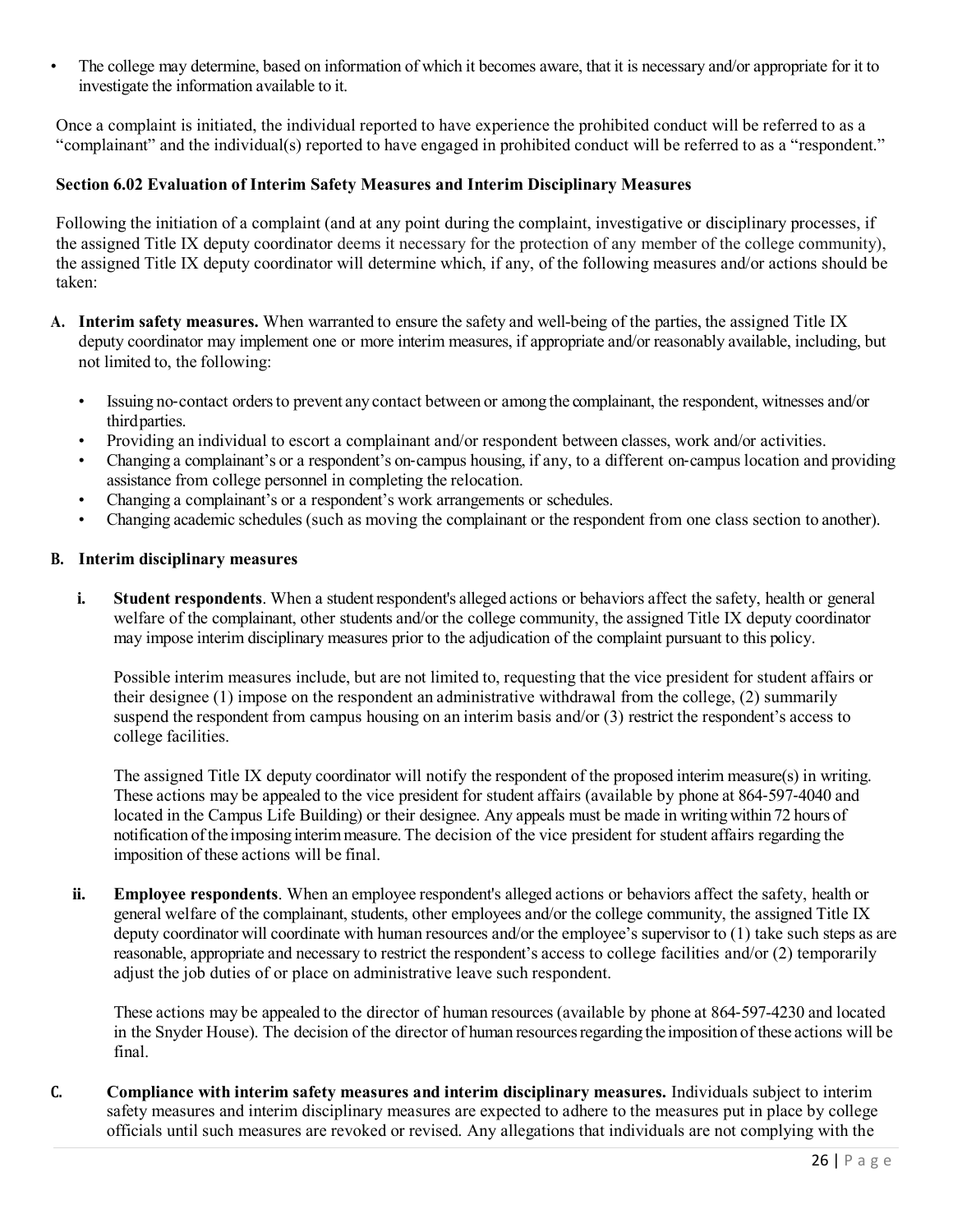- The college may determine, based on information of which it becomes aware, that it is necessary and/or appropriate for it to investigate the information available to it.

Once a complaint is initiated, the individual reported to have experience the prohibited conduct will be referred to as a "complainant" and the individual(s) reported to have engaged in prohibited conduct will be referred to as a "respondent."

### Section 6.02 Evaluation of Interim Safety Measures and Interim Disciplinary Measures

Following the initiation of a complaint (and at any point during the complaint, investigative or disciplinary processes, if the assigned Title IX deputy coordinator deems it necessary for the protection of any member of the college community), the assigned Title IX deputy coordinator will determine which, if any, of the following measures and/or actions should be taken:

**A. Interim safety measures.** When warranted to ensure the safety and well-being of the parties, the assigned Title IX deputy coordinator may implement one or more interim measures, if appropriate and/or reasonably available, including, but not limited to, the following:

- Issuing no-contact orders to prevent any contact between or among the complainant, the respondent, witnesses and/or third parties.
- Providing an individual to escort a complainant and/or respondent between classes, work and/or activities.
- Changing a complainant's or a respondent's on-campus housing, if any, to a different on-campus location and providing assistance from college personnel in completing the relocation.
- Changing a complainant's or a respondent's work arrangements or schedules.
- Changing academic schedules (such as moving the complainant or the respondent from one class section to another).

**B. Interim disciplinary measures**

**i. Student respondents**. When a student respondent's alleged actions or behaviors affect the safety, health or general welfare of the complainant, other students and/or the college community, the assigned Title IX deputy coordinator may impose interim disciplinary measures prior to the adjudication of the complaint pursuant to this policy.

Possible interim measures include, but are not limited to, requesting that the vice president for student affairs or their designee (1) impose on the respondent an administrative withdrawal from the college, (2) summarily suspend the respondent from campus housing on an interim basis and/or (3) restrict the respondent's access to college facilities.

The assigned Title IX deputy coordinator will notify the respondent of the proposed interim measure(s) in writing. These actions may be appealed to the vice president for student affairs (available by phone at 864-597-4040 and located in the Campus Life Building) or their designee. Any appeals must be made in writing within 72 hours of notification of the imposing interim measure. The decision of the vice president for student affairs regarding the imposition of these actions will be final.

**ii. Employee respondents**. When an employee respondent's alleged actions or behaviors affect the safety, health or general welfare of the complainant, students, other employees and/or the college community, the assigned Title IX deputy coordinator will coordinate with human resources and/or the employee's supervisor to (1) take such steps as are reasonable, appropriate and necessary to restrict the respondent's access to college facilities and/or (2) temporarily adjust the job duties of or place on administrative leave such respondent.

These actions may be appealed to the director of human resources (available by phone at 864-597-4230 and located in the Snyder House). The decision of the director of human resources regarding the imposition of these actions will be final.

**C. Compliance with interim safety measures and interim disciplinary measures.** Individuals subject to interim safety measures and interim disciplinary measures are expected to adhere to the measures put in place by college officials until such measures are revoked or revised. Any allegations that individuals are not complying with the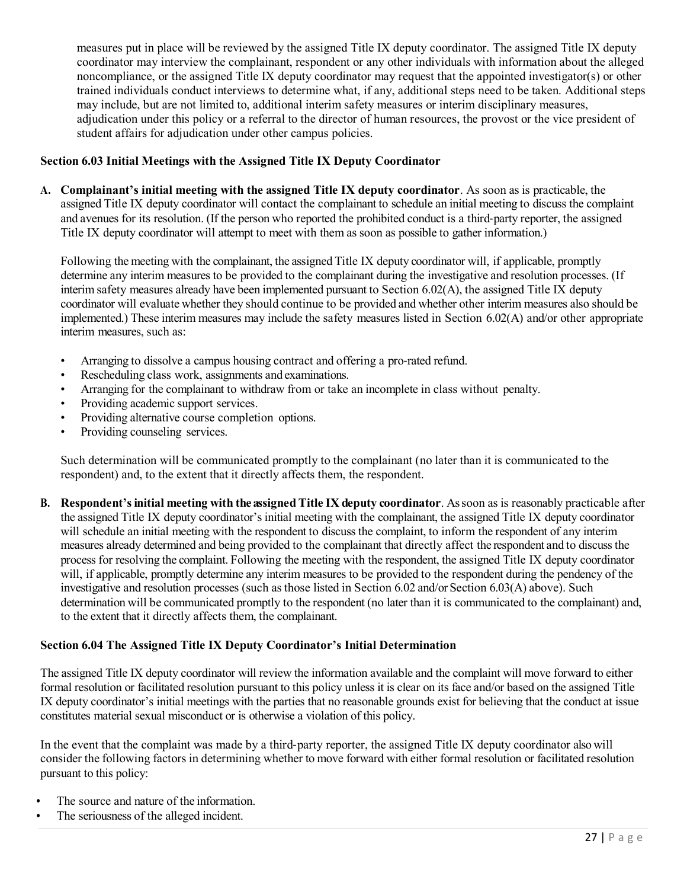measures put in place will be reviewed by the assigned Title IX deputy coordinator. The assigned Title IX deputy coordinator may interview the complainant, respondent or any other individuals with information about the alleged noncompliance, or the assigned Title IX deputy coordinator may request that the appointed investigator(s) or other trained individuals conduct interviews to determine what, if any, additional steps need to be taken. Additional steps may include, but are not limited to, additional interim safety measures or interim disciplinary measures, adjudication under this policy or a referral to the director of human resources, the provost or the vice president of student affairs for adjudication under other campus policies.

### Section 6.03 Initial Meetings with the Assigned Title IX Deputy Coordinator

**A. Complainant's initial meeting with the assigned Title IX deputy coordinator**. As soon as is practicable, the assigned Title IX deputy coordinator will contact the complainant to schedule an initial meeting to discuss the complaint and avenues for its resolution. (If the person who reported the prohibited conduct is a third-party reporter, the assigned Title IX deputy coordinator will attempt to meet with them as soon as possible to gather information.)

Following the meeting with the complainant, the assigned Title IX deputy coordinator will, if applicable, promptly determine any interim measures to be provided to the complainant during the investigative and resolution processes. (If interim safety measures already have been implemented pursuant to Section 6.02(A), the assigned Title IX deputy coordinator will evaluate whether they should continue to be provided and whether other interim measures also should be implemented.) These interim measures may include the safety measures listed in Section 6.02(A) and/or other appropriate interim measures, such as:

- Arranging to dissolve a campus housing contract and offering a pro-rated refund.
- Rescheduling class work, assignments and examinations.
- Arranging for the complainant to withdraw from or take an incomplete in class without penalty.
- Providing academic support services.
- Providing alternative course completion options.
- Providing counseling services.

Such determination will be communicated promptly to the complainant (no later than it is communicated to the respondent) and, to the extent that it directly affects them, the respondent.

**B. Respondent's initial meeting with the assigned Title IX deputy coordinator**. As soon as is reasonably practicable after the assigned Title IX deputy coordinator's initial meeting with the complainant, the assigned Title IX deputy coordinator will schedule an initial meeting with the respondent to discuss the complaint, to inform the respondent of any interim measures already determined and being provided to the complainant that directly affect the respondent and to discuss the process for resolving the complaint. Following the meeting with the respondent, the assigned Title IX deputy coordinator will, if applicable, promptly determine any interim measures to be provided to the respondent during the pendency of the investigative and resolution processes (such as those listed in Section 6.02 and/or Section 6.03(A) above). Such determination will be communicated promptly to the respondent (no later than it is communicated to the complainant) and, to the extent that it directly affects them, the complainant.

### Section 6.04 The Assigned Title IX Deputy Coordinator's Initial Determination

The assigned Title IX deputy coordinator will review the information available and the complaint will move forward to either formal resolution or facilitated resolution pursuant to this policy unless it is clear on its face and/or based on the assigned Title IX deputy coordinator's initial meetings with the parties that no reasonable grounds exist for believing that the conduct at issue constitutes material sexual misconduct or is otherwise a violation of this policy.

In the event that the complaint was made by a third-party reporter, the assigned Title IX deputy coordinator also will consider the following factors in determining whether to move forward with either formal resolution or facilitated resolution pursuant to this policy:

- The source and nature of the information.
- The seriousness of the alleged incident.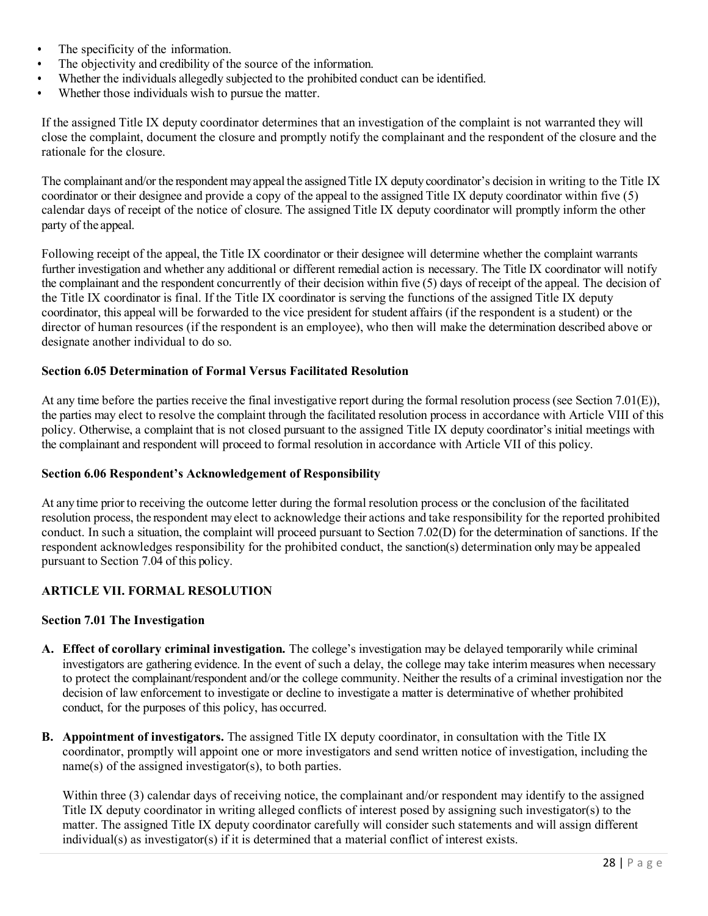- The specificity of the information.
- The objectivity and credibility of the source of the information.
- Whether the individuals allegedly subjected to the prohibited conduct can be identified.
- Whether those individuals wish to pursue the matter.

If the assigned Title IX deputy coordinator determines that an investigation of the complaint is not warranted they will close the complaint, document the closure and promptly notify the complainant and the respondent of the closure and the rationale for the closure.

The complainant and/or the respondent may appeal the assigned Title IX deputy coordinator's decision in writing to the Title IX coordinator or their designee and provide a copy of the appeal to the assigned Title IX deputy coordinator within five (5) calendar days of receipt of the notice of closure. The assigned Title IX deputy coordinator will promptly inform the other party of the appeal.

Following receipt of the appeal, the Title IX coordinator or their designee will determine whether the complaint warrants further investigation and whether any additional or different remedial action is necessary. The Title IX coordinator will notify the complainant and the respondent concurrently of their decision within five (5) days of receipt of the appeal. The decision of the Title IX coordinator is final. If the Title IX coordinator is serving the functions of the assigned Title IX deputy coordinator, this appeal will be forwarded to the vice president for student affairs (if the respondent is a student) or the director of human resources (if the respondent is an employee), who then will make the determination described above or designate another individual to do so.

### Section 6.05 Determination of Formal Versus Facilitated Resolution

At any time before the parties receive the final investigative report during the formal resolution process (see Section 7.01(E)), the parties may elect to resolve the complaint through the facilitated resolution process in accordance with Article VIII of this policy. Otherwise, a complaint that is not closed pursuant to the assigned Title IX deputy coordinator's initial meetings with the complainant and respondent will proceed to formal resolution in accordance with Article VII of this policy.

### Section 6.06 Respondent's Acknowledgement of Responsibility

At any time prior to receiving the outcome letter during the formal resolution process or the conclusion of the facilitated resolution process, the respondent may elect to acknowledge their actions and take responsibility for the reported prohibited conduct. In such a situation, the complaint will proceed pursuant to Section 7.02(D) for the determination of sanctions. If the respondent acknowledges responsibility for the prohibited conduct, the sanction(s) determination only may be appealed pursuant to Section 7.04 of this policy.

## ARTICLE VII. FORMAL RESOLUTION

### Section 7.01 The Investigation

**A. Effect of corollary criminal investigation.** The college's investigation may be delayed temporarily while criminal investigators are gathering evidence. In the event of such a delay, the college may take interim measures when necessary to protect the complainant/respondent and/or the college community. Neither the results of a criminal investigation nor the decision of law enforcement to investigate or decline to investigate a matter is determinative of whether prohibited conduct, for the purposes of this policy, has occurred.

**B. Appointment of investigators.** The assigned Title IX deputy coordinator, in consultation with the Title IX coordinator, promptly will appoint one or more investigators and send written notice of investigation, including the name(s) of the assigned investigator(s), to both parties.

Within three (3) calendar days of receiving notice, the complainant and/or respondent may identify to the assigned Title IX deputy coordinator in writing alleged conflicts of interest posed by assigning such investigator(s) to the matter. The assigned Title IX deputy coordinator carefully will consider such statements and will assign different individual(s) as investigator(s) if it is determined that a material conflict of interest exists.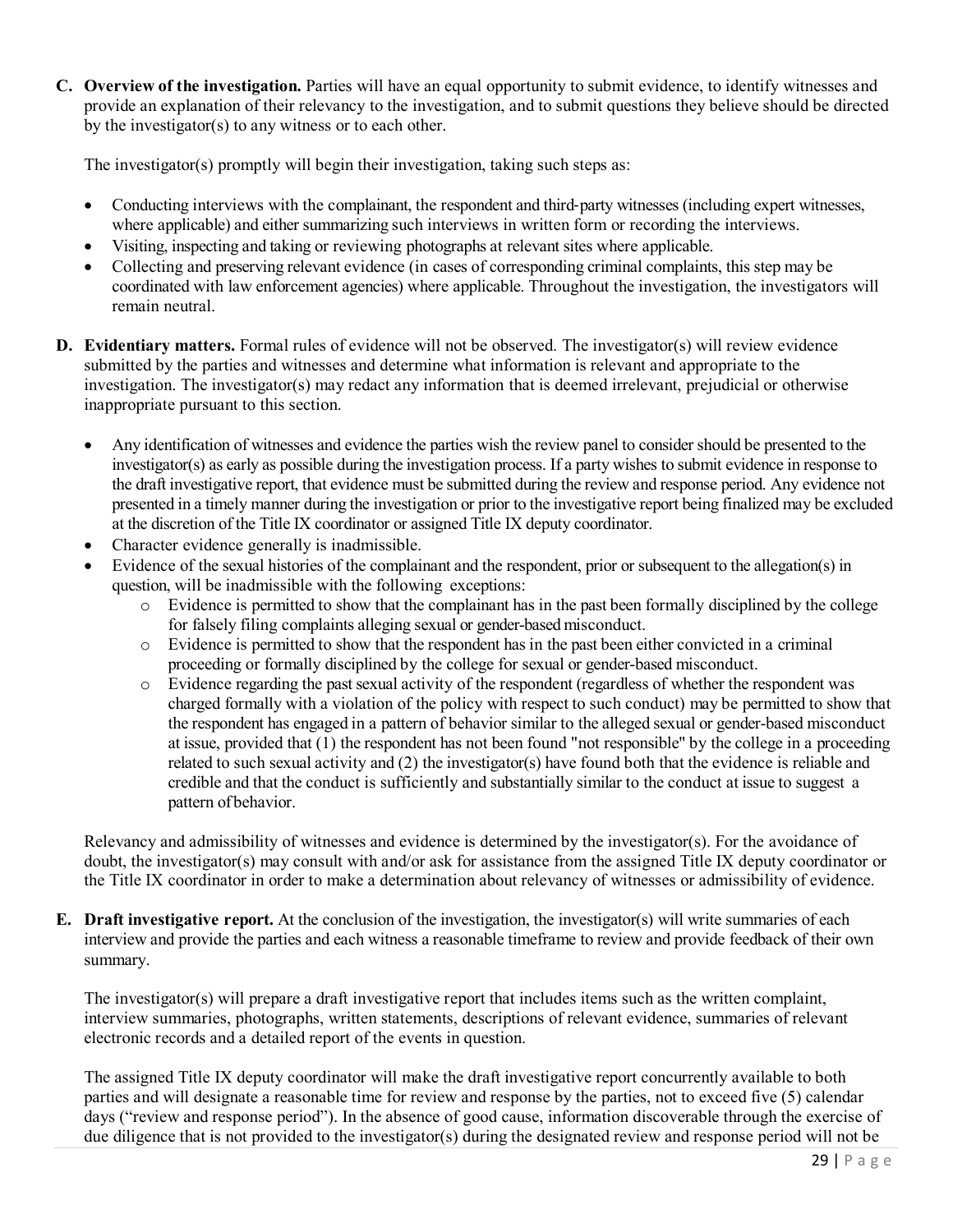**C. Overview of the investigation.** Parties will have an equal opportunity to submit evidence, to identify witnesses and provide an explanation of their relevancy to the investigation, and to submit questions they believe should be directed by the investigator(s) to any witness or to each other.

The investigator(s) promptly will begin their investigation, taking such steps as:

- Conducting interviews with the complainant, the respondent and third-party witnesses (including expert witnesses, where applicable) and either summarizing such interviews in written form or recording the interviews.
- Visiting, inspecting and taking or reviewing photographs at relevant sites where applicable.
- Collecting and preserving relevant evidence (in cases of corresponding criminal complaints, this step may be coordinated with law enforcement agencies) where applicable. Throughout the investigation, the investigators will remain neutral.

**D. Evidentiary matters.** Formal rules of evidence will not be observed. The investigator(s) will review evidence submitted by the parties and witnesses and determine what information is relevant and appropriate to the investigation. The investigator(s) may redact any information that is deemed irrelevant, prejudicial or otherwise inappropriate pursuant to this section.

- Any identification of witnesses and evidence the parties wish the review panel to consider should be presented to the investigator(s) as early as possible during the investigation process. If a party wishes to submit evidence in response to the draft investigative report, that evidence must be submitted during the review and response period. Any evidence not presented in a timely manner during the investigation or prior to the investigative report being finalized may be excluded at the discretion of the Title IX coordinator or assigned Title IX deputy coordinator.
- Character evidence generally is inadmissible.
- Evidence of the sexual histories of the complainant and the respondent, prior or subsequent to the allegation(s) in question, will be inadmissible with the following exceptions:
  - Evidence is permitted to show that the complainant has in the past been formally disciplined by the college for falsely filing complaints alleging sexual or gender-based misconduct.
  - Evidence is permitted to show that the respondent has in the past been either convicted in a criminal proceeding or formally disciplined by the college for sexual or gender-based misconduct.
  - Evidence regarding the past sexual activity of the respondent (regardless of whether the respondent was charged formally with a violation of the policy with respect to such conduct) may be permitted to show that the respondent has engaged in a pattern of behavior similar to the alleged sexual or gender-based misconduct at issue, provided that (1) the respondent has not been found "not responsible" by the college in a proceeding related to such sexual activity and (2) the investigator(s) have found both that the evidence is reliable and credible and that the conduct is sufficiently and substantially similar to the conduct at issue to suggest a pattern of behavior.

Relevancy and admissibility of witnesses and evidence is determined by the investigator(s). For the avoidance of doubt, the investigator(s) may consult with and/or ask for assistance from the assigned Title IX deputy coordinator or the Title IX coordinator in order to make a determination about relevancy of witnesses or admissibility of evidence.

**E. Draft investigative report.** At the conclusion of the investigation, the investigator(s) will write summaries of each interview and provide the parties and each witness a reasonable timeframe to review and provide feedback of their own summary.

The investigator(s) will prepare a draft investigative report that includes items such as the written complaint, interview summaries, photographs, written statements, descriptions of relevant evidence, summaries of relevant electronic records and a detailed report of the events in question.

The assigned Title IX deputy coordinator will make the draft investigative report concurrently available to both parties and will designate a reasonable time for review and response by the parties, not to exceed five (5) calendar days ("review and response period"). In the absence of good cause, information discoverable through the exercise of due diligence that is not provided to the investigator(s) during the designated review and response period will not be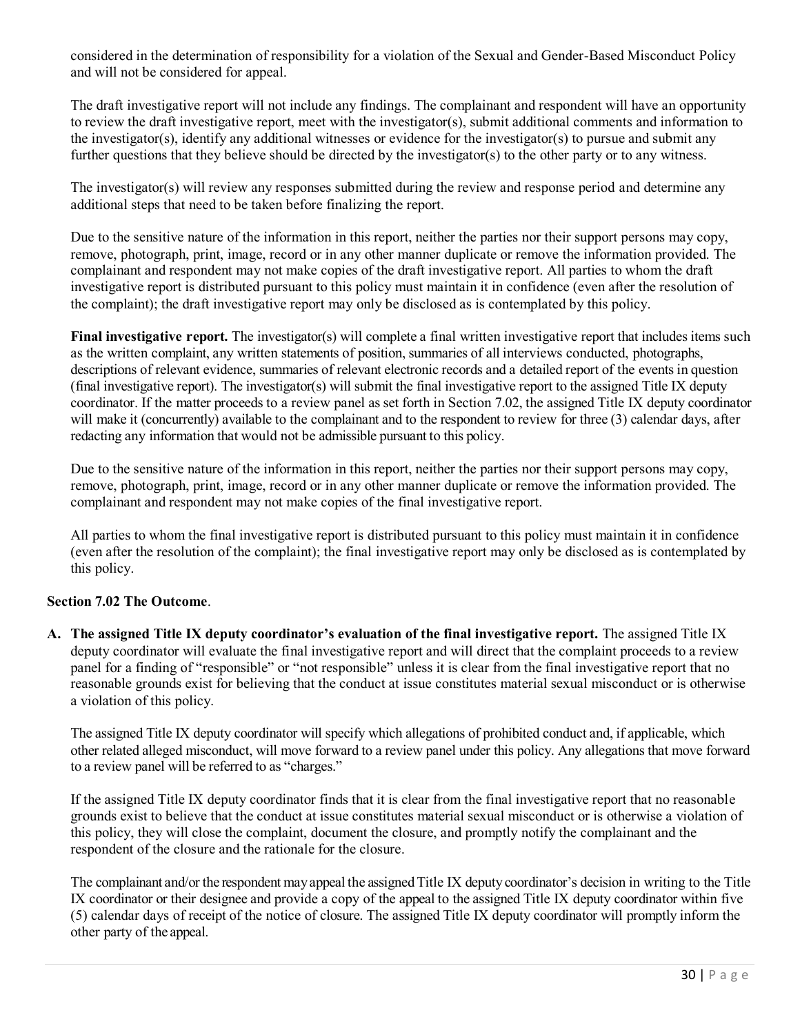considered in the determination of responsibility for a violation of the Sexual and Gender-Based Misconduct Policy and will not be considered for appeal.

The draft investigative report will not include any findings. The complainant and respondent will have an opportunity to review the draft investigative report, meet with the investigator(s), submit additional comments and information to the investigator(s), identify any additional witnesses or evidence for the investigator(s) to pursue and submit any further questions that they believe should be directed by the investigator(s) to the other party or to any witness.

The investigator(s) will review any responses submitted during the review and response period and determine any additional steps that need to be taken before finalizing the report.

Due to the sensitive nature of the information in this report, neither the parties nor their support persons may copy, remove, photograph, print, image, record or in any other manner duplicate or remove the information provided. The complainant and respondent may not make copies of the draft investigative report. All parties to whom the draft investigative report is distributed pursuant to this policy must maintain it in confidence (even after the resolution of the complaint); the draft investigative report may only be disclosed as is contemplated by this policy.

**Final investigative report.** The investigator(s) will complete a final written investigative report that includes items such as the written complaint, any written statements of position, summaries of all interviews conducted, photographs, descriptions of relevant evidence, summaries of relevant electronic records and a detailed report of the events in question (final investigative report). The investigator(s) will submit the final investigative report to the assigned Title IX deputy coordinator. If the matter proceeds to a review panel as set forth in Section 7.02, the assigned Title IX deputy coordinator will make it (concurrently) available to the complainant and to the respondent to review for three (3) calendar days, after redacting any information that would not be admissible pursuant to this policy.

Due to the sensitive nature of the information in this report, neither the parties nor their support persons may copy, remove, photograph, print, image, record or in any other manner duplicate or remove the information provided. The complainant and respondent may not make copies of the final investigative report.

All parties to whom the final investigative report is distributed pursuant to this policy must maintain it in confidence (even after the resolution of the complaint); the final investigative report may only be disclosed as is contemplated by this policy.

**Section 7.02 The Outcome**.

**A. The assigned Title IX deputy coordinator's evaluation of the final investigative report.** The assigned Title IX deputy coordinator will evaluate the final investigative report and will direct that the complaint proceeds to a review panel for a finding of "responsible" or "not responsible" unless it is clear from the final investigative report that no reasonable grounds exist for believing that the conduct at issue constitutes material sexual misconduct or is otherwise a violation of this policy.

The assigned Title IX deputy coordinator will specify which allegations of prohibited conduct and, if applicable, which other related alleged misconduct, will move forward to a review panel under this policy. Any allegations that move forward to a review panel will be referred to as "charges."

If the assigned Title IX deputy coordinator finds that it is clear from the final investigative report that no reasonable grounds exist to believe that the conduct at issue constitutes material sexual misconduct or is otherwise a violation of this policy, they will close the complaint, document the closure, and promptly notify the complainant and the respondent of the closure and the rationale for the closure.

The complainant and/or the respondent may appeal the assigned Title IX deputy coordinator's decision in writing to the Title IX coordinator or their designee and provide a copy of the appeal to the assigned Title IX deputy coordinator within five (5) calendar days of receipt of the notice of closure. The assigned Title IX deputy coordinator will promptly inform the other party of the appeal.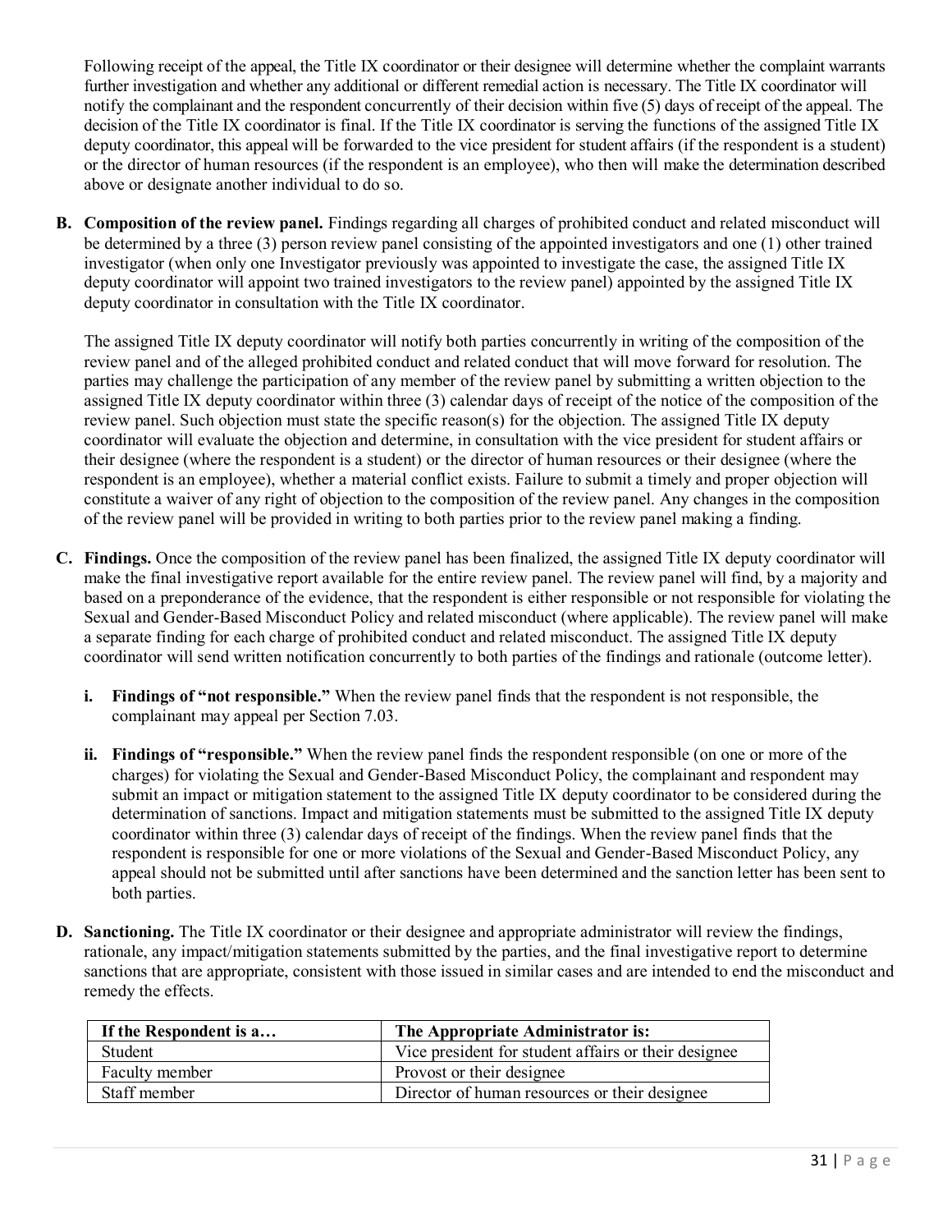Following receipt of the appeal, the Title IX coordinator or their designee will determine whether the complaint warrants further investigation and whether any additional or different remedial action is necessary. The Title IX coordinator will notify the complainant and the respondent concurrently of their decision within five (5) days of receipt of the appeal. The decision of the Title IX coordinator is final. If the Title IX coordinator is serving the functions of the assigned Title IX deputy coordinator, this appeal will be forwarded to the vice president for student affairs (if the respondent is a student) or the director of human resources (if the respondent is an employee), who then will make the determination described above or designate another individual to do so.

**B. Composition of the review panel.** Findings regarding all charges of prohibited conduct and related misconduct will be determined by a three (3) person review panel consisting of the appointed investigators and one (1) other trained investigator (when only one Investigator previously was appointed to investigate the case, the assigned Title IX deputy coordinator will appoint two trained investigators to the review panel) appointed by the assigned Title IX deputy coordinator in consultation with the Title IX coordinator.

The assigned Title IX deputy coordinator will notify both parties concurrently in writing of the composition of the review panel and of the alleged prohibited conduct and related conduct that will move forward for resolution. The parties may challenge the participation of any member of the review panel by submitting a written objection to the assigned Title IX deputy coordinator within three (3) calendar days of receipt of the notice of the composition of the review panel. Such objection must state the specific reason(s) for the objection. The assigned Title IX deputy coordinator will evaluate the objection and determine, in consultation with the vice president for student affairs or their designee (where the respondent is a student) or the director of human resources or their designee (where the respondent is an employee), whether a material conflict exists. Failure to submit a timely and proper objection will constitute a waiver of any right of objection to the composition of the review panel. Any changes in the composition of the review panel will be provided in writing to both parties prior to the review panel making a finding.

**C. Findings.** Once the composition of the review panel has been finalized, the assigned Title IX deputy coordinator will make the final investigative report available for the entire review panel. The review panel will find, by a majority and based on a preponderance of the evidence, that the respondent is either responsible or not responsible for violating the Sexual and Gender-Based Misconduct Policy and related misconduct (where applicable). The review panel will make a separate finding for each charge of prohibited conduct and related misconduct. The assigned Title IX deputy coordinator will send written notification concurrently to both parties of the findings and rationale (outcome letter).

**i. Findings of "not responsible."** When the review panel finds that the respondent is not responsible, the complainant may appeal per Section 7.03.

**ii. Findings of "responsible."** When the review panel finds the respondent responsible (on one or more of the charges) for violating the Sexual and Gender-Based Misconduct Policy, the complainant and respondent may submit an impact or mitigation statement to the assigned Title IX deputy coordinator to be considered during the determination of sanctions. Impact and mitigation statements must be submitted to the assigned Title IX deputy coordinator within three (3) calendar days of receipt of the findings. When the review panel finds that the respondent is responsible for one or more violations of the Sexual and Gender-Based Misconduct Policy, any appeal should not be submitted until after sanctions have been determined and the sanction letter has been sent to both parties.

**D. Sanctioning.** The Title IX coordinator or their designee and appropriate administrator will review the findings, rationale, any impact/mitigation statements submitted by the parties, and the final investigative report to determine sanctions that are appropriate, consistent with those issued in similar cases and are intended to end the misconduct and remedy the effects.

| If the Respondent is a… | The Appropriate Administrator is: |
|---|---|
| Student | Vice president for student affairs or their designee |
| Faculty member | Provost or their designee |
| Staff member | Director of human resources or their designee |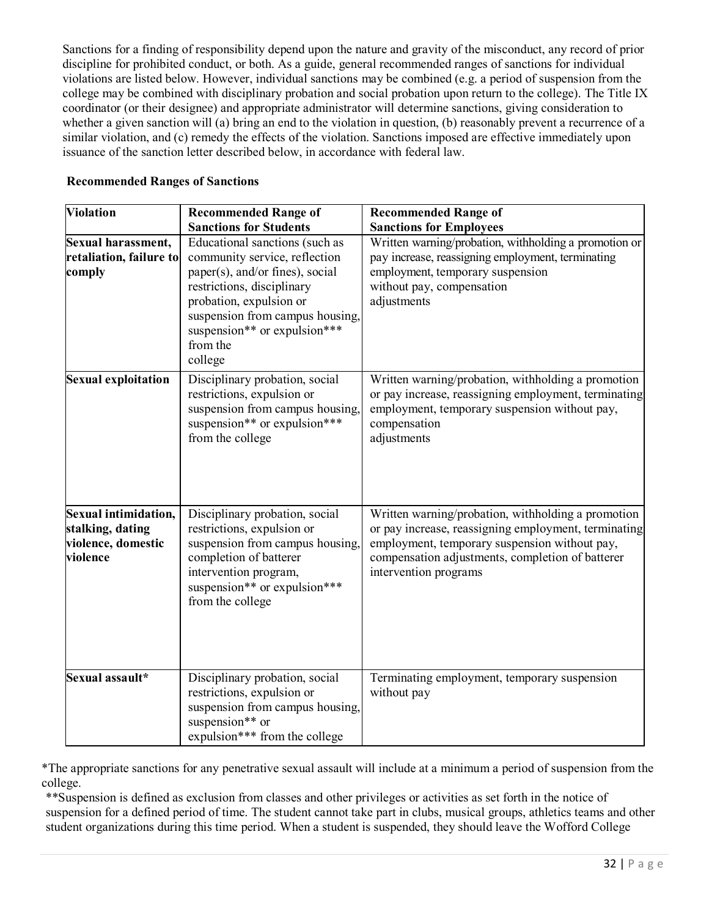Sanctions for a finding of responsibility depend upon the nature and gravity of the misconduct, any record of prior discipline for prohibited conduct, or both. As a guide, general recommended ranges of sanctions for individual violations are listed below. However, individual sanctions may be combined (e.g. a period of suspension from the college may be combined with disciplinary probation and social probation upon return to the college). The Title IX coordinator (or their designee) and appropriate administrator will determine sanctions, giving consideration to whether a given sanction will (a) bring an end to the violation in question, (b) reasonably prevent a recurrence of a similar violation, and (c) remedy the effects of the violation. Sanctions imposed are effective immediately upon issuance of the sanction letter described below, in accordance with federal law.

**Recommended Ranges of Sanctions**

| Violation | Recommended Range of Sanctions for Students | Recommended Range of Sanctions for Employees |
|---|---|---|
| **Sexual harassment, retaliation, failure to comply** | Educational sanctions (such as community service, reflection paper(s), and/or fines), social restrictions, disciplinary probation, expulsion or suspension from campus housing, suspension** or expulsion*** from the college | Written warning/probation, withholding a promotion or pay increase, reassigning employment, terminating employment, temporary suspension without pay, compensation adjustments |
| **Sexual exploitation** | Disciplinary probation, social restrictions, expulsion or suspension from campus housing, suspension** or expulsion*** from the college | Written warning/probation, withholding a promotion or pay increase, reassigning employment, terminating employment, temporary suspension without pay, compensation adjustments |
| **Sexual intimidation, stalking, dating violence, domestic violence** | Disciplinary probation, social restrictions, expulsion or suspension from campus housing, completion of batterer intervention program, suspension** or expulsion*** from the college | Written warning/probation, withholding a promotion or pay increase, reassigning employment, terminating employment, temporary suspension without pay, compensation adjustments, completion of batterer intervention programs |
| **Sexual assault*** | Disciplinary probation, social restrictions, expulsion or suspension from campus housing, suspension** or expulsion*** from the college | Terminating employment, temporary suspension without pay |

*The appropriate sanctions for any penetrative sexual assault will include at a minimum a period of suspension from the college.

**Suspension is defined as exclusion from classes and other privileges or activities as set forth in the notice of suspension for a defined period of time. The student cannot take part in clubs, musical groups, athletics teams and other student organizations during this time period. When a student is suspended, they should leave the Wofford College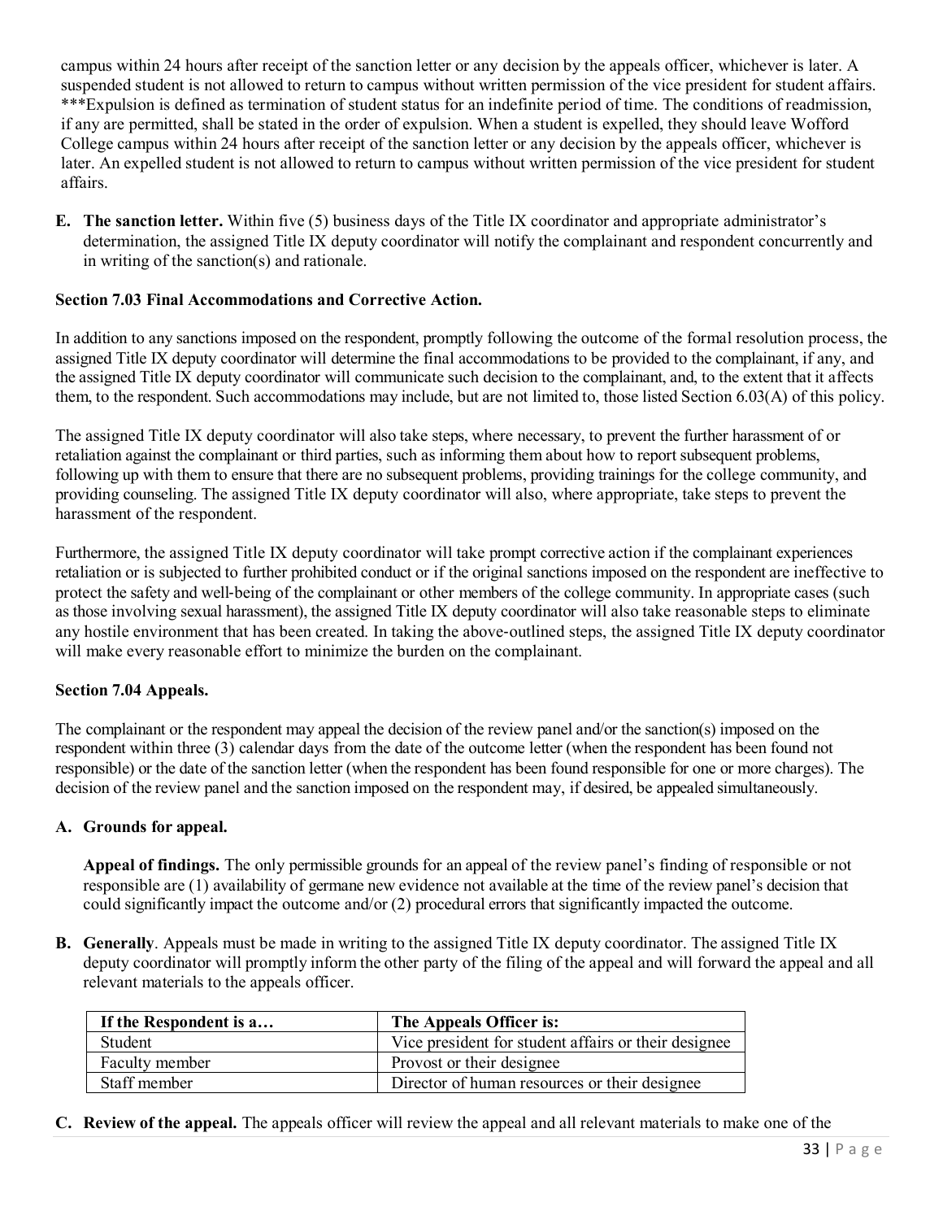campus within 24 hours after receipt of the sanction letter or any decision by the appeals officer, whichever is later. A suspended student is not allowed to return to campus without written permission of the vice president for student affairs.
***Expulsion is defined as termination of student status for an indefinite period of time. The conditions of readmission, if any are permitted, shall be stated in the order of expulsion. When a student is expelled, they should leave Wofford College campus within 24 hours after receipt of the sanction letter or any decision by the appeals officer, whichever is later. An expelled student is not allowed to return to campus without written permission of the vice president for student affairs.

E. **The sanction letter.** Within five (5) business days of the Title IX coordinator and appropriate administrator's determination, the assigned Title IX deputy coordinator will notify the complainant and respondent concurrently and in writing of the sanction(s) and rationale.

**Section 7.03 Final Accommodations and Corrective Action.**

In addition to any sanctions imposed on the respondent, promptly following the outcome of the formal resolution process, the assigned Title IX deputy coordinator will determine the final accommodations to be provided to the complainant, if any, and the assigned Title IX deputy coordinator will communicate such decision to the complainant, and, to the extent that it affects them, to the respondent. Such accommodations may include, but are not limited to, those listed Section 6.03(A) of this policy.

The assigned Title IX deputy coordinator will also take steps, where necessary, to prevent the further harassment of or retaliation against the complainant or third parties, such as informing them about how to report subsequent problems, following up with them to ensure that there are no subsequent problems, providing trainings for the college community, and providing counseling. The assigned Title IX deputy coordinator will also, where appropriate, take steps to prevent the harassment of the respondent.

Furthermore, the assigned Title IX deputy coordinator will take prompt corrective action if the complainant experiences retaliation or is subjected to further prohibited conduct or if the original sanctions imposed on the respondent are ineffective to protect the safety and well-being of the complainant or other members of the college community. In appropriate cases (such as those involving sexual harassment), the assigned Title IX deputy coordinator will also take reasonable steps to eliminate any hostile environment that has been created. In taking the above-outlined steps, the assigned Title IX deputy coordinator will make every reasonable effort to minimize the burden on the complainant.

**Section 7.04 Appeals.**

The complainant or the respondent may appeal the decision of the review panel and/or the sanction(s) imposed on the respondent within three (3) calendar days from the date of the outcome letter (when the respondent has been found not responsible) or the date of the sanction letter (when the respondent has been found responsible for one or more charges). The decision of the review panel and the sanction imposed on the respondent may, if desired, be appealed simultaneously.

A. **Grounds for appeal.**

   **Appeal of findings.** The only permissible grounds for an appeal of the review panel's finding of responsible or not responsible are (1) availability of germane new evidence not available at the time of the review panel's decision that could significantly impact the outcome and/or (2) procedural errors that significantly impacted the outcome.

B. **Generally**. Appeals must be made in writing to the assigned Title IX deputy coordinator. The assigned Title IX deputy coordinator will promptly inform the other party of the filing of the appeal and will forward the appeal and all relevant materials to the appeals officer.

| If the Respondent is a… | The Appeals Officer is: |
|---|---|
| Student | Vice president for student affairs or their designee |
| Faculty member | Provost or their designee |
| Staff member | Director of human resources or their designee |

C. **Review of the appeal.** The appeals officer will review the appeal and all relevant materials to make one of the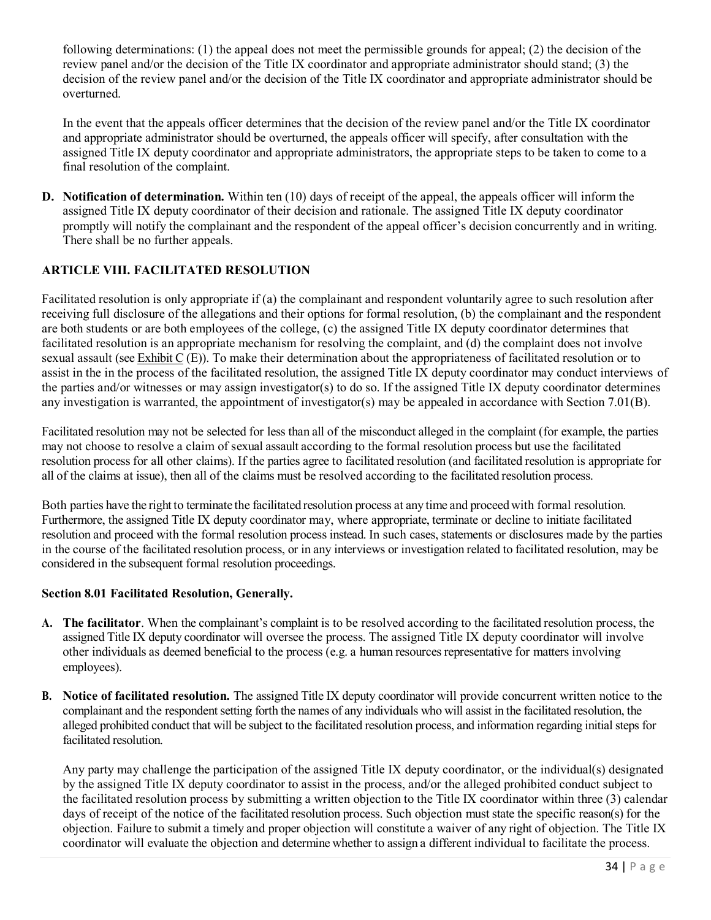following determinations: (1) the appeal does not meet the permissible grounds for appeal; (2) the decision of the review panel and/or the decision of the Title IX coordinator and appropriate administrator should stand; (3) the decision of the review panel and/or the decision of the Title IX coordinator and appropriate administrator should be overturned.

In the event that the appeals officer determines that the decision of the review panel and/or the Title IX coordinator and appropriate administrator should be overturned, the appeals officer will specify, after consultation with the assigned Title IX deputy coordinator and appropriate administrators, the appropriate steps to be taken to come to a final resolution of the complaint.

**D. Notification of determination.** Within ten (10) days of receipt of the appeal, the appeals officer will inform the assigned Title IX deputy coordinator of their decision and rationale. The assigned Title IX deputy coordinator promptly will notify the complainant and the respondent of the appeal officer's decision concurrently and in writing. There shall be no further appeals.

## ARTICLE VIII. FACILITATED RESOLUTION

Facilitated resolution is only appropriate if (a) the complainant and respondent voluntarily agree to such resolution after receiving full disclosure of the allegations and their options for formal resolution, (b) the complainant and the respondent are both students or are both employees of the college, (c) the assigned Title IX deputy coordinator determines that facilitated resolution is an appropriate mechanism for resolving the complaint, and (d) the complaint does not involve sexual assault (see Exhibit C (E)). To make their determination about the appropriateness of facilitated resolution or to assist in the in the process of the facilitated resolution, the assigned Title IX deputy coordinator may conduct interviews of the parties and/or witnesses or may assign investigator(s) to do so. If the assigned Title IX deputy coordinator determines any investigation is warranted, the appointment of investigator(s) may be appealed in accordance with Section 7.01(B).

Facilitated resolution may not be selected for less than all of the misconduct alleged in the complaint (for example, the parties may not choose to resolve a claim of sexual assault according to the formal resolution process but use the facilitated resolution process for all other claims). If the parties agree to facilitated resolution (and facilitated resolution is appropriate for all of the claims at issue), then all of the claims must be resolved according to the facilitated resolution process.

Both parties have the right to terminate the facilitated resolution process at any time and proceed with formal resolution. Furthermore, the assigned Title IX deputy coordinator may, where appropriate, terminate or decline to initiate facilitated resolution and proceed with the formal resolution process instead. In such cases, statements or disclosures made by the parties in the course of the facilitated resolution process, or in any interviews or investigation related to facilitated resolution, may be considered in the subsequent formal resolution proceedings.

### Section 8.01 Facilitated Resolution, Generally.

**A. The facilitator**. When the complainant's complaint is to be resolved according to the facilitated resolution process, the assigned Title IX deputy coordinator will oversee the process. The assigned Title IX deputy coordinator will involve other individuals as deemed beneficial to the process (e.g. a human resources representative for matters involving employees).

**B. Notice of facilitated resolution.** The assigned Title IX deputy coordinator will provide concurrent written notice to the complainant and the respondent setting forth the names of any individuals who will assist in the facilitated resolution, the alleged prohibited conduct that will be subject to the facilitated resolution process, and information regarding initial steps for facilitated resolution.

Any party may challenge the participation of the assigned Title IX deputy coordinator, or the individual(s) designated by the assigned Title IX deputy coordinator to assist in the process, and/or the alleged prohibited conduct subject to the facilitated resolution process by submitting a written objection to the Title IX coordinator within three (3) calendar days of receipt of the notice of the facilitated resolution process. Such objection must state the specific reason(s) for the objection. Failure to submit a timely and proper objection will constitute a waiver of any right of objection. The Title IX coordinator will evaluate the objection and determine whether to assign a different individual to facilitate the process.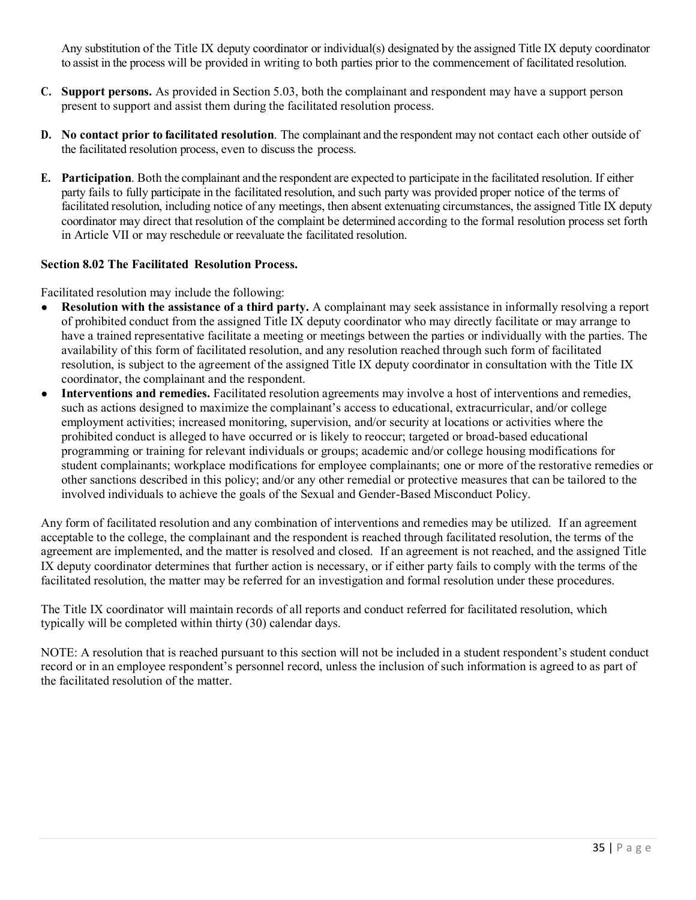Any substitution of the Title IX deputy coordinator or individual(s) designated by the assigned Title IX deputy coordinator to assist in the process will be provided in writing to both parties prior to the commencement of facilitated resolution.

**C. Support persons.** As provided in Section 5.03, both the complainant and respondent may have a support person present to support and assist them during the facilitated resolution process.

**D. No contact prior to facilitated resolution**. The complainant and the respondent may not contact each other outside of the facilitated resolution process, even to discuss the process.

**E. Participation**. Both the complainant and the respondent are expected to participate in the facilitated resolution. If either party fails to fully participate in the facilitated resolution, and such party was provided proper notice of the terms of facilitated resolution, including notice of any meetings, then absent extenuating circumstances, the assigned Title IX deputy coordinator may direct that resolution of the complaint be determined according to the formal resolution process set forth in Article VII or may reschedule or reevaluate the facilitated resolution.

**Section 8.02 The Facilitated Resolution Process.**

Facilitated resolution may include the following:

- **Resolution with the assistance of a third party.** A complainant may seek assistance in informally resolving a report of prohibited conduct from the assigned Title IX deputy coordinator who may directly facilitate or may arrange to have a trained representative facilitate a meeting or meetings between the parties or individually with the parties. The availability of this form of facilitated resolution, and any resolution reached through such form of facilitated resolution, is subject to the agreement of the assigned Title IX deputy coordinator in consultation with the Title IX coordinator, the complainant and the respondent.
- **Interventions and remedies.** Facilitated resolution agreements may involve a host of interventions and remedies, such as actions designed to maximize the complainant's access to educational, extracurricular, and/or college employment activities; increased monitoring, supervision, and/or security at locations or activities where the prohibited conduct is alleged to have occurred or is likely to reoccur; targeted or broad-based educational programming or training for relevant individuals or groups; academic and/or college housing modifications for student complainants; workplace modifications for employee complainants; one or more of the restorative remedies or other sanctions described in this policy; and/or any other remedial or protective measures that can be tailored to the involved individuals to achieve the goals of the Sexual and Gender-Based Misconduct Policy.

Any form of facilitated resolution and any combination of interventions and remedies may be utilized. If an agreement acceptable to the college, the complainant and the respondent is reached through facilitated resolution, the terms of the agreement are implemented, and the matter is resolved and closed. If an agreement is not reached, and the assigned Title IX deputy coordinator determines that further action is necessary, or if either party fails to comply with the terms of the facilitated resolution, the matter may be referred for an investigation and formal resolution under these procedures.

The Title IX coordinator will maintain records of all reports and conduct referred for facilitated resolution, which typically will be completed within thirty (30) calendar days.

NOTE: A resolution that is reached pursuant to this section will not be included in a student respondent's student conduct record or in an employee respondent's personnel record, unless the inclusion of such information is agreed to as part of the facilitated resolution of the matter.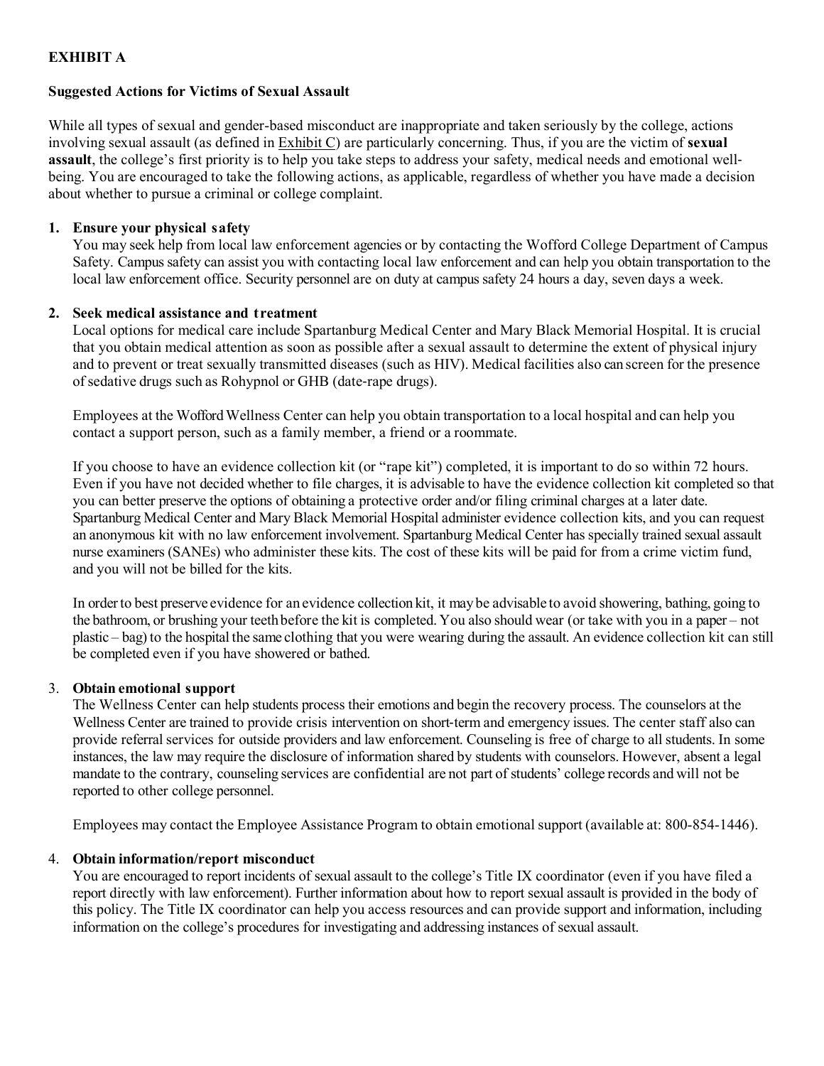**EXHIBIT A**

**Suggested Actions for Victims of Sexual Assault**

While all types of sexual and gender-based misconduct are inappropriate and taken seriously by the college, actions involving sexual assault (as defined in Exhibit C) are particularly concerning. Thus, if you are the victim of **sexual assault**, the college's first priority is to help you take steps to address your safety, medical needs and emotional well-being. You are encouraged to take the following actions, as applicable, regardless of whether you have made a decision about whether to pursue a criminal or college complaint.

1. **Ensure your physical safety**
   You may seek help from local law enforcement agencies or by contacting the Wofford College Department of Campus Safety. Campus safety can assist you with contacting local law enforcement and can help you obtain transportation to the local law enforcement office. Security personnel are on duty at campus safety 24 hours a day, seven days a week.

2. **Seek medical assistance and treatment**
   Local options for medical care include Spartanburg Medical Center and Mary Black Memorial Hospital. It is crucial that you obtain medical attention as soon as possible after a sexual assault to determine the extent of physical injury and to prevent or treat sexually transmitted diseases (such as HIV). Medical facilities also can screen for the presence of sedative drugs such as Rohypnol or GHB (date-rape drugs).

   Employees at the Wofford Wellness Center can help you obtain transportation to a local hospital and can help you contact a support person, such as a family member, a friend or a roommate.

   If you choose to have an evidence collection kit (or "rape kit") completed, it is important to do so within 72 hours. Even if you have not decided whether to file charges, it is advisable to have the evidence collection kit completed so that you can better preserve the options of obtaining a protective order and/or filing criminal charges at a later date. Spartanburg Medical Center and Mary Black Memorial Hospital administer evidence collection kits, and you can request an anonymous kit with no law enforcement involvement. Spartanburg Medical Center has specially trained sexual assault nurse examiners (SANEs) who administer these kits. The cost of these kits will be paid for from a crime victim fund, and you will not be billed for the kits.

   In order to best preserve evidence for an evidence collection kit, it may be advisable to avoid showering, bathing, going to the bathroom, or brushing your teeth before the kit is completed. You also should wear (or take with you in a paper – not plastic – bag) to the hospital the same clothing that you were wearing during the assault. An evidence collection kit can still be completed even if you have showered or bathed.

3. **Obtain emotional support**
   The Wellness Center can help students process their emotions and begin the recovery process. The counselors at the Wellness Center are trained to provide crisis intervention on short-term and emergency issues. The center staff also can provide referral services for outside providers and law enforcement. Counseling is free of charge to all students. In some instances, the law may require the disclosure of information shared by students with counselors. However, absent a legal mandate to the contrary, counseling services are confidential are not part of students' college records and will not be reported to other college personnel.

   Employees may contact the Employee Assistance Program to obtain emotional support (available at: 800-854-1446).

4. **Obtain information/report misconduct**
   You are encouraged to report incidents of sexual assault to the college's Title IX coordinator (even if you have filed a report directly with law enforcement). Further information about how to report sexual assault is provided in the body of this policy. The Title IX coordinator can help you access resources and can provide support and information, including information on the college's procedures for investigating and addressing instances of sexual assault.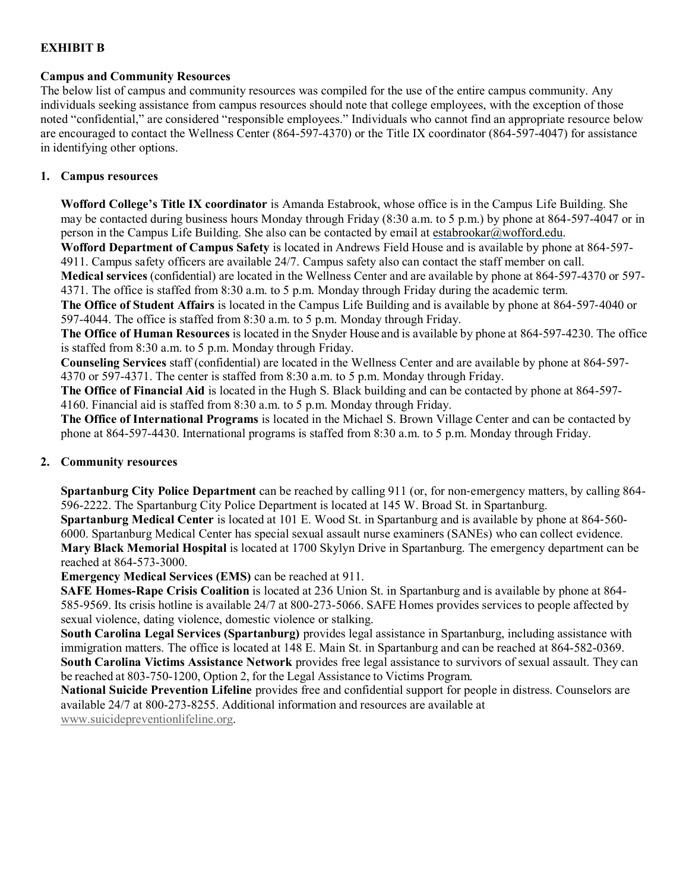**EXHIBIT B**

**Campus and Community Resources**

The below list of campus and community resources was compiled for the use of the entire campus community. Any individuals seeking assistance from campus resources should note that college employees, with the exception of those noted "confidential," are considered "responsible employees." Individuals who cannot find an appropriate resource below are encouraged to contact the Wellness Center (864-597-4370) or the Title IX coordinator (864-597-4047) for assistance in identifying other options.

1. **Campus resources**

   **Wofford College's Title IX coordinator** is Amanda Estabrook, whose office is in the Campus Life Building. She may be contacted during business hours Monday through Friday (8:30 a.m. to 5 p.m.) by phone at 864-597-4047 or in person in the Campus Life Building. She also can be contacted by email at estabrookar@wofford.edu.

   **Wofford Department of Campus Safety** is located in Andrews Field House and is available by phone at 864-597-4911. Campus safety officers are available 24/7. Campus safety also can contact the staff member on call.

   **Medical services** (confidential) are located in the Wellness Center and are available by phone at 864-597-4370 or 597-4371. The office is staffed from 8:30 a.m. to 5 p.m. Monday through Friday during the academic term.

   **The Office of Student Affairs** is located in the Campus Life Building and is available by phone at 864-597-4040 or 597-4044. The office is staffed from 8:30 a.m. to 5 p.m. Monday through Friday.

   **The Office of Human Resources** is located in the Snyder House and is available by phone at 864-597-4230. The office is staffed from 8:30 a.m. to 5 p.m. Monday through Friday.

   **Counseling Services** staff (confidential) are located in the Wellness Center and are available by phone at 864-597-4370 or 597-4371. The center is staffed from 8:30 a.m. to 5 p.m. Monday through Friday.

   **The Office of Financial Aid** is located in the Hugh S. Black building and can be contacted by phone at 864-597-4160. Financial aid is staffed from 8:30 a.m. to 5 p.m. Monday through Friday.

   **The Office of International Programs** is located in the Michael S. Brown Village Center and can be contacted by phone at 864-597-4430. International programs is staffed from 8:30 a.m. to 5 p.m. Monday through Friday.

2. **Community resources**

   **Spartanburg City Police Department** can be reached by calling 911 (or, for non-emergency matters, by calling 864-596-2222. The Spartanburg City Police Department is located at 145 W. Broad St. in Spartanburg.

   **Spartanburg Medical Center** is located at 101 E. Wood St. in Spartanburg and is available by phone at 864-560-6000. Spartanburg Medical Center has special sexual assault nurse examiners (SANEs) who can collect evidence.

   **Mary Black Memorial Hospital** is located at 1700 Skylyn Drive in Spartanburg. The emergency department can be reached at 864-573-3000.

   **Emergency Medical Services (EMS)** can be reached at 911.

   **SAFE Homes-Rape Crisis Coalition** is located at 236 Union St. in Spartanburg and is available by phone at 864-585-9569. Its crisis hotline is available 24/7 at 800-273-5066. SAFE Homes provides services to people affected by sexual violence, dating violence, domestic violence or stalking.

   **South Carolina Legal Services (Spartanburg)** provides legal assistance in Spartanburg, including assistance with immigration matters. The office is located at 148 E. Main St. in Spartanburg and can be reached at 864-582-0369.

   **South Carolina Victims Assistance Network** provides free legal assistance to survivors of sexual assault. They can be reached at 803-750-1200, Option 2, for the Legal Assistance to Victims Program.

   **National Suicide Prevention Lifeline** provides free and confidential support for people in distress. Counselors are available 24/7 at 800-273-8255. Additional information and resources are available at www.suicidepreventionlifeline.org.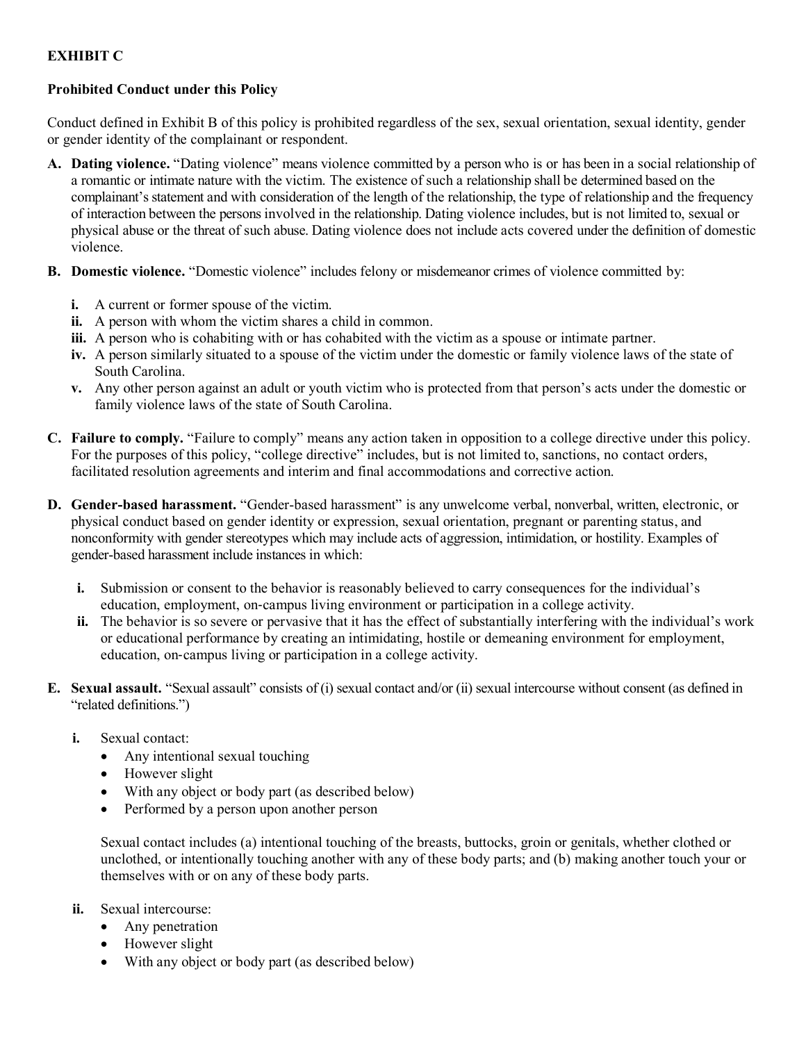**EXHIBIT C**

**Prohibited Conduct under this Policy**

Conduct defined in Exhibit B of this policy is prohibited regardless of the sex, sexual orientation, sexual identity, gender or gender identity of the complainant or respondent.

**A. Dating violence.** "Dating violence" means violence committed by a person who is or has been in a social relationship of a romantic or intimate nature with the victim. The existence of such a relationship shall be determined based on the complainant's statement and with consideration of the length of the relationship, the type of relationship and the frequency of interaction between the persons involved in the relationship. Dating violence includes, but is not limited to, sexual or physical abuse or the threat of such abuse. Dating violence does not include acts covered under the definition of domestic violence.

**B. Domestic violence.** "Domestic violence" includes felony or misdemeanor crimes of violence committed by:

- **i.** A current or former spouse of the victim.
- **ii.** A person with whom the victim shares a child in common.
- **iii.** A person who is cohabiting with or has cohabited with the victim as a spouse or intimate partner.
- **iv.** A person similarly situated to a spouse of the victim under the domestic or family violence laws of the state of South Carolina.
- **v.** Any other person against an adult or youth victim who is protected from that person's acts under the domestic or family violence laws of the state of South Carolina.

**C. Failure to comply.** "Failure to comply" means any action taken in opposition to a college directive under this policy. For the purposes of this policy, "college directive" includes, but is not limited to, sanctions, no contact orders, facilitated resolution agreements and interim and final accommodations and corrective action.

**D. Gender-based harassment.** "Gender-based harassment" is any unwelcome verbal, nonverbal, written, electronic, or physical conduct based on gender identity or expression, sexual orientation, pregnant or parenting status, and nonconformity with gender stereotypes which may include acts of aggression, intimidation, or hostility. Examples of gender-based harassment include instances in which:

- **i.** Submission or consent to the behavior is reasonably believed to carry consequences for the individual's education, employment, on-campus living environment or participation in a college activity.
- **ii.** The behavior is so severe or pervasive that it has the effect of substantially interfering with the individual's work or educational performance by creating an intimidating, hostile or demeaning environment for employment, education, on-campus living or participation in a college activity.

**E. Sexual assault.** "Sexual assault" consists of (i) sexual contact and/or (ii) sexual intercourse without consent (as defined in "related definitions.")

- **i.** Sexual contact:
  - Any intentional sexual touching
  - However slight
  - With any object or body part (as described below)
  - Performed by a person upon another person

  Sexual contact includes (a) intentional touching of the breasts, buttocks, groin or genitals, whether clothed or unclothed, or intentionally touching another with any of these body parts; and (b) making another touch your or themselves with or on any of these body parts.

- **ii.** Sexual intercourse:
  - Any penetration
  - However slight
  - With any object or body part (as described below)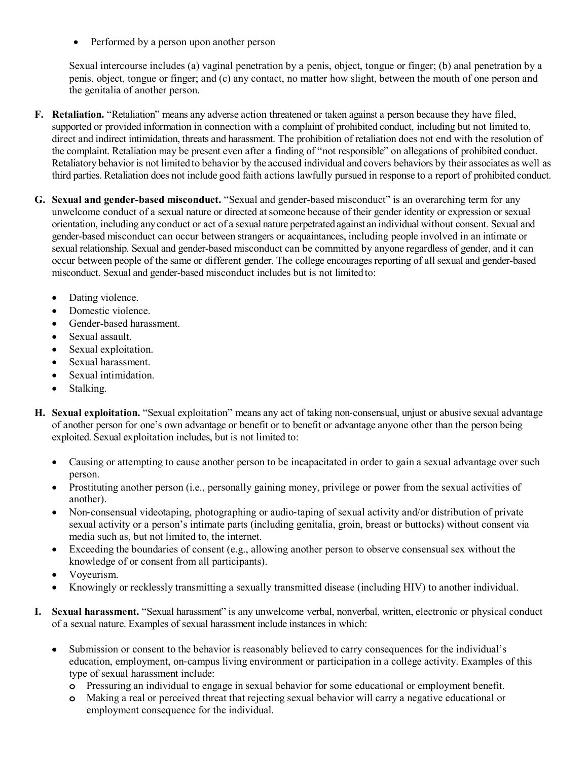- Performed by a person upon another person

Sexual intercourse includes (a) vaginal penetration by a penis, object, tongue or finger; (b) anal penetration by a penis, object, tongue or finger; and (c) any contact, no matter how slight, between the mouth of one person and the genitalia of another person.

**F. Retaliation.** "Retaliation" means any adverse action threatened or taken against a person because they have filed, supported or provided information in connection with a complaint of prohibited conduct, including but not limited to, direct and indirect intimidation, threats and harassment. The prohibition of retaliation does not end with the resolution of the complaint. Retaliation may be present even after a finding of "not responsible" on allegations of prohibited conduct. Retaliatory behavior is not limited to behavior by the accused individual and covers behaviors by their associates as well as third parties. Retaliation does not include good faith actions lawfully pursued in response to a report of prohibited conduct.

**G. Sexual and gender-based misconduct.** "Sexual and gender-based misconduct" is an overarching term for any unwelcome conduct of a sexual nature or directed at someone because of their gender identity or expression or sexual orientation, including any conduct or act of a sexual nature perpetrated against an individual without consent. Sexual and gender-based misconduct can occur between strangers or acquaintances, including people involved in an intimate or sexual relationship. Sexual and gender-based misconduct can be committed by anyone regardless of gender, and it can occur between people of the same or different gender. The college encourages reporting of all sexual and gender-based misconduct. Sexual and gender-based misconduct includes but is not limited to:

- Dating violence.
- Domestic violence.
- Gender-based harassment.
- Sexual assault.
- Sexual exploitation.
- Sexual harassment.
- Sexual intimidation.
- Stalking.

**H. Sexual exploitation.** "Sexual exploitation" means any act of taking non-consensual, unjust or abusive sexual advantage of another person for one's own advantage or benefit or to benefit or advantage anyone other than the person being exploited. Sexual exploitation includes, but is not limited to:

- Causing or attempting to cause another person to be incapacitated in order to gain a sexual advantage over such person.
- Prostituting another person (i.e., personally gaining money, privilege or power from the sexual activities of another).
- Non-consensual videotaping, photographing or audio-taping of sexual activity and/or distribution of private sexual activity or a person's intimate parts (including genitalia, groin, breast or buttocks) without consent via media such as, but not limited to, the internet.
- Exceeding the boundaries of consent (e.g., allowing another person to observe consensual sex without the knowledge of or consent from all participants).
- Voyeurism.
- Knowingly or recklessly transmitting a sexually transmitted disease (including HIV) to another individual.

**I. Sexual harassment.** "Sexual harassment" is any unwelcome verbal, nonverbal, written, electronic or physical conduct of a sexual nature. Examples of sexual harassment include instances in which:

- Submission or consent to the behavior is reasonably believed to carry consequences for the individual's education, employment, on-campus living environment or participation in a college activity. Examples of this type of sexual harassment include:
  - Pressuring an individual to engage in sexual behavior for some educational or employment benefit.
  - Making a real or perceived threat that rejecting sexual behavior will carry a negative educational or employment consequence for the individual.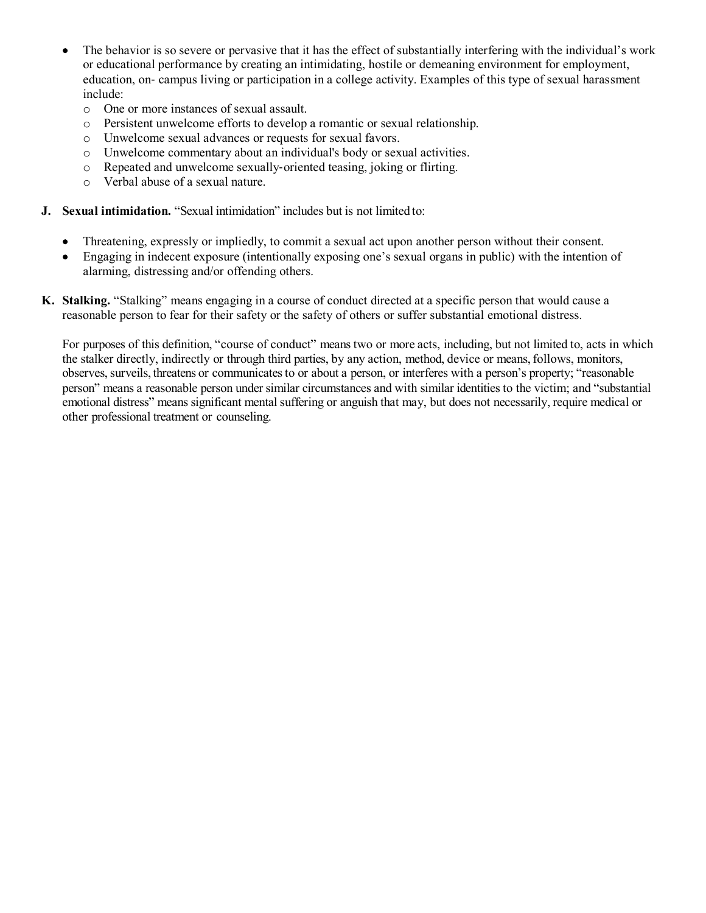- The behavior is so severe or pervasive that it has the effect of substantially interfering with the individual's work or educational performance by creating an intimidating, hostile or demeaning environment for employment, education, on- campus living or participation in a college activity. Examples of this type of sexual harassment include:
  - One or more instances of sexual assault.
  - Persistent unwelcome efforts to develop a romantic or sexual relationship.
  - Unwelcome sexual advances or requests for sexual favors.
  - Unwelcome commentary about an individual's body or sexual activities.
  - Repeated and unwelcome sexually-oriented teasing, joking or flirting.
  - Verbal abuse of a sexual nature.

**J. Sexual intimidation.** "Sexual intimidation" includes but is not limited to:

- Threatening, expressly or impliedly, to commit a sexual act upon another person without their consent.
- Engaging in indecent exposure (intentionally exposing one's sexual organs in public) with the intention of alarming, distressing and/or offending others.

**K. Stalking.** "Stalking" means engaging in a course of conduct directed at a specific person that would cause a reasonable person to fear for their safety or the safety of others or suffer substantial emotional distress.

For purposes of this definition, "course of conduct" means two or more acts, including, but not limited to, acts in which the stalker directly, indirectly or through third parties, by any action, method, device or means, follows, monitors, observes, surveils, threatens or communicates to or about a person, or interferes with a person's property; "reasonable person" means a reasonable person under similar circumstances and with similar identities to the victim; and "substantial emotional distress" means significant mental suffering or anguish that may, but does not necessarily, require medical or other professional treatment or counseling.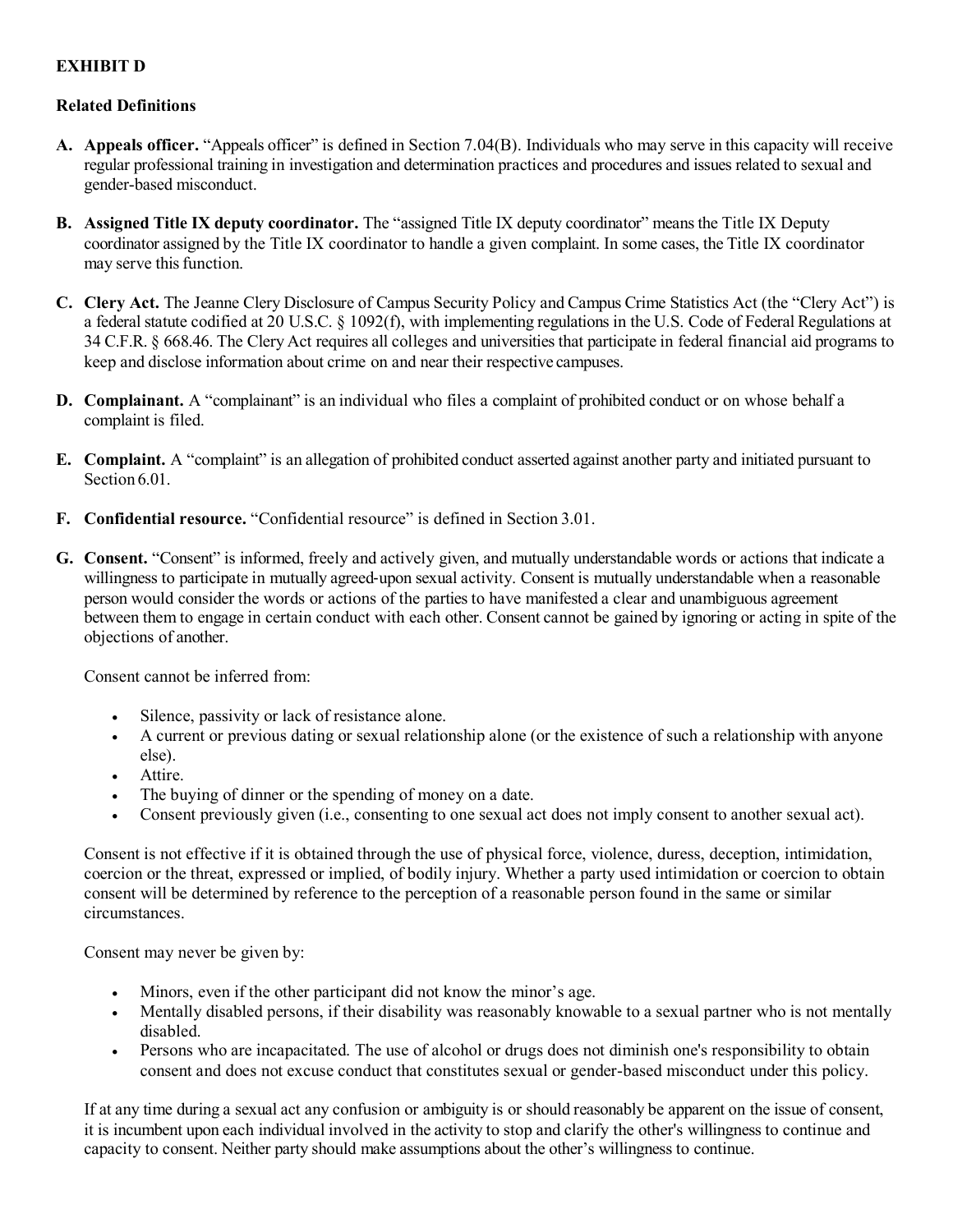**EXHIBIT D**

**Related Definitions**

**A. Appeals officer.** "Appeals officer" is defined in Section 7.04(B). Individuals who may serve in this capacity will receive regular professional training in investigation and determination practices and procedures and issues related to sexual and gender-based misconduct.

**B. Assigned Title IX deputy coordinator.** The "assigned Title IX deputy coordinator" means the Title IX Deputy coordinator assigned by the Title IX coordinator to handle a given complaint. In some cases, the Title IX coordinator may serve this function.

**C. Clery Act.** The Jeanne Clery Disclosure of Campus Security Policy and Campus Crime Statistics Act (the "Clery Act") is a federal statute codified at 20 U.S.C. § 1092(f), with implementing regulations in the U.S. Code of Federal Regulations at 34 C.F.R. § 668.46. The Clery Act requires all colleges and universities that participate in federal financial aid programs to keep and disclose information about crime on and near their respective campuses.

**D. Complainant.** A "complainant" is an individual who files a complaint of prohibited conduct or on whose behalf a complaint is filed.

**E. Complaint.** A "complaint" is an allegation of prohibited conduct asserted against another party and initiated pursuant to Section 6.01.

**F. Confidential resource.** "Confidential resource" is defined in Section 3.01.

**G. Consent.** "Consent" is informed, freely and actively given, and mutually understandable words or actions that indicate a willingness to participate in mutually agreed-upon sexual activity. Consent is mutually understandable when a reasonable person would consider the words or actions of the parties to have manifested a clear and unambiguous agreement between them to engage in certain conduct with each other. Consent cannot be gained by ignoring or acting in spite of the objections of another.

Consent cannot be inferred from:

- Silence, passivity or lack of resistance alone.
- A current or previous dating or sexual relationship alone (or the existence of such a relationship with anyone else).
- Attire.
- The buying of dinner or the spending of money on a date.
- Consent previously given (i.e., consenting to one sexual act does not imply consent to another sexual act).

Consent is not effective if it is obtained through the use of physical force, violence, duress, deception, intimidation, coercion or the threat, expressed or implied, of bodily injury. Whether a party used intimidation or coercion to obtain consent will be determined by reference to the perception of a reasonable person found in the same or similar circumstances.

Consent may never be given by:

- Minors, even if the other participant did not know the minor's age.
- Mentally disabled persons, if their disability was reasonably knowable to a sexual partner who is not mentally disabled.
- Persons who are incapacitated. The use of alcohol or drugs does not diminish one's responsibility to obtain consent and does not excuse conduct that constitutes sexual or gender-based misconduct under this policy.

If at any time during a sexual act any confusion or ambiguity is or should reasonably be apparent on the issue of consent, it is incumbent upon each individual involved in the activity to stop and clarify the other's willingness to continue and capacity to consent. Neither party should make assumptions about the other's willingness to continue.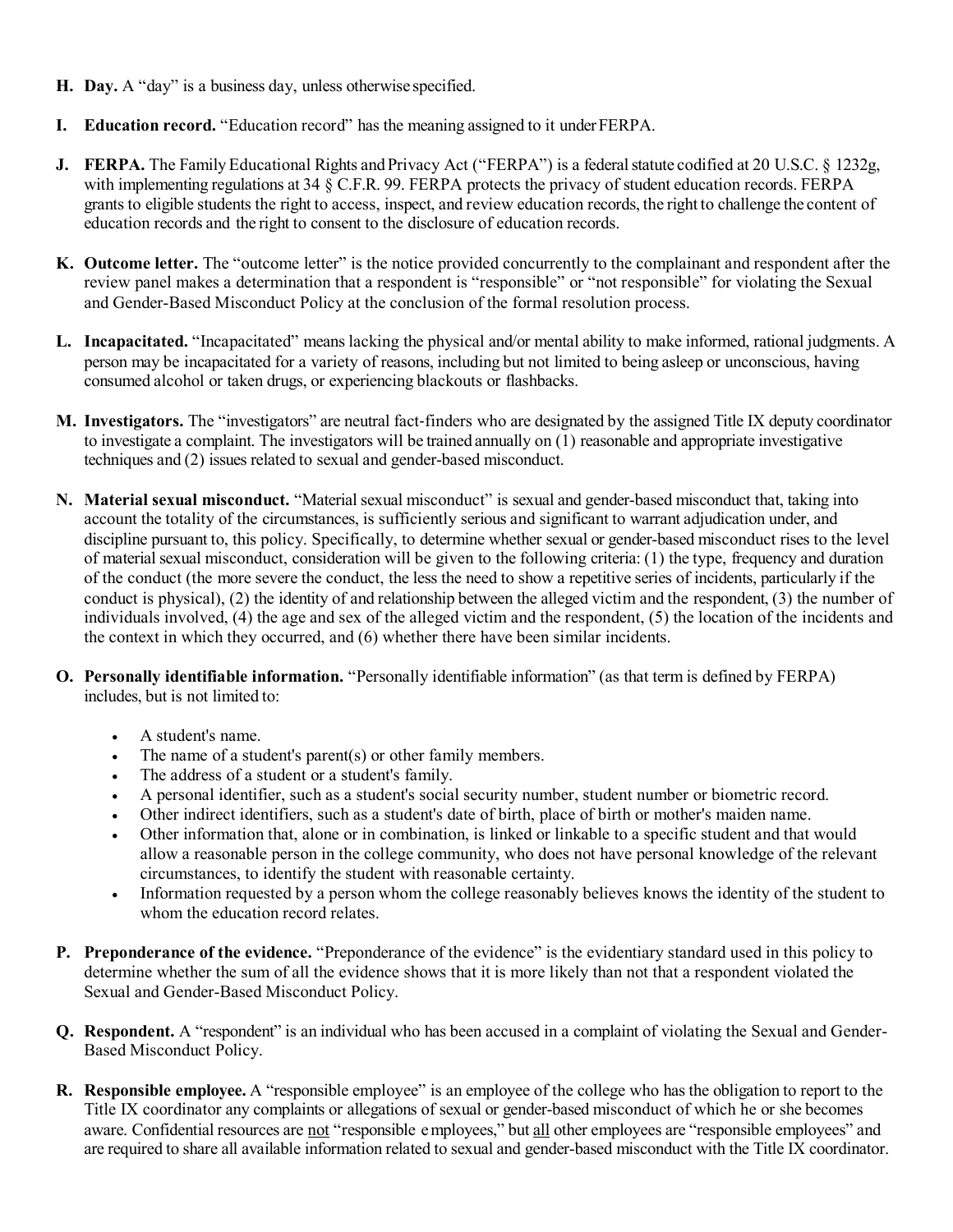**H. Day.** A "day" is a business day, unless otherwise specified.

**I. Education record.** "Education record" has the meaning assigned to it under FERPA.

**J. FERPA.** The Family Educational Rights and Privacy Act ("FERPA") is a federal statute codified at 20 U.S.C. § 1232g, with implementing regulations at 34 § C.F.R. 99. FERPA protects the privacy of student education records. FERPA grants to eligible students the right to access, inspect, and review education records, the right to challenge the content of education records and the right to consent to the disclosure of education records.

**K. Outcome letter.** The "outcome letter" is the notice provided concurrently to the complainant and respondent after the review panel makes a determination that a respondent is "responsible" or "not responsible" for violating the Sexual and Gender-Based Misconduct Policy at the conclusion of the formal resolution process.

**L. Incapacitated.** "Incapacitated" means lacking the physical and/or mental ability to make informed, rational judgments. A person may be incapacitated for a variety of reasons, including but not limited to being asleep or unconscious, having consumed alcohol or taken drugs, or experiencing blackouts or flashbacks.

**M. Investigators.** The "investigators" are neutral fact-finders who are designated by the assigned Title IX deputy coordinator to investigate a complaint. The investigators will be trained annually on (1) reasonable and appropriate investigative techniques and (2) issues related to sexual and gender-based misconduct.

**N. Material sexual misconduct.** "Material sexual misconduct" is sexual and gender-based misconduct that, taking into account the totality of the circumstances, is sufficiently serious and significant to warrant adjudication under, and discipline pursuant to, this policy. Specifically, to determine whether sexual or gender-based misconduct rises to the level of material sexual misconduct, consideration will be given to the following criteria: (1) the type, frequency and duration of the conduct (the more severe the conduct, the less the need to show a repetitive series of incidents, particularly if the conduct is physical), (2) the identity of and relationship between the alleged victim and the respondent, (3) the number of individuals involved, (4) the age and sex of the alleged victim and the respondent, (5) the location of the incidents and the context in which they occurred, and (6) whether there have been similar incidents.

**O. Personally identifiable information.** "Personally identifiable information" (as that term is defined by FERPA) includes, but is not limited to:

- A student's name.
- The name of a student's parent(s) or other family members.
- The address of a student or a student's family.
- A personal identifier, such as a student's social security number, student number or biometric record.
- Other indirect identifiers, such as a student's date of birth, place of birth or mother's maiden name.
- Other information that, alone or in combination, is linked or linkable to a specific student and that would allow a reasonable person in the college community, who does not have personal knowledge of the relevant circumstances, to identify the student with reasonable certainty.
- Information requested by a person whom the college reasonably believes knows the identity of the student to whom the education record relates.

**P. Preponderance of the evidence.** "Preponderance of the evidence" is the evidentiary standard used in this policy to determine whether the sum of all the evidence shows that it is more likely than not that a respondent violated the Sexual and Gender-Based Misconduct Policy.

**Q. Respondent.** A "respondent" is an individual who has been accused in a complaint of violating the Sexual and Gender-Based Misconduct Policy.

**R. Responsible employee.** A "responsible employee" is an employee of the college who has the obligation to report to the Title IX coordinator any complaints or allegations of sexual or gender-based misconduct of which he or she becomes aware. Confidential resources are <u>not</u> "responsible employees," but <u>all</u> other employees are "responsible employees" and are required to share all available information related to sexual and gender-based misconduct with the Title IX coordinator.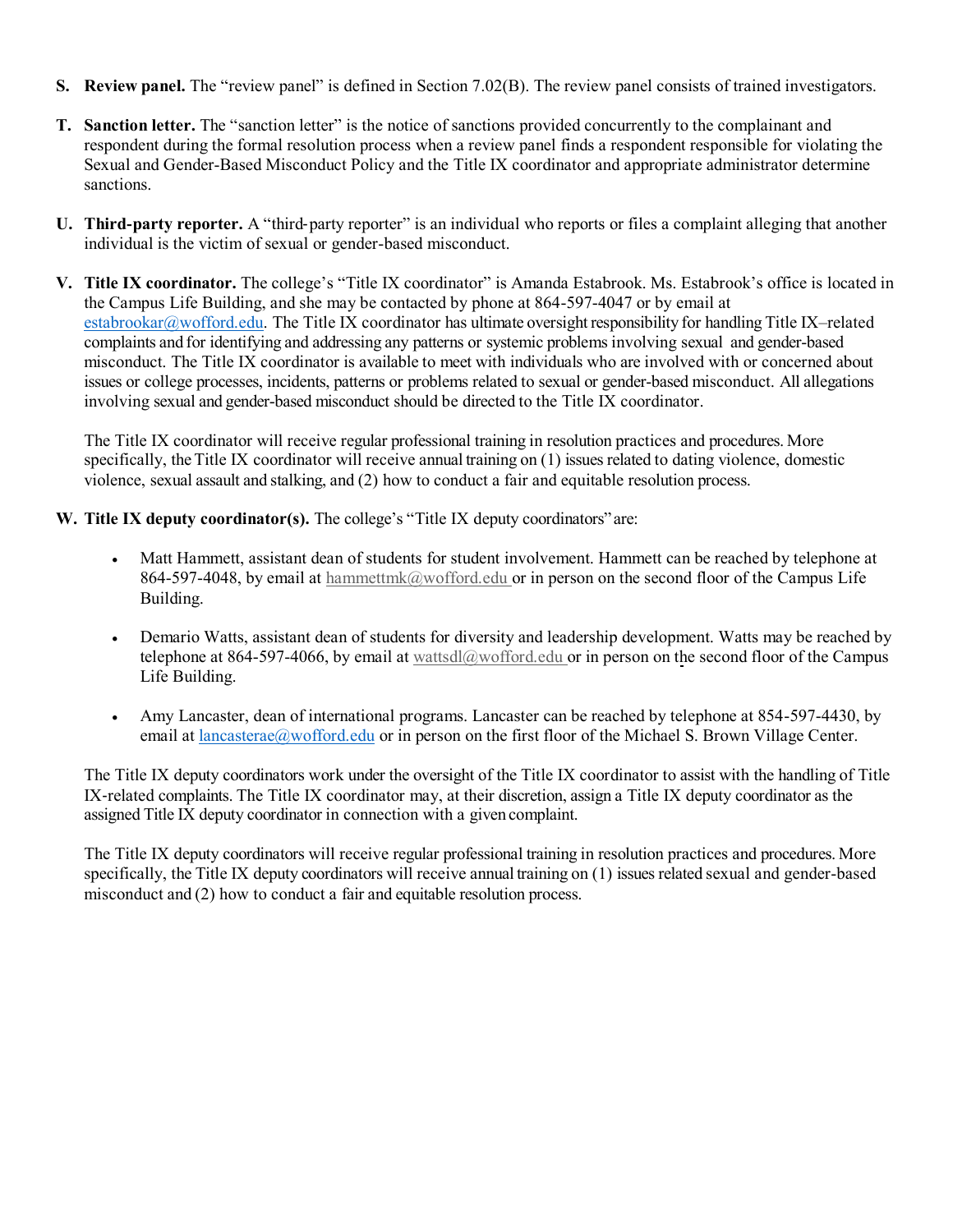**S. Review panel.** The "review panel" is defined in Section 7.02(B). The review panel consists of trained investigators.

**T. Sanction letter.** The "sanction letter" is the notice of sanctions provided concurrently to the complainant and respondent during the formal resolution process when a review panel finds a respondent responsible for violating the Sexual and Gender-Based Misconduct Policy and the Title IX coordinator and appropriate administrator determine sanctions.

**U. Third-party reporter.** A "third-party reporter" is an individual who reports or files a complaint alleging that another individual is the victim of sexual or gender-based misconduct.

**V. Title IX coordinator.** The college's "Title IX coordinator" is Amanda Estabrook. Ms. Estabrook's office is located in the Campus Life Building, and she may be contacted by phone at 864-597-4047 or by email at estabrookar@wofford.edu. The Title IX coordinator has ultimate oversight responsibility for handling Title IX–related complaints and for identifying and addressing any patterns or systemic problems involving sexual and gender-based misconduct. The Title IX coordinator is available to meet with individuals who are involved with or concerned about issues or college processes, incidents, patterns or problems related to sexual or gender-based misconduct. All allegations involving sexual and gender-based misconduct should be directed to the Title IX coordinator.

The Title IX coordinator will receive regular professional training in resolution practices and procedures. More specifically, the Title IX coordinator will receive annual training on (1) issues related to dating violence, domestic violence, sexual assault and stalking, and (2) how to conduct a fair and equitable resolution process.

**W. Title IX deputy coordinator(s).** The college's "Title IX deputy coordinators" are:

- Matt Hammett, assistant dean of students for student involvement. Hammett can be reached by telephone at 864-597-4048, by email at hammettmk@wofford.edu or in person on the second floor of the Campus Life Building.
- Demario Watts, assistant dean of students for diversity and leadership development. Watts may be reached by telephone at 864-597-4066, by email at wattsdl@wofford.edu or in person on the second floor of the Campus Life Building.
- Amy Lancaster, dean of international programs. Lancaster can be reached by telephone at 854-597-4430, by email at lancasterae@wofford.edu or in person on the first floor of the Michael S. Brown Village Center.

The Title IX deputy coordinators work under the oversight of the Title IX coordinator to assist with the handling of Title IX-related complaints. The Title IX coordinator may, at their discretion, assign a Title IX deputy coordinator as the assigned Title IX deputy coordinator in connection with a given complaint.

The Title IX deputy coordinators will receive regular professional training in resolution practices and procedures. More specifically, the Title IX deputy coordinators will receive annual training on (1) issues related sexual and gender-based misconduct and (2) how to conduct a fair and equitable resolution process.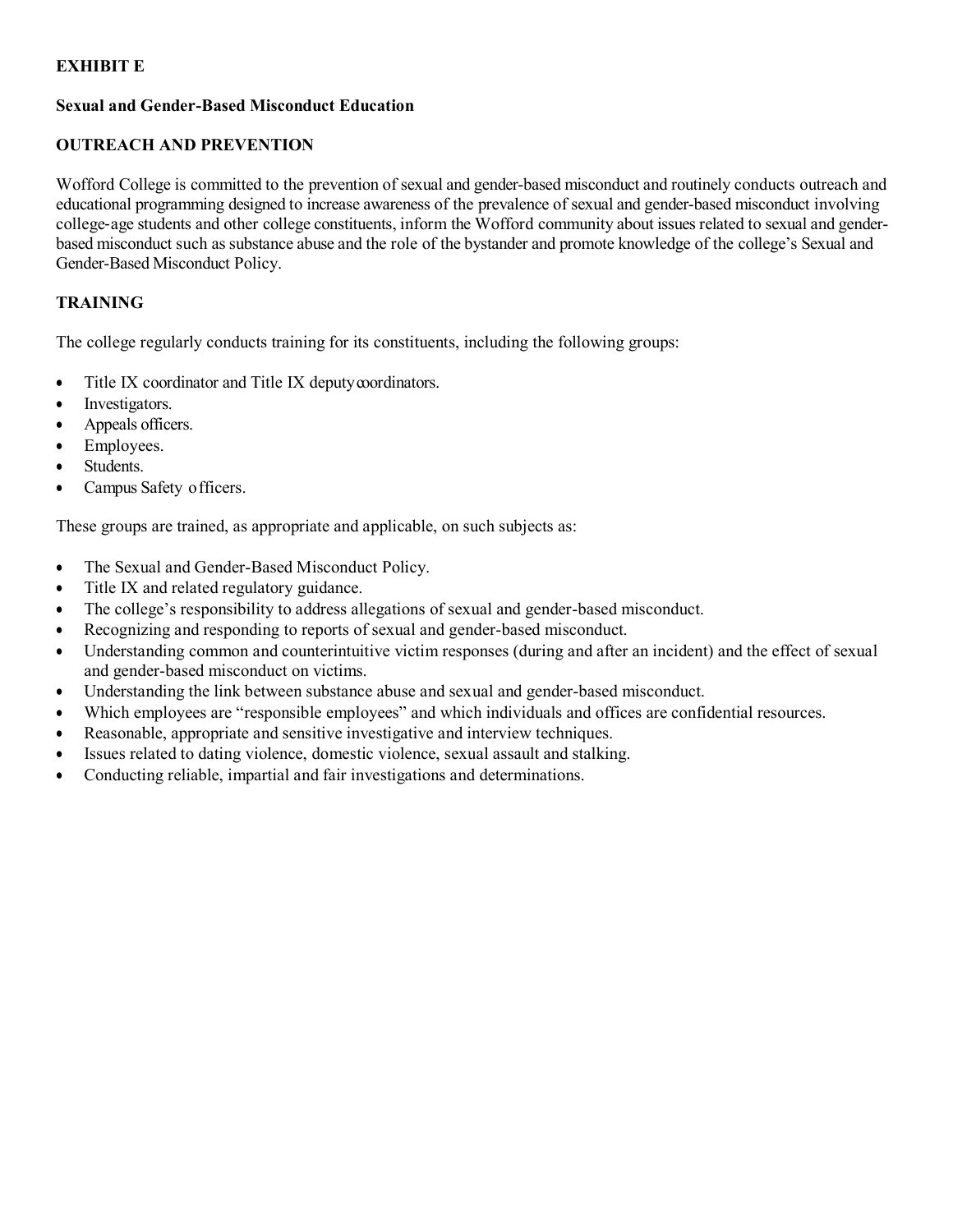**EXHIBIT E**

**Sexual and Gender-Based Misconduct Education**

**OUTREACH AND PREVENTION**

Wofford College is committed to the prevention of sexual and gender-based misconduct and routinely conducts outreach and educational programming designed to increase awareness of the prevalence of sexual and gender-based misconduct involving college-age students and other college constituents, inform the Wofford community about issues related to sexual and gender-based misconduct such as substance abuse and the role of the bystander and promote knowledge of the college's Sexual and Gender-Based Misconduct Policy.

**TRAINING**

The college regularly conducts training for its constituents, including the following groups:

- Title IX coordinator and Title IX deputy coordinators.
- Investigators.
- Appeals officers.
- Employees.
- Students.
- Campus Safety officers.

These groups are trained, as appropriate and applicable, on such subjects as:

- The Sexual and Gender-Based Misconduct Policy.
- Title IX and related regulatory guidance.
- The college's responsibility to address allegations of sexual and gender-based misconduct.
- Recognizing and responding to reports of sexual and gender-based misconduct.
- Understanding common and counterintuitive victim responses (during and after an incident) and the effect of sexual and gender-based misconduct on victims.
- Understanding the link between substance abuse and sexual and gender-based misconduct.
- Which employees are "responsible employees" and which individuals and offices are confidential resources.
- Reasonable, appropriate and sensitive investigative and interview techniques.
- Issues related to dating violence, domestic violence, sexual assault and stalking.
- Conducting reliable, impartial and fair investigations and determinations.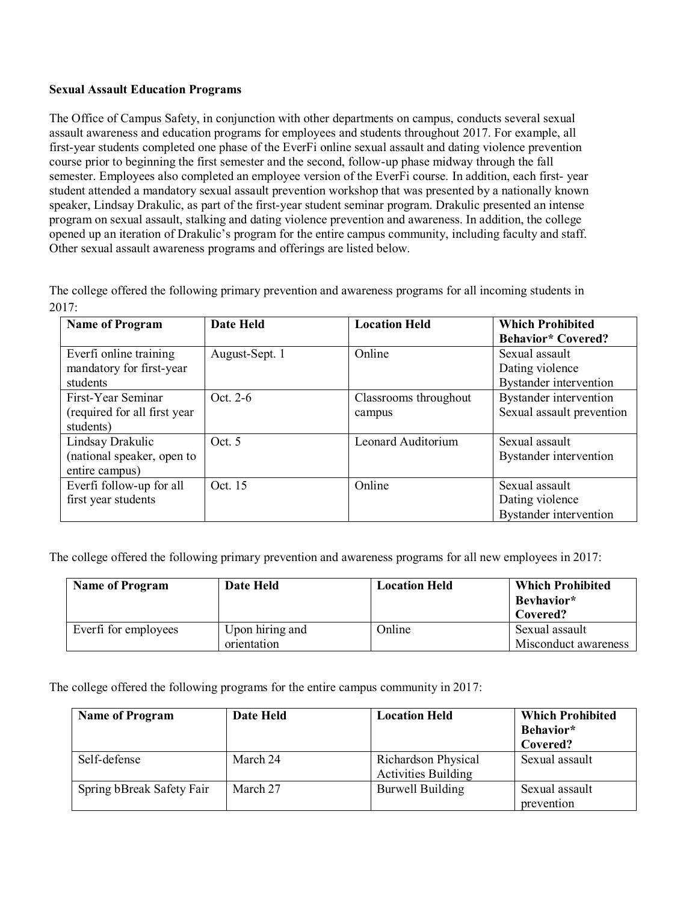**Sexual Assault Education Programs**

The Office of Campus Safety, in conjunction with other departments on campus, conducts several sexual assault awareness and education programs for employees and students throughout 2017. For example, all first-year students completed one phase of the EverFi online sexual assault and dating violence prevention course prior to beginning the first semester and the second, follow-up phase midway through the fall semester. Employees also completed an employee version of the EverFi course. In addition, each first- year student attended a mandatory sexual assault prevention workshop that was presented by a nationally known speaker, Lindsay Drakulic, as part of the first-year student seminar program. Drakulic presented an intense program on sexual assault, stalking and dating violence prevention and awareness. In addition, the college opened up an iteration of Drakulic's program for the entire campus community, including faculty and staff. Other sexual assault awareness programs and offerings are listed below.

The college offered the following primary prevention and awareness programs for all incoming students in 2017:

| Name of Program | Date Held | Location Held | Which Prohibited Behavior* Covered? |
| --- | --- | --- | --- |
| Everfi online training mandatory for first-year students | August-Sept. 1 | Online | Sexual assault<br>Dating violence<br>Bystander intervention |
| First-Year Seminar (required for all first year students) | Oct. 2-6 | Classrooms throughout campus | Bystander intervention<br>Sexual assault prevention |
| Lindsay Drakulic (national speaker, open to entire campus) | Oct. 5 | Leonard Auditorium | Sexual assault<br>Bystander intervention |
| Everfi follow-up for all first year students | Oct. 15 | Online | Sexual assault<br>Dating violence<br>Bystander intervention |

The college offered the following primary prevention and awareness programs for all new employees in 2017:

| Name of Program | Date Held | Location Held | Which Prohibited Bevhavior* Covered? |
| --- | --- | --- | --- |
| Everfi for employees | Upon hiring and orientation | Online | Sexual assault<br>Misconduct awareness |

The college offered the following programs for the entire campus community in 2017:

| Name of Program | Date Held | Location Held | Which Prohibited Behavior* Covered? |
| --- | --- | --- | --- |
| Self-defense | March 24 | Richardson Physical Activities Building | Sexual assault |
| Spring bBreak Safety Fair | March 27 | Burwell Building | Sexual assault prevention |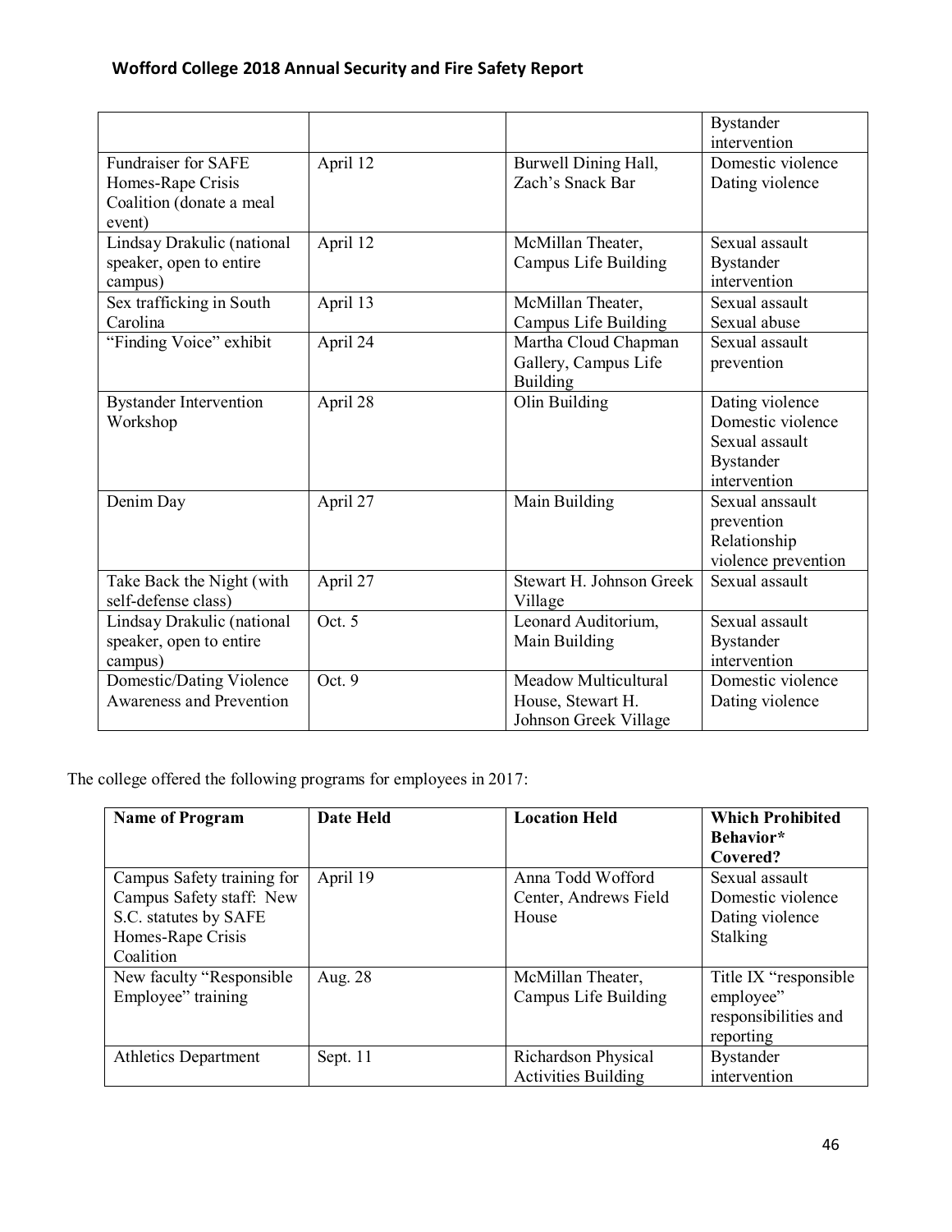| | | | |
|---|---|---|---|
| | | | Bystander intervention |
| Fundraiser for SAFE Homes-Rape Crisis Coalition (donate a meal event) | April 12 | Burwell Dining Hall, Zach's Snack Bar | Domestic violence<br>Dating violence |
| Lindsay Drakulic (national speaker, open to entire campus) | April 12 | McMillan Theater, Campus Life Building | Sexual assault<br>Bystander intervention |
| Sex trafficking in South Carolina | April 13 | McMillan Theater, Campus Life Building | Sexual assault<br>Sexual abuse |
| "Finding Voice" exhibit | April 24 | Martha Cloud Chapman Gallery, Campus Life Building | Sexual assault prevention |
| Bystander Intervention Workshop | April 28 | Olin Building | Dating violence<br>Domestic violence<br>Sexual assault<br>Bystander intervention |
| Denim Day | April 27 | Main Building | Sexual anssault prevention<br>Relationship violence prevention |
| Take Back the Night (with self-defense class) | April 27 | Stewart H. Johnson Greek Village | Sexual assault |
| Lindsay Drakulic (national speaker, open to entire campus) | Oct. 5 | Leonard Auditorium, Main Building | Sexual assault<br>Bystander intervention |
| Domestic/Dating Violence Awareness and Prevention | Oct. 9 | Meadow Multicultural House, Stewart H. Johnson Greek Village | Domestic violence<br>Dating violence |

The college offered the following programs for employees in 2017:

| **Name of Program** | **Date Held** | **Location Held** | **Which Prohibited Behavior* Covered?** |
|---|---|---|---|
| Campus Safety training for Campus Safety staff: New S.C. statutes by SAFE Homes-Rape Crisis Coalition | April 19 | Anna Todd Wofford Center, Andrews Field House | Sexual assault<br>Domestic violence<br>Dating violence<br>Stalking |
| New faculty "Responsible Employee" training | Aug. 28 | McMillan Theater, Campus Life Building | Title IX "responsible employee" responsibilities and reporting |
| Athletics Department | Sept. 11 | Richardson Physical Activities Building | Bystander intervention |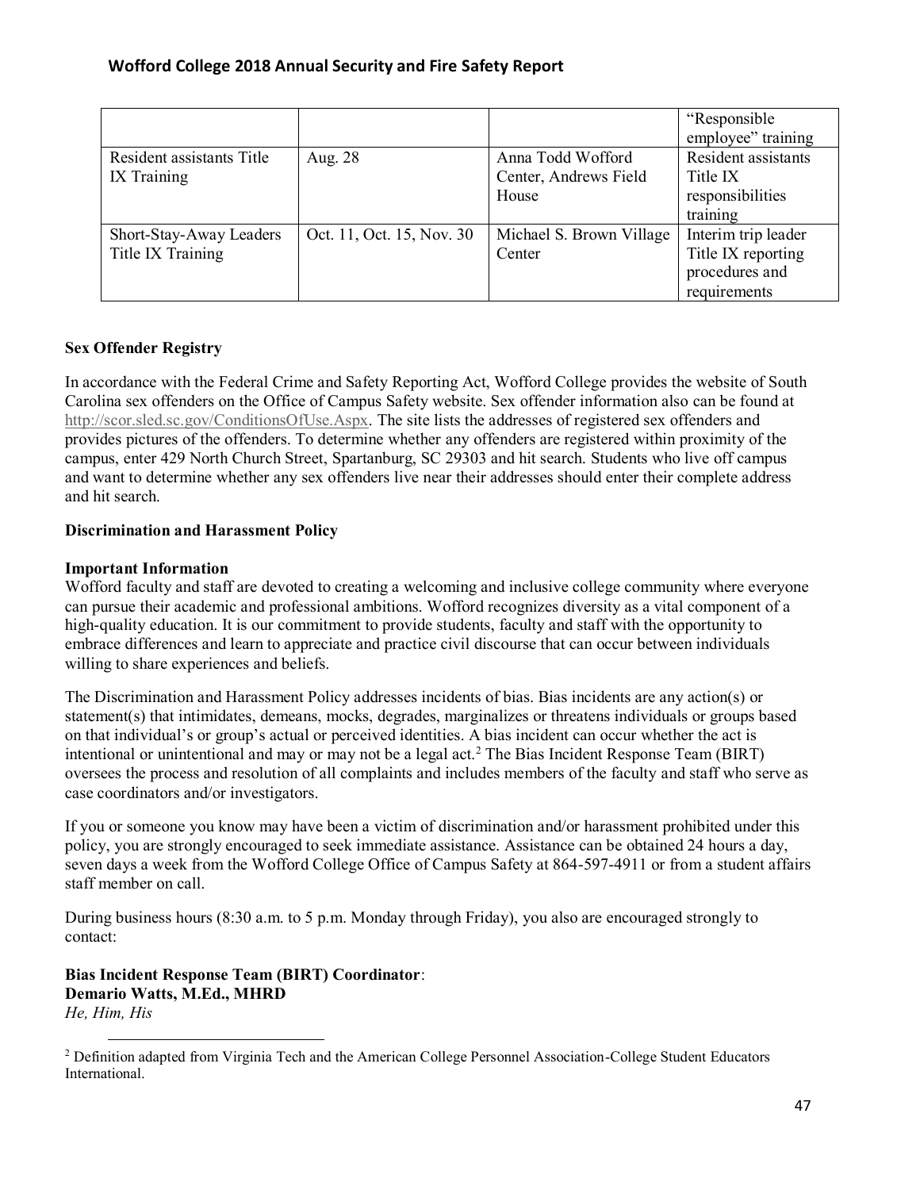| | | | “Responsible employee” training |
|---|---|---|---|
| Resident assistants Title IX Training | Aug. 28 | Anna Todd Wofford Center, Andrews Field House | Resident assistants Title IX responsibilities training |
| Short-Stay-Away Leaders Title IX Training | Oct. 11, Oct. 15, Nov. 30 | Michael S. Brown Village Center | Interim trip leader Title IX reporting procedures and requirements |

**Sex Offender Registry**

In accordance with the Federal Crime and Safety Reporting Act, Wofford College provides the website of South Carolina sex offenders on the Office of Campus Safety website. Sex offender information also can be found at http://scor.sled.sc.gov/ConditionsOfUse.Aspx. The site lists the addresses of registered sex offenders and provides pictures of the offenders. To determine whether any offenders are registered within proximity of the campus, enter 429 North Church Street, Spartanburg, SC 29303 and hit search. Students who live off campus and want to determine whether any sex offenders live near their addresses should enter their complete address and hit search.

**Discrimination and Harassment Policy**

**Important Information**

Wofford faculty and staff are devoted to creating a welcoming and inclusive college community where everyone can pursue their academic and professional ambitions. Wofford recognizes diversity as a vital component of a high-quality education. It is our commitment to provide students, faculty and staff with the opportunity to embrace differences and learn to appreciate and practice civil discourse that can occur between individuals willing to share experiences and beliefs.

The Discrimination and Harassment Policy addresses incidents of bias. Bias incidents are any action(s) or statement(s) that intimidates, demeans, mocks, degrades, marginalizes or threatens individuals or groups based on that individual's or group's actual or perceived identities. A bias incident can occur whether the act is intentional or unintentional and may or may not be a legal act.[2] The Bias Incident Response Team (BIRT) oversees the process and resolution of all complaints and includes members of the faculty and staff who serve as case coordinators and/or investigators.

If you or someone you know may have been a victim of discrimination and/or harassment prohibited under this policy, you are strongly encouraged to seek immediate assistance. Assistance can be obtained 24 hours a day, seven days a week from the Wofford College Office of Campus Safety at 864-597-4911 or from a student affairs staff member on call.

During business hours (8:30 a.m. to 5 p.m. Monday through Friday), you also are encouraged strongly to contact:

**Bias Incident Response Team (BIRT) Coordinator**:
**Demario Watts, M.Ed., MHRD**
*He, Him, His*

[2] Definition adapted from Virginia Tech and the American College Personnel Association-College Student Educators International.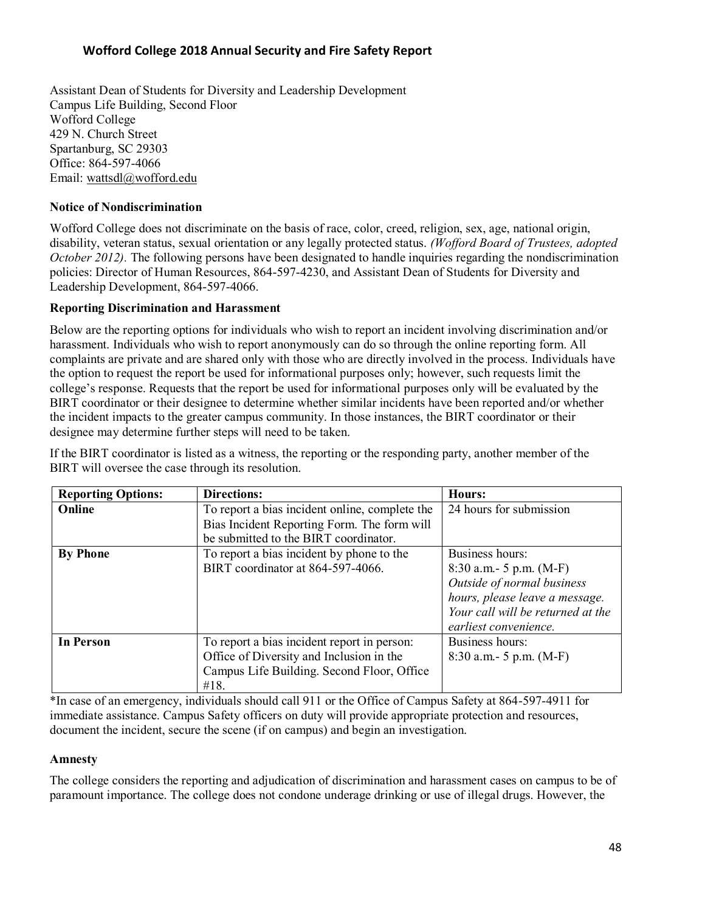Assistant Dean of Students for Diversity and Leadership Development
Campus Life Building, Second Floor
Wofford College
429 N. Church Street
Spartanburg, SC 29303
Office: 864-597-4066
Email: wattsdl@wofford.edu

**Notice of Nondiscrimination**

Wofford College does not discriminate on the basis of race, color, creed, religion, sex, age, national origin, disability, veteran status, sexual orientation or any legally protected status. *(Wofford Board of Trustees, adopted October 2012).* The following persons have been designated to handle inquiries regarding the nondiscrimination policies: Director of Human Resources, 864-597-4230, and Assistant Dean of Students for Diversity and Leadership Development, 864-597-4066.

**Reporting Discrimination and Harassment**

Below are the reporting options for individuals who wish to report an incident involving discrimination and/or harassment. Individuals who wish to report anonymously can do so through the online reporting form. All complaints are private and are shared only with those who are directly involved in the process. Individuals have the option to request the report be used for informational purposes only; however, such requests limit the college's response. Requests that the report be used for informational purposes only will be evaluated by the BIRT coordinator or their designee to determine whether similar incidents have been reported and/or whether the incident impacts to the greater campus community. In those instances, the BIRT coordinator or their designee may determine further steps will need to be taken.

If the BIRT coordinator is listed as a witness, the reporting or the responding party, another member of the BIRT will oversee the case through its resolution.

| **Reporting Options:** | **Directions:** | **Hours:** |
|---|---|---|
| **Online** | To report a bias incident online, complete the Bias Incident Reporting Form. The form will be submitted to the BIRT coordinator. | 24 hours for submission |
| **By Phone** | To report a bias incident by phone to the BIRT coordinator at 864-597-4066. | Business hours: 8:30 a.m.- 5 p.m. (M-F) *Outside of normal business hours, please leave a message. Your call will be returned at the earliest convenience.* |
| **In Person** | To report a bias incident report in person: Office of Diversity and Inclusion in the Campus Life Building. Second Floor, Office #18. | Business hours: 8:30 a.m.- 5 p.m. (M-F) |

*In case of an emergency, individuals should call 911 or the Office of Campus Safety at 864-597-4911 for immediate assistance. Campus Safety officers on duty will provide appropriate protection and resources, document the incident, secure the scene (if on campus) and begin an investigation.

**Amnesty**

The college considers the reporting and adjudication of discrimination and harassment cases on campus to be of paramount importance. The college does not condone underage drinking or use of illegal drugs. However, the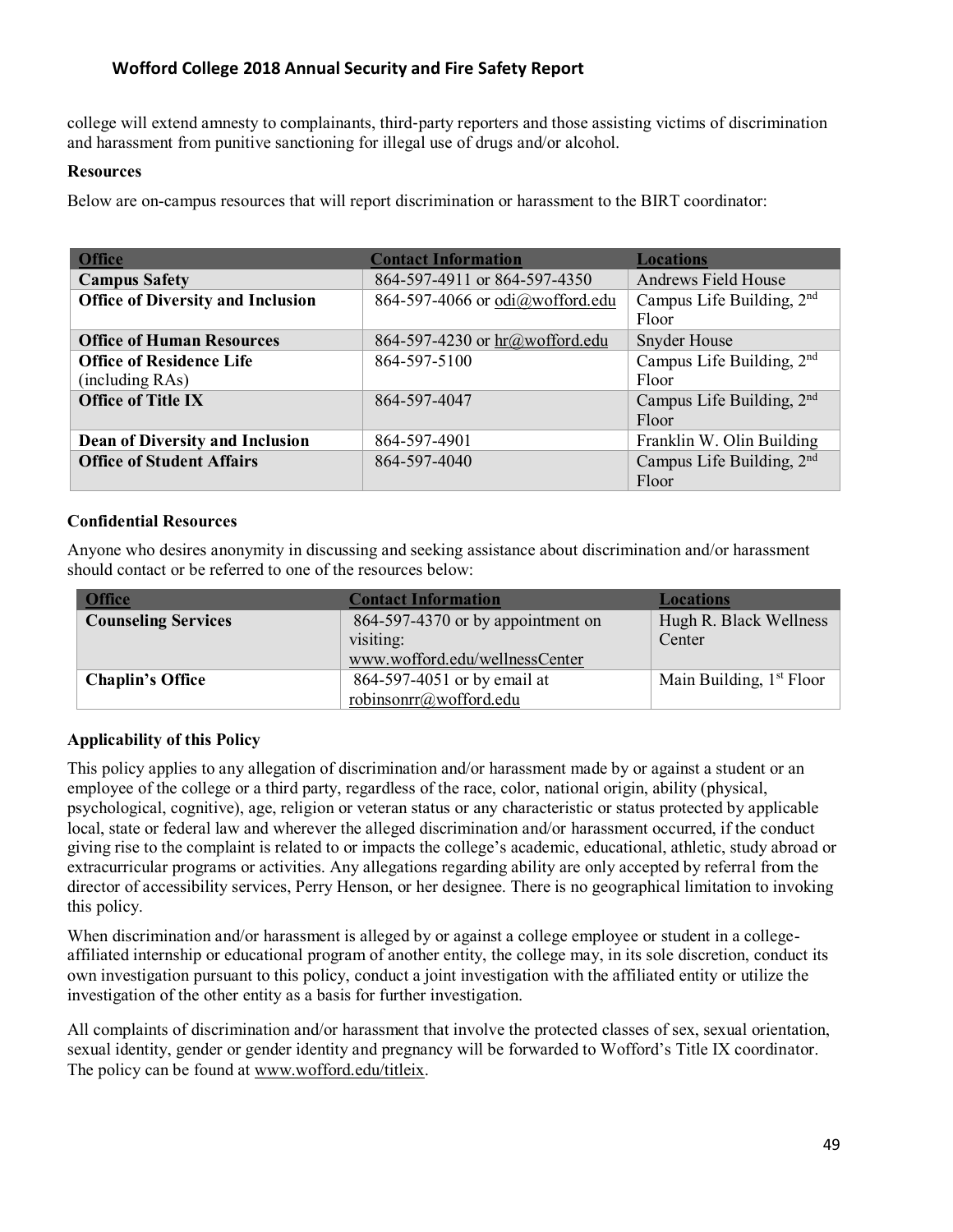college will extend amnesty to complainants, third-party reporters and those assisting victims of discrimination and harassment from punitive sanctioning for illegal use of drugs and/or alcohol.

**Resources**

Below are on-campus resources that will report discrimination or harassment to the BIRT coordinator:

| Office | Contact Information | Locations |
|---|---|---|
| **Campus Safety** | 864-597-4911 or 864-597-4350 | Andrews Field House |
| **Office of Diversity and Inclusion** | 864-597-4066 or odi@wofford.edu | Campus Life Building, 2nd Floor |
| **Office of Human Resources** | 864-597-4230 or hr@wofford.edu | Snyder House |
| **Office of Residence Life** (including RAs) | 864-597-5100 | Campus Life Building, 2nd Floor |
| **Office of Title IX** | 864-597-4047 | Campus Life Building, 2nd Floor |
| **Dean of Diversity and Inclusion** | 864-597-4901 | Franklin W. Olin Building |
| **Office of Student Affairs** | 864-597-4040 | Campus Life Building, 2nd Floor |

**Confidential Resources**

Anyone who desires anonymity in discussing and seeking assistance about discrimination and/or harassment should contact or be referred to one of the resources below:

| Office | Contact Information | Locations |
|---|---|---|
| **Counseling Services** | 864-597-4370 or by appointment on visiting: www.wofford.edu/wellnessCenter | Hugh R. Black Wellness Center |
| **Chaplin's Office** | 864-597-4051 or by email at robinsonrr@wofford.edu | Main Building, 1st Floor |

**Applicability of this Policy**

This policy applies to any allegation of discrimination and/or harassment made by or against a student or an employee of the college or a third party, regardless of the race, color, national origin, ability (physical, psychological, cognitive), age, religion or veteran status or any characteristic or status protected by applicable local, state or federal law and wherever the alleged discrimination and/or harassment occurred, if the conduct giving rise to the complaint is related to or impacts the college's academic, educational, athletic, study abroad or extracurricular programs or activities. Any allegations regarding ability are only accepted by referral from the director of accessibility services, Perry Henson, or her designee. There is no geographical limitation to invoking this policy.

When discrimination and/or harassment is alleged by or against a college employee or student in a college-affiliated internship or educational program of another entity, the college may, in its sole discretion, conduct its own investigation pursuant to this policy, conduct a joint investigation with the affiliated entity or utilize the investigation of the other entity as a basis for further investigation.

All complaints of discrimination and/or harassment that involve the protected classes of sex, sexual orientation, sexual identity, gender or gender identity and pregnancy will be forwarded to Wofford's Title IX coordinator. The policy can be found at www.wofford.edu/titleix.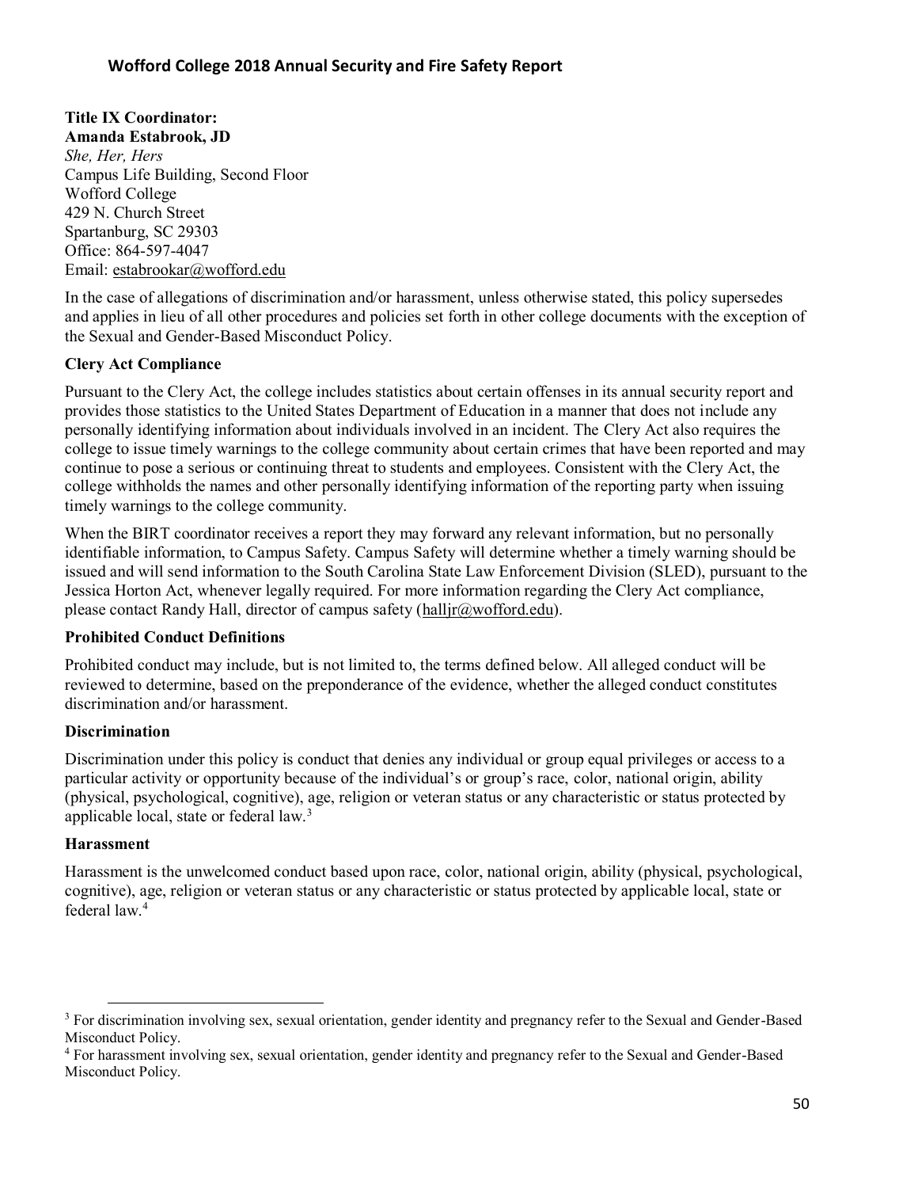**Title IX Coordinator:**
**Amanda Estabrook, JD**
*She, Her, Hers*
Campus Life Building, Second Floor
Wofford College
429 N. Church Street
Spartanburg, SC 29303
Office: 864-597-4047
Email: estabrookar@wofford.edu

In the case of allegations of discrimination and/or harassment, unless otherwise stated, this policy supersedes and applies in lieu of all other procedures and policies set forth in other college documents with the exception of the Sexual and Gender-Based Misconduct Policy.

**Clery Act Compliance**

Pursuant to the Clery Act, the college includes statistics about certain offenses in its annual security report and provides those statistics to the United States Department of Education in a manner that does not include any personally identifying information about individuals involved in an incident. The Clery Act also requires the college to issue timely warnings to the college community about certain crimes that have been reported and may continue to pose a serious or continuing threat to students and employees. Consistent with the Clery Act, the college withholds the names and other personally identifying information of the reporting party when issuing timely warnings to the college community.

When the BIRT coordinator receives a report they may forward any relevant information, but no personally identifiable information, to Campus Safety. Campus Safety will determine whether a timely warning should be issued and will send information to the South Carolina State Law Enforcement Division (SLED), pursuant to the Jessica Horton Act, whenever legally required. For more information regarding the Clery Act compliance, please contact Randy Hall, director of campus safety (halljr@wofford.edu).

**Prohibited Conduct Definitions**

Prohibited conduct may include, but is not limited to, the terms defined below. All alleged conduct will be reviewed to determine, based on the preponderance of the evidence, whether the alleged conduct constitutes discrimination and/or harassment.

**Discrimination**

Discrimination under this policy is conduct that denies any individual or group equal privileges or access to a particular activity or opportunity because of the individual's or group's race, color, national origin, ability (physical, psychological, cognitive), age, religion or veteran status or any characteristic or status protected by applicable local, state or federal law.[3]

**Harassment**

Harassment is the unwelcomed conduct based upon race, color, national origin, ability (physical, psychological, cognitive), age, religion or veteran status or any characteristic or status protected by applicable local, state or federal law.[4]

---

[3] For discrimination involving sex, sexual orientation, gender identity and pregnancy refer to the Sexual and Gender-Based Misconduct Policy.

[4] For harassment involving sex, sexual orientation, gender identity and pregnancy refer to the Sexual and Gender-Based Misconduct Policy.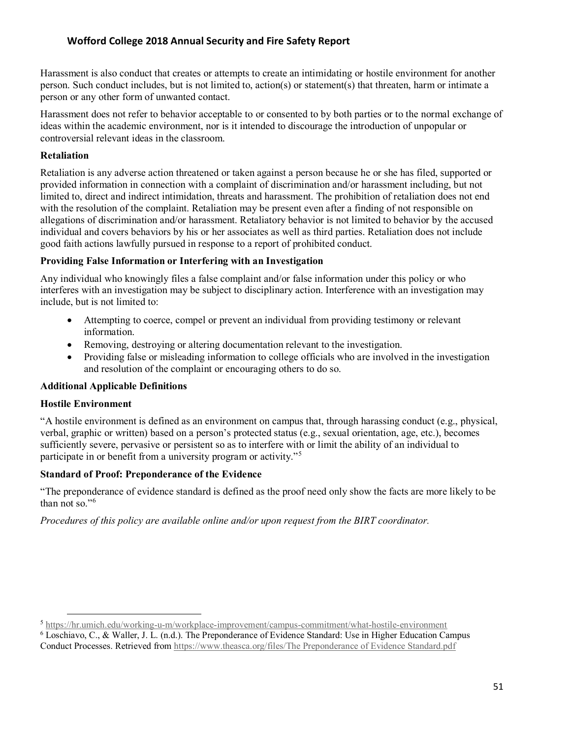Harassment is also conduct that creates or attempts to create an intimidating or hostile environment for another person. Such conduct includes, but is not limited to, action(s) or statement(s) that threaten, harm or intimate a person or any other form of unwanted contact.

Harassment does not refer to behavior acceptable to or consented to by both parties or to the normal exchange of ideas within the academic environment, nor is it intended to discourage the introduction of unpopular or controversial relevant ideas in the classroom.

**Retaliation**

Retaliation is any adverse action threatened or taken against a person because he or she has filed, supported or provided information in connection with a complaint of discrimination and/or harassment including, but not limited to, direct and indirect intimidation, threats and harassment. The prohibition of retaliation does not end with the resolution of the complaint. Retaliation may be present even after a finding of not responsible on allegations of discrimination and/or harassment. Retaliatory behavior is not limited to behavior by the accused individual and covers behaviors by his or her associates as well as third parties. Retaliation does not include good faith actions lawfully pursued in response to a report of prohibited conduct.

**Providing False Information or Interfering with an Investigation**

Any individual who knowingly files a false complaint and/or false information under this policy or who interferes with an investigation may be subject to disciplinary action. Interference with an investigation may include, but is not limited to:

- Attempting to coerce, compel or prevent an individual from providing testimony or relevant information.
- Removing, destroying or altering documentation relevant to the investigation.
- Providing false or misleading information to college officials who are involved in the investigation and resolution of the complaint or encouraging others to do so.

**Additional Applicable Definitions**

**Hostile Environment**

"A hostile environment is defined as an environment on campus that, through harassing conduct (e.g., physical, verbal, graphic or written) based on a person's protected status (e.g., sexual orientation, age, etc.), becomes sufficiently severe, pervasive or persistent so as to interfere with or limit the ability of an individual to participate in or benefit from a university program or activity."[5]

**Standard of Proof: Preponderance of the Evidence**

"The preponderance of evidence standard is defined as the proof need only show the facts are more likely to be than not so."[6]

*Procedures of this policy are available online and/or upon request from the BIRT coordinator.*

---

[5] https://hr.umich.edu/working-u-m/workplace-improvement/campus-commitment/what-hostile-environment

[6] Loschiavo, C., & Waller, J. L. (n.d.). The Preponderance of Evidence Standard: Use in Higher Education Campus Conduct Processes. Retrieved from https://www.theasca.org/files/The Preponderance of Evidence Standard.pdf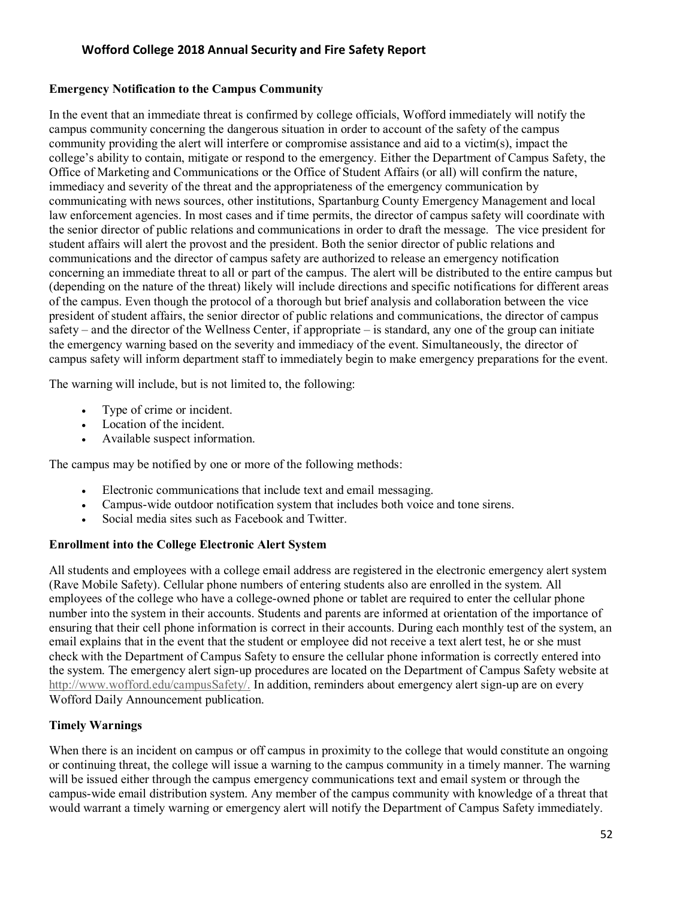**Emergency Notification to the Campus Community**

In the event that an immediate threat is confirmed by college officials, Wofford immediately will notify the campus community concerning the dangerous situation in order to account of the safety of the campus community providing the alert will interfere or compromise assistance and aid to a victim(s), impact the college's ability to contain, mitigate or respond to the emergency. Either the Department of Campus Safety, the Office of Marketing and Communications or the Office of Student Affairs (or all) will confirm the nature, immediacy and severity of the threat and the appropriateness of the emergency communication by communicating with news sources, other institutions, Spartanburg County Emergency Management and local law enforcement agencies. In most cases and if time permits, the director of campus safety will coordinate with the senior director of public relations and communications in order to draft the message. The vice president for student affairs will alert the provost and the president. Both the senior director of public relations and communications and the director of campus safety are authorized to release an emergency notification concerning an immediate threat to all or part of the campus. The alert will be distributed to the entire campus but (depending on the nature of the threat) likely will include directions and specific notifications for different areas of the campus. Even though the protocol of a thorough but brief analysis and collaboration between the vice president of student affairs, the senior director of public relations and communications, the director of campus safety – and the director of the Wellness Center, if appropriate – is standard, any one of the group can initiate the emergency warning based on the severity and immediacy of the event. Simultaneously, the director of campus safety will inform department staff to immediately begin to make emergency preparations for the event.

The warning will include, but is not limited to, the following:

- Type of crime or incident.
- Location of the incident.
- Available suspect information.

The campus may be notified by one or more of the following methods:

- Electronic communications that include text and email messaging.
- Campus-wide outdoor notification system that includes both voice and tone sirens.
- Social media sites such as Facebook and Twitter.

**Enrollment into the College Electronic Alert System**

All students and employees with a college email address are registered in the electronic emergency alert system (Rave Mobile Safety). Cellular phone numbers of entering students also are enrolled in the system. All employees of the college who have a college-owned phone or tablet are required to enter the cellular phone number into the system in their accounts. Students and parents are informed at orientation of the importance of ensuring that their cell phone information is correct in their accounts. During each monthly test of the system, an email explains that in the event that the student or employee did not receive a text alert test, he or she must check with the Department of Campus Safety to ensure the cellular phone information is correctly entered into the system. The emergency alert sign-up procedures are located on the Department of Campus Safety website at http://www.wofford.edu/campusSafety/. In addition, reminders about emergency alert sign-up are on every Wofford Daily Announcement publication.

**Timely Warnings**

When there is an incident on campus or off campus in proximity to the college that would constitute an ongoing or continuing threat, the college will issue a warning to the campus community in a timely manner. The warning will be issued either through the campus emergency communications text and email system or through the campus-wide email distribution system. Any member of the campus community with knowledge of a threat that would warrant a timely warning or emergency alert will notify the Department of Campus Safety immediately.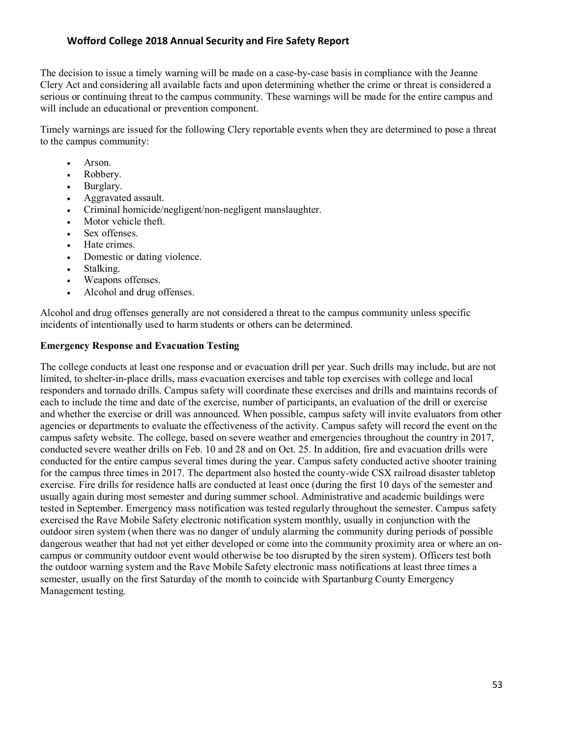The decision to issue a timely warning will be made on a case-by-case basis in compliance with the Jeanne Clery Act and considering all available facts and upon determining whether the crime or threat is considered a serious or continuing threat to the campus community. These warnings will be made for the entire campus and will include an educational or prevention component.

Timely warnings are issued for the following Clery reportable events when they are determined to pose a threat to the campus community:

- Arson.
- Robbery.
- Burglary.
- Aggravated assault.
- Criminal homicide/negligent/non-negligent manslaughter.
- Motor vehicle theft.
- Sex offenses.
- Hate crimes.
- Domestic or dating violence.
- Stalking.
- Weapons offenses.
- Alcohol and drug offenses.

Alcohol and drug offenses generally are not considered a threat to the campus community unless specific incidents of intentionally used to harm students or others can be determined.

**Emergency Response and Evacuation Testing**

The college conducts at least one response and or evacuation drill per year. Such drills may include, but are not limited, to shelter-in-place drills, mass evacuation exercises and table top exercises with college and local responders and tornado drills. Campus safety will coordinate these exercises and drills and maintains records of each to include the time and date of the exercise, number of participants, an evaluation of the drill or exercise and whether the exercise or drill was announced. When possible, campus safety will invite evaluators from other agencies or departments to evaluate the effectiveness of the activity. Campus safety will record the event on the campus safety website. The college, based on severe weather and emergencies throughout the country in 2017, conducted severe weather drills on Feb. 10 and 28 and on Oct. 25. In addition, fire and evacuation drills were conducted for the entire campus several times during the year. Campus safety conducted active shooter training for the campus three times in 2017. The department also hosted the county-wide CSX railroad disaster tabletop exercise. Fire drills for residence halls are conducted at least once (during the first 10 days of the semester and usually again during most semester and during summer school. Administrative and academic buildings were tested in September. Emergency mass notification was tested regularly throughout the semester. Campus safety exercised the Rave Mobile Safety electronic notification system monthly, usually in conjunction with the outdoor siren system (when there was no danger of unduly alarming the community during periods of possible dangerous weather that had not yet either developed or come into the community proximity area or where an on-campus or community outdoor event would otherwise be too disrupted by the siren system). Officers test both the outdoor warning system and the Rave Mobile Safety electronic mass notifications at least three times a semester, usually on the first Saturday of the month to coincide with Spartanburg County Emergency Management testing.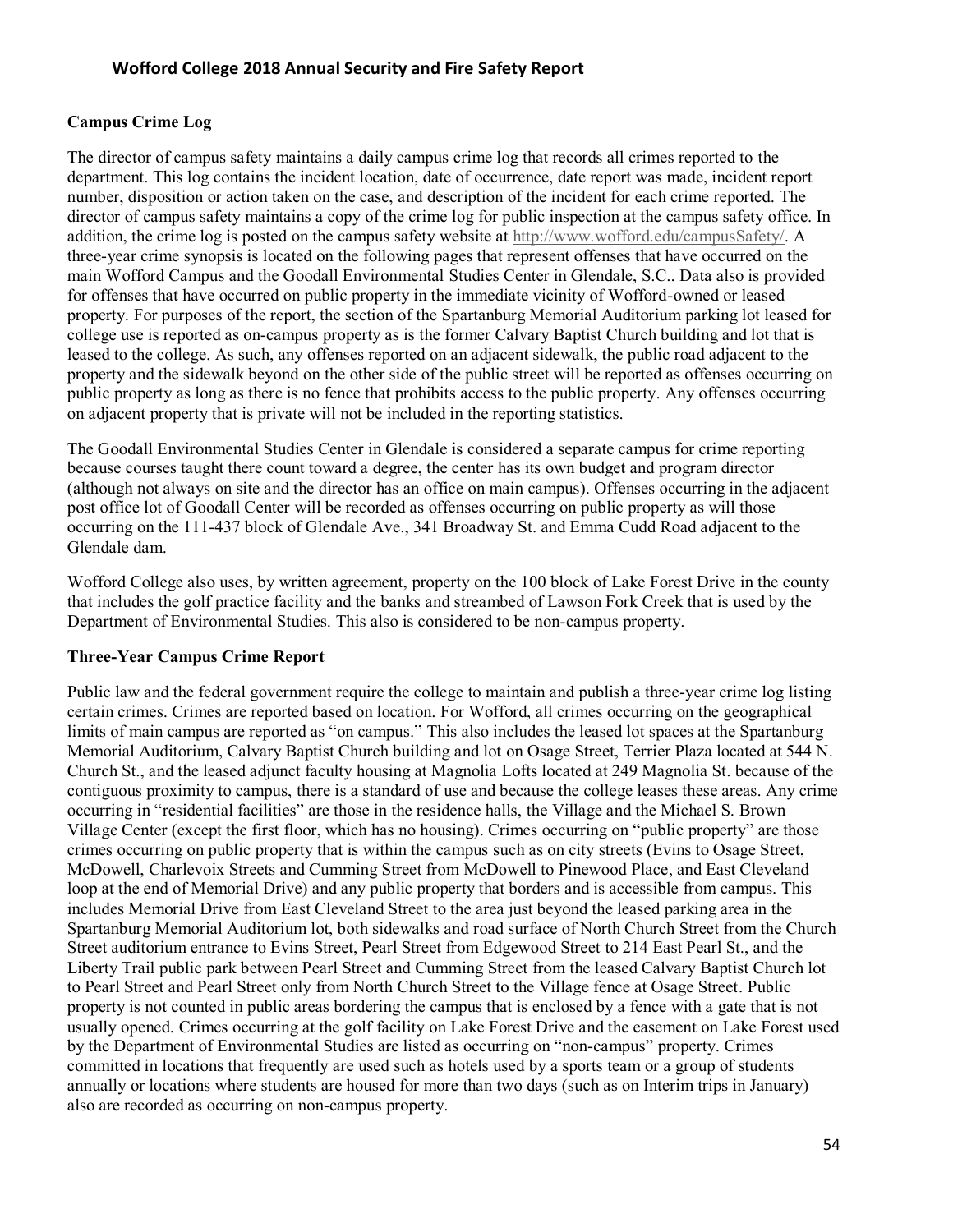**Campus Crime Log**

The director of campus safety maintains a daily campus crime log that records all crimes reported to the department. This log contains the incident location, date of occurrence, date report was made, incident report number, disposition or action taken on the case, and description of the incident for each crime reported. The director of campus safety maintains a copy of the crime log for public inspection at the campus safety office. In addition, the crime log is posted on the campus safety website at http://www.wofford.edu/campusSafety/. A three-year crime synopsis is located on the following pages that represent offenses that have occurred on the main Wofford Campus and the Goodall Environmental Studies Center in Glendale, S.C.. Data also is provided for offenses that have occurred on public property in the immediate vicinity of Wofford-owned or leased property. For purposes of the report, the section of the Spartanburg Memorial Auditorium parking lot leased for college use is reported as on-campus property as is the former Calvary Baptist Church building and lot that is leased to the college. As such, any offenses reported on an adjacent sidewalk, the public road adjacent to the property and the sidewalk beyond on the other side of the public street will be reported as offenses occurring on public property as long as there is no fence that prohibits access to the public property. Any offenses occurring on adjacent property that is private will not be included in the reporting statistics.

The Goodall Environmental Studies Center in Glendale is considered a separate campus for crime reporting because courses taught there count toward a degree, the center has its own budget and program director (although not always on site and the director has an office on main campus). Offenses occurring in the adjacent post office lot of Goodall Center will be recorded as offenses occurring on public property as will those occurring on the 111-437 block of Glendale Ave., 341 Broadway St. and Emma Cudd Road adjacent to the Glendale dam.

Wofford College also uses, by written agreement, property on the 100 block of Lake Forest Drive in the county that includes the golf practice facility and the banks and streambed of Lawson Fork Creek that is used by the Department of Environmental Studies. This also is considered to be non-campus property.

**Three-Year Campus Crime Report**

Public law and the federal government require the college to maintain and publish a three-year crime log listing certain crimes. Crimes are reported based on location. For Wofford, all crimes occurring on the geographical limits of main campus are reported as "on campus." This also includes the leased lot spaces at the Spartanburg Memorial Auditorium, Calvary Baptist Church building and lot on Osage Street, Terrier Plaza located at 544 N. Church St., and the leased adjunct faculty housing at Magnolia Lofts located at 249 Magnolia St. because of the contiguous proximity to campus, there is a standard of use and because the college leases these areas. Any crime occurring in "residential facilities" are those in the residence halls, the Village and the Michael S. Brown Village Center (except the first floor, which has no housing). Crimes occurring on "public property" are those crimes occurring on public property that is within the campus such as on city streets (Evins to Osage Street, McDowell, Charlevoix Streets and Cumming Street from McDowell to Pinewood Place, and East Cleveland loop at the end of Memorial Drive) and any public property that borders and is accessible from campus. This includes Memorial Drive from East Cleveland Street to the area just beyond the leased parking area in the Spartanburg Memorial Auditorium lot, both sidewalks and road surface of North Church Street from the Church Street auditorium entrance to Evins Street, Pearl Street from Edgewood Street to 214 East Pearl St., and the Liberty Trail public park between Pearl Street and Cumming Street from the leased Calvary Baptist Church lot to Pearl Street and Pearl Street only from North Church Street to the Village fence at Osage Street. Public property is not counted in public areas bordering the campus that is enclosed by a fence with a gate that is not usually opened. Crimes occurring at the golf facility on Lake Forest Drive and the easement on Lake Forest used by the Department of Environmental Studies are listed as occurring on "non-campus" property. Crimes committed in locations that frequently are used such as hotels used by a sports team or a group of students annually or locations where students are housed for more than two days (such as on Interim trips in January) also are recorded as occurring on non-campus property.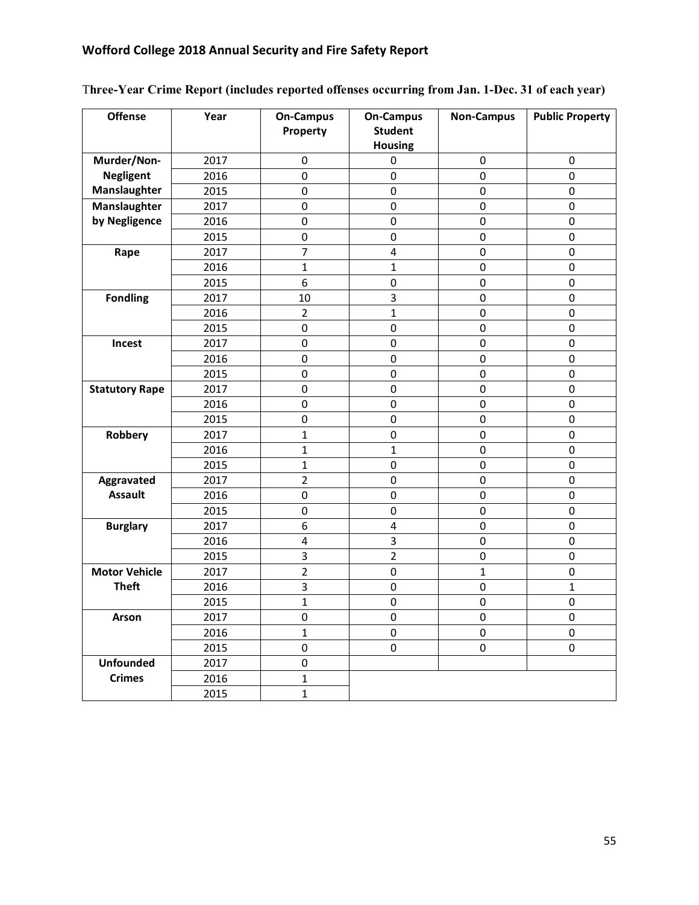Three-Year Crime Report (includes reported offenses occurring from Jan. 1-Dec. 31 of each year)

| Offense | Year | On-Campus Property | On-Campus Student Housing | Non-Campus | Public Property |
|---|---|---|---|---|---|
| Murder/Non-Negligent Manslaughter | 2017 | 0 | 0 | 0 | 0 |
| | 2016 | 0 | 0 | 0 | 0 |
| | 2015 | 0 | 0 | 0 | 0 |
| Manslaughter by Negligence | 2017 | 0 | 0 | 0 | 0 |
| | 2016 | 0 | 0 | 0 | 0 |
| | 2015 | 0 | 0 | 0 | 0 |
| Rape | 2017 | 7 | 4 | 0 | 0 |
| | 2016 | 1 | 1 | 0 | 0 |
| | 2015 | 6 | 0 | 0 | 0 |
| Fondling | 2017 | 10 | 3 | 0 | 0 |
| | 2016 | 2 | 1 | 0 | 0 |
| | 2015 | 0 | 0 | 0 | 0 |
| Incest | 2017 | 0 | 0 | 0 | 0 |
| | 2016 | 0 | 0 | 0 | 0 |
| | 2015 | 0 | 0 | 0 | 0 |
| Statutory Rape | 2017 | 0 | 0 | 0 | 0 |
| | 2016 | 0 | 0 | 0 | 0 |
| | 2015 | 0 | 0 | 0 | 0 |
| Robbery | 2017 | 1 | 0 | 0 | 0 |
| | 2016 | 1 | 1 | 0 | 0 |
| | 2015 | 1 | 0 | 0 | 0 |
| Aggravated Assault | 2017 | 2 | 0 | 0 | 0 |
| | 2016 | 0 | 0 | 0 | 0 |
| | 2015 | 0 | 0 | 0 | 0 |
| Burglary | 2017 | 6 | 4 | 0 | 0 |
| | 2016 | 4 | 3 | 0 | 0 |
| | 2015 | 3 | 2 | 0 | 0 |
| Motor Vehicle Theft | 2017 | 2 | 0 | 1 | 0 |
| | 2016 | 3 | 0 | 0 | 1 |
| | 2015 | 1 | 0 | 0 | 0 |
| Arson | 2017 | 0 | 0 | 0 | 0 |
| | 2016 | 1 | 0 | 0 | 0 |
| | 2015 | 0 | 0 | 0 | 0 |
| Unfounded Crimes | 2017 | 0 | | | |
| | 2016 | 1 | | | |
| | 2015 | 1 | | | |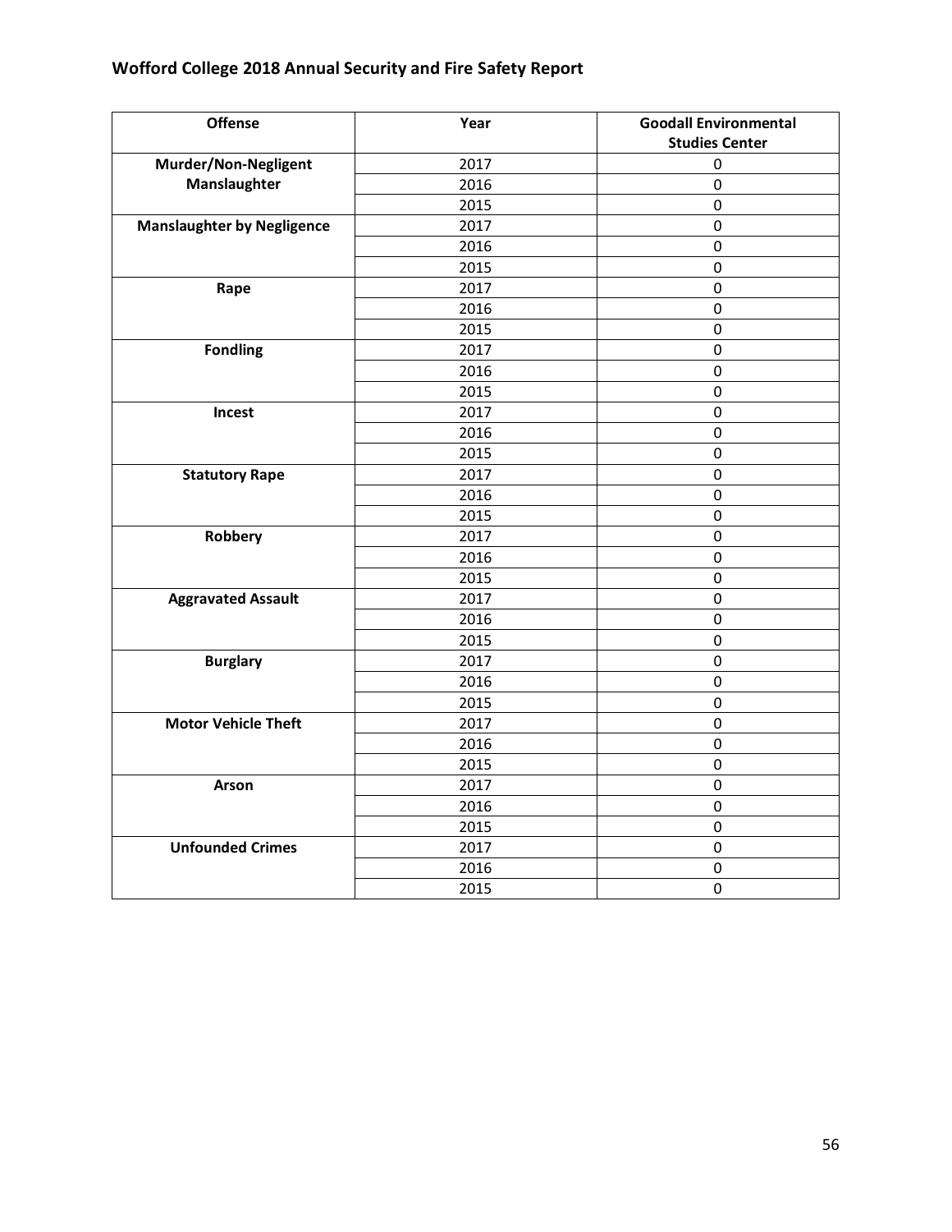## Wofford College 2018 Annual Security and Fire Safety Report

| Offense | Year | Goodall Environmental Studies Center |
|---|---|---|
| Murder/Non-Negligent Manslaughter | 2017 | 0 |
| | 2016 | 0 |
| | 2015 | 0 |
| Manslaughter by Negligence | 2017 | 0 |
| | 2016 | 0 |
| | 2015 | 0 |
| Rape | 2017 | 0 |
| | 2016 | 0 |
| | 2015 | 0 |
| Fondling | 2017 | 0 |
| | 2016 | 0 |
| | 2015 | 0 |
| Incest | 2017 | 0 |
| | 2016 | 0 |
| | 2015 | 0 |
| Statutory Rape | 2017 | 0 |
| | 2016 | 0 |
| | 2015 | 0 |
| Robbery | 2017 | 0 |
| | 2016 | 0 |
| | 2015 | 0 |
| Aggravated Assault | 2017 | 0 |
| | 2016 | 0 |
| | 2015 | 0 |
| Burglary | 2017 | 0 |
| | 2016 | 0 |
| | 2015 | 0 |
| Motor Vehicle Theft | 2017 | 0 |
| | 2016 | 0 |
| | 2015 | 0 |
| Arson | 2017 | 0 |
| | 2016 | 0 |
| | 2015 | 0 |
| Unfounded Crimes | 2017 | 0 |
| | 2016 | 0 |
| | 2015 | 0 |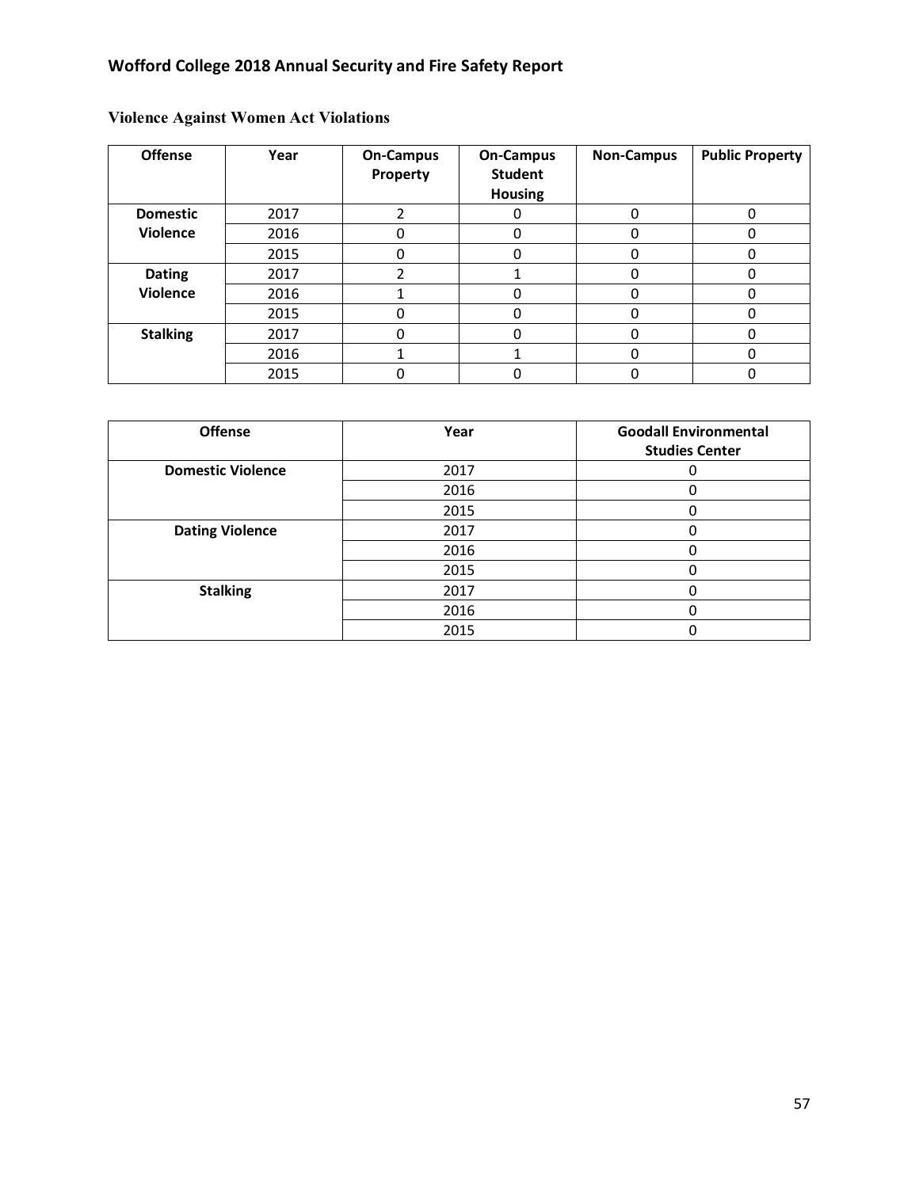## Violence Against Women Act Violations

| Offense | Year | On-Campus Property | On-Campus Student Housing | Non-Campus | Public Property |
|---|---|---|---|---|---|
| Domestic Violence | 2017 | 2 | 0 | 0 | 0 |
| | 2016 | 0 | 0 | 0 | 0 |
| | 2015 | 0 | 0 | 0 | 0 |
| Dating Violence | 2017 | 2 | 1 | 0 | 0 |
| | 2016 | 1 | 0 | 0 | 0 |
| | 2015 | 0 | 0 | 0 | 0 |
| Stalking | 2017 | 0 | 0 | 0 | 0 |
| | 2016 | 1 | 1 | 0 | 0 |
| | 2015 | 0 | 0 | 0 | 0 |

| Offense | Year | Goodall Environmental Studies Center |
|---|---|---|
| Domestic Violence | 2017 | 0 |
| | 2016 | 0 |
| | 2015 | 0 |
| Dating Violence | 2017 | 0 |
| | 2016 | 0 |
| | 2015 | 0 |
| Stalking | 2017 | 0 |
| | 2016 | 0 |
| | 2015 | 0 |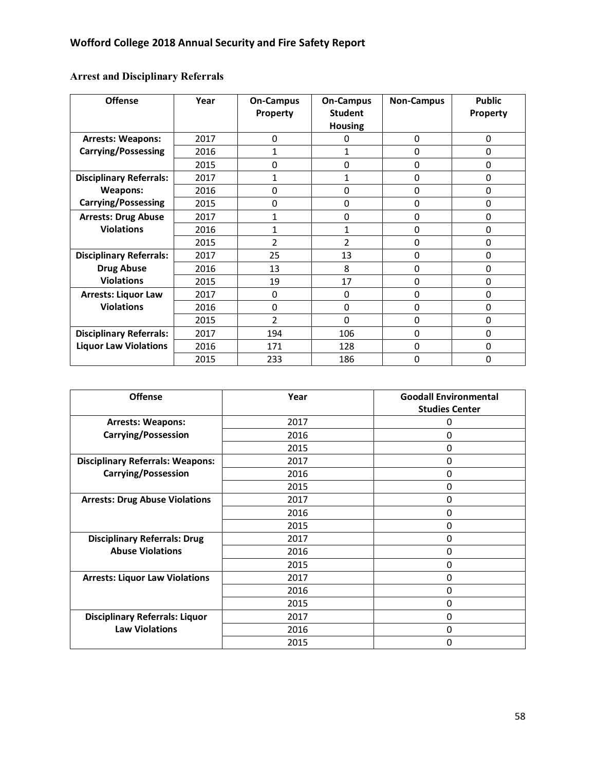## Arrest and Disciplinary Referrals

| Offense | Year | On-Campus Property | On-Campus Student Housing | Non-Campus | Public Property |
|---|---|---|---|---|---|
| **Arrests: Weapons: Carrying/Possessing** | 2017 | 0 | 0 | 0 | 0 |
| | 2016 | 1 | 1 | 0 | 0 |
| | 2015 | 0 | 0 | 0 | 0 |
| **Disciplinary Referrals: Weapons: Carrying/Possessing** | 2017 | 1 | 1 | 0 | 0 |
| | 2016 | 0 | 0 | 0 | 0 |
| | 2015 | 0 | 0 | 0 | 0 |
| **Arrests: Drug Abuse Violations** | 2017 | 1 | 0 | 0 | 0 |
| | 2016 | 1 | 1 | 0 | 0 |
| | 2015 | 2 | 2 | 0 | 0 |
| **Disciplinary Referrals: Drug Abuse Violations** | 2017 | 25 | 13 | 0 | 0 |
| | 2016 | 13 | 8 | 0 | 0 |
| | 2015 | 19 | 17 | 0 | 0 |
| **Arrests: Liquor Law Violations** | 2017 | 0 | 0 | 0 | 0 |
| | 2016 | 0 | 0 | 0 | 0 |
| | 2015 | 2 | 0 | 0 | 0 |
| **Disciplinary Referrals: Liquor Law Violations** | 2017 | 194 | 106 | 0 | 0 |
| | 2016 | 171 | 128 | 0 | 0 |
| | 2015 | 233 | 186 | 0 | 0 |

| Offense | Year | Goodall Environmental Studies Center |
|---|---|---|
| **Arrests: Weapons: Carrying/Possession** | 2017 | 0 |
| | 2016 | 0 |
| | 2015 | 0 |
| **Disciplinary Referrals: Weapons: Carrying/Possession** | 2017 | 0 |
| | 2016 | 0 |
| | 2015 | 0 |
| **Arrests: Drug Abuse Violations** | 2017 | 0 |
| | 2016 | 0 |
| | 2015 | 0 |
| **Disciplinary Referrals: Drug Abuse Violations** | 2017 | 0 |
| | 2016 | 0 |
| | 2015 | 0 |
| **Arrests: Liquor Law Violations** | 2017 | 0 |
| | 2016 | 0 |
| | 2015 | 0 |
| **Disciplinary Referrals: Liquor Law Violations** | 2017 | 0 |
| | 2016 | 0 |
| | 2015 | 0 |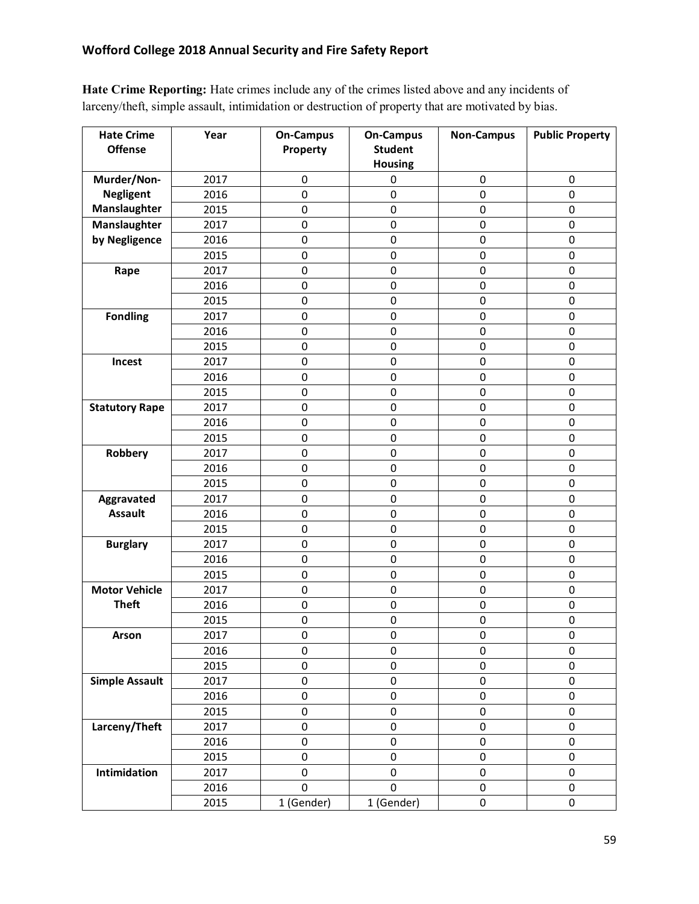**Hate Crime Reporting:** Hate crimes include any of the crimes listed above and any incidents of larceny/theft, simple assault, intimidation or destruction of property that are motivated by bias.

| Hate Crime Offense | Year | On-Campus Property | On-Campus Student Housing | Non-Campus | Public Property |
|---|---|---|---|---|---|
| Murder/Non-Negligent Manslaughter | 2017 | 0 | 0 | 0 | 0 |
| | 2016 | 0 | 0 | 0 | 0 |
| | 2015 | 0 | 0 | 0 | 0 |
| Manslaughter by Negligence | 2017 | 0 | 0 | 0 | 0 |
| | 2016 | 0 | 0 | 0 | 0 |
| | 2015 | 0 | 0 | 0 | 0 |
| Rape | 2017 | 0 | 0 | 0 | 0 |
| | 2016 | 0 | 0 | 0 | 0 |
| | 2015 | 0 | 0 | 0 | 0 |
| Fondling | 2017 | 0 | 0 | 0 | 0 |
| | 2016 | 0 | 0 | 0 | 0 |
| | 2015 | 0 | 0 | 0 | 0 |
| Incest | 2017 | 0 | 0 | 0 | 0 |
| | 2016 | 0 | 0 | 0 | 0 |
| | 2015 | 0 | 0 | 0 | 0 |
| Statutory Rape | 2017 | 0 | 0 | 0 | 0 |
| | 2016 | 0 | 0 | 0 | 0 |
| | 2015 | 0 | 0 | 0 | 0 |
| Robbery | 2017 | 0 | 0 | 0 | 0 |
| | 2016 | 0 | 0 | 0 | 0 |
| | 2015 | 0 | 0 | 0 | 0 |
| Aggravated Assault | 2017 | 0 | 0 | 0 | 0 |
| | 2016 | 0 | 0 | 0 | 0 |
| | 2015 | 0 | 0 | 0 | 0 |
| Burglary | 2017 | 0 | 0 | 0 | 0 |
| | 2016 | 0 | 0 | 0 | 0 |
| | 2015 | 0 | 0 | 0 | 0 |
| Motor Vehicle Theft | 2017 | 0 | 0 | 0 | 0 |
| | 2016 | 0 | 0 | 0 | 0 |
| | 2015 | 0 | 0 | 0 | 0 |
| Arson | 2017 | 0 | 0 | 0 | 0 |
| | 2016 | 0 | 0 | 0 | 0 |
| | 2015 | 0 | 0 | 0 | 0 |
| Simple Assault | 2017 | 0 | 0 | 0 | 0 |
| | 2016 | 0 | 0 | 0 | 0 |
| | 2015 | 0 | 0 | 0 | 0 |
| Larceny/Theft | 2017 | 0 | 0 | 0 | 0 |
| | 2016 | 0 | 0 | 0 | 0 |
| | 2015 | 0 | 0 | 0 | 0 |
| Intimidation | 2017 | 0 | 0 | 0 | 0 |
| | 2016 | 0 | 0 | 0 | 0 |
| | 2015 | 1 (Gender) | 1 (Gender) | 0 | 0 |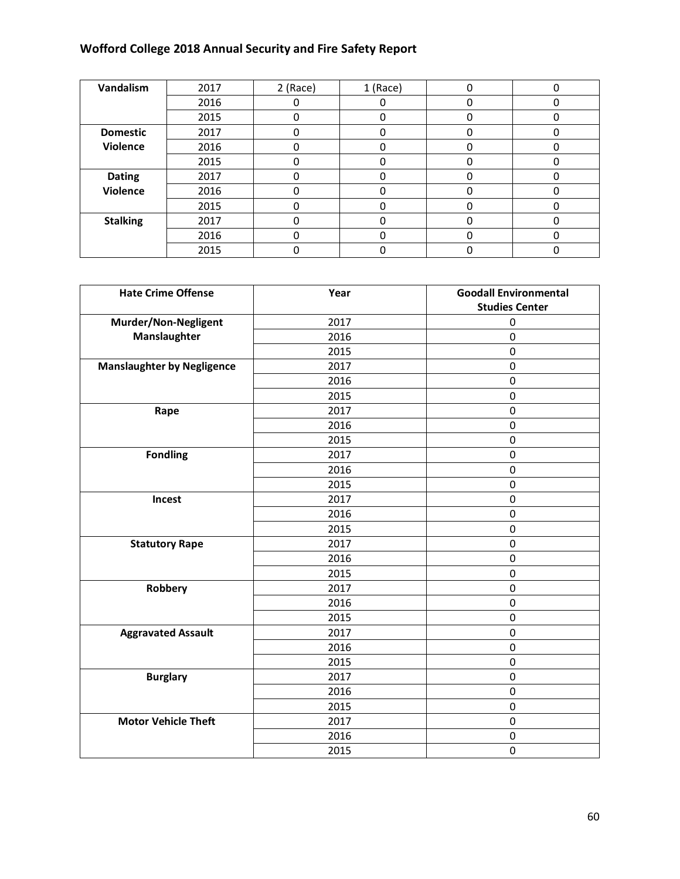| Vandalism | 2017 | 2 (Race) | 1 (Race) | 0 | 0 |
|---|---|---|---|---|---|
| | 2016 | 0 | 0 | 0 | 0 |
| | 2015 | 0 | 0 | 0 | 0 |
| **Domestic Violence** | 2017 | 0 | 0 | 0 | 0 |
| | 2016 | 0 | 0 | 0 | 0 |
| | 2015 | 0 | 0 | 0 | 0 |
| **Dating Violence** | 2017 | 0 | 0 | 0 | 0 |
| | 2016 | 0 | 0 | 0 | 0 |
| | 2015 | 0 | 0 | 0 | 0 |
| **Stalking** | 2017 | 0 | 0 | 0 | 0 |
| | 2016 | 0 | 0 | 0 | 0 |
| | 2015 | 0 | 0 | 0 | 0 |

| Hate Crime Offense | Year | Goodall Environmental Studies Center |
|---|---|---|
| **Murder/Non-Negligent Manslaughter** | 2017 | 0 |
| | 2016 | 0 |
| | 2015 | 0 |
| **Manslaughter by Negligence** | 2017 | 0 |
| | 2016 | 0 |
| | 2015 | 0 |
| **Rape** | 2017 | 0 |
| | 2016 | 0 |
| | 2015 | 0 |
| **Fondling** | 2017 | 0 |
| | 2016 | 0 |
| | 2015 | 0 |
| **Incest** | 2017 | 0 |
| | 2016 | 0 |
| | 2015 | 0 |
| **Statutory Rape** | 2017 | 0 |
| | 2016 | 0 |
| | 2015 | 0 |
| **Robbery** | 2017 | 0 |
| | 2016 | 0 |
| | 2015 | 0 |
| **Aggravated Assault** | 2017 | 0 |
| | 2016 | 0 |
| | 2015 | 0 |
| **Burglary** | 2017 | 0 |
| | 2016 | 0 |
| | 2015 | 0 |
| **Motor Vehicle Theft** | 2017 | 0 |
| | 2016 | 0 |
| | 2015 | 0 |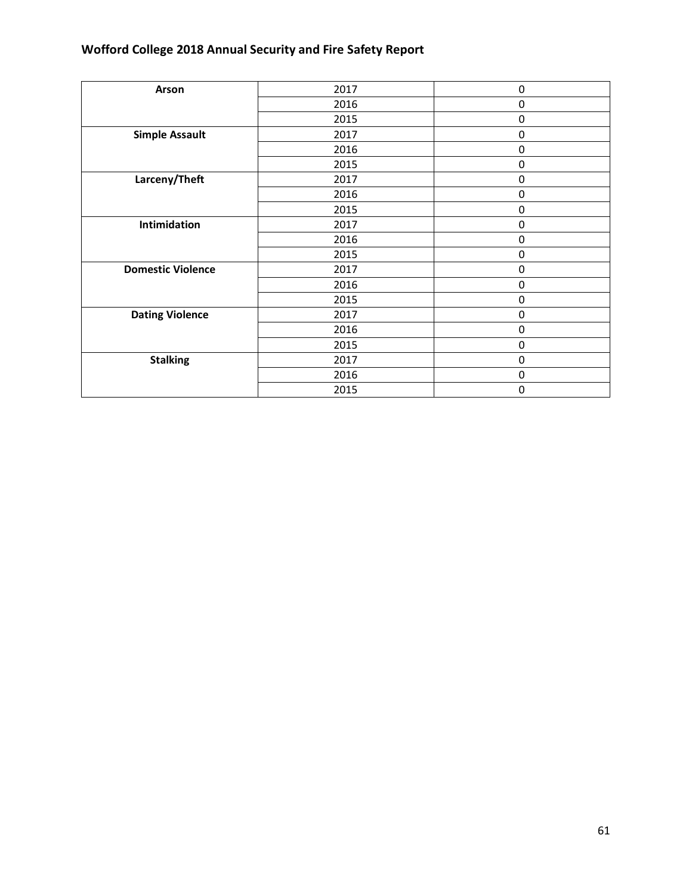| Arson | 2017 | 0 |
| --- | --- | --- |
| | 2016 | 0 |
| | 2015 | 0 |
| **Simple Assault** | 2017 | 0 |
| | 2016 | 0 |
| | 2015 | 0 |
| **Larceny/Theft** | 2017 | 0 |
| | 2016 | 0 |
| | 2015 | 0 |
| **Intimidation** | 2017 | 0 |
| | 2016 | 0 |
| | 2015 | 0 |
| **Domestic Violence** | 2017 | 0 |
| | 2016 | 0 |
| | 2015 | 0 |
| **Dating Violence** | 2017 | 0 |
| | 2016 | 0 |
| | 2015 | 0 |
| **Stalking** | 2017 | 0 |
| | 2016 | 0 |
| | 2015 | 0 |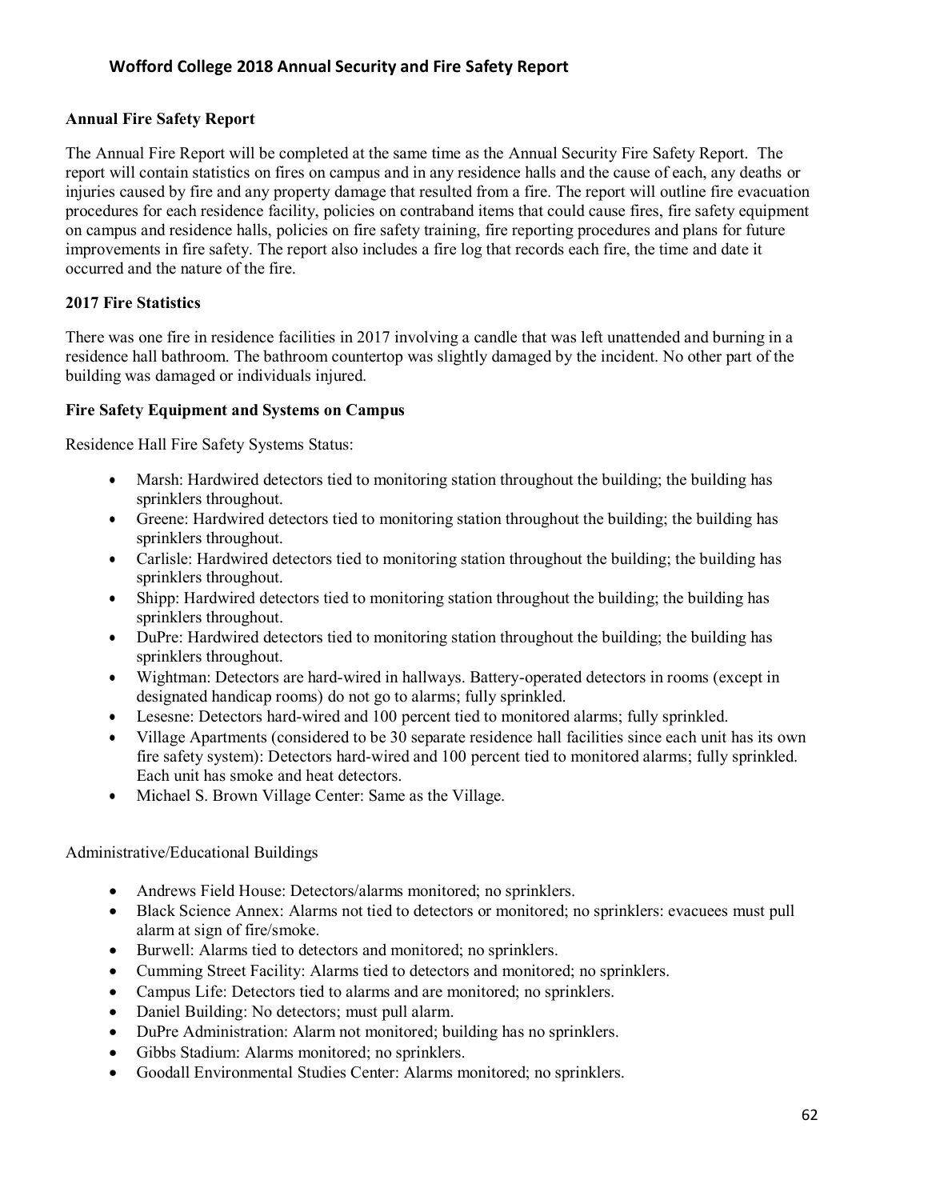**Annual Fire Safety Report**

The Annual Fire Report will be completed at the same time as the Annual Security Fire Safety Report. The report will contain statistics on fires on campus and in any residence halls and the cause of each, any deaths or injuries caused by fire and any property damage that resulted from a fire. The report will outline fire evacuation procedures for each residence facility, policies on contraband items that could cause fires, fire safety equipment on campus and residence halls, policies on fire safety training, fire reporting procedures and plans for future improvements in fire safety. The report also includes a fire log that records each fire, the time and date it occurred and the nature of the fire.

**2017 Fire Statistics**

There was one fire in residence facilities in 2017 involving a candle that was left unattended and burning in a residence hall bathroom. The bathroom countertop was slightly damaged by the incident. No other part of the building was damaged or individuals injured.

**Fire Safety Equipment and Systems on Campus**

Residence Hall Fire Safety Systems Status:

- Marsh: Hardwired detectors tied to monitoring station throughout the building; the building has sprinklers throughout.
- Greene: Hardwired detectors tied to monitoring station throughout the building; the building has sprinklers throughout.
- Carlisle: Hardwired detectors tied to monitoring station throughout the building; the building has sprinklers throughout.
- Shipp: Hardwired detectors tied to monitoring station throughout the building; the building has sprinklers throughout.
- DuPre: Hardwired detectors tied to monitoring station throughout the building; the building has sprinklers throughout.
- Wightman: Detectors are hard-wired in hallways. Battery-operated detectors in rooms (except in designated handicap rooms) do not go to alarms; fully sprinkled.
- Lesesne: Detectors hard-wired and 100 percent tied to monitored alarms; fully sprinkled.
- Village Apartments (considered to be 30 separate residence hall facilities since each unit has its own fire safety system): Detectors hard-wired and 100 percent tied to monitored alarms; fully sprinkled. Each unit has smoke and heat detectors.
- Michael S. Brown Village Center: Same as the Village.

Administrative/Educational Buildings

- Andrews Field House: Detectors/alarms monitored; no sprinklers.
- Black Science Annex: Alarms not tied to detectors or monitored; no sprinklers: evacuees must pull alarm at sign of fire/smoke.
- Burwell: Alarms tied to detectors and monitored; no sprinklers.
- Cumming Street Facility: Alarms tied to detectors and monitored; no sprinklers.
- Campus Life: Detectors tied to alarms and are monitored; no sprinklers.
- Daniel Building: No detectors; must pull alarm.
- DuPre Administration: Alarm not monitored; building has no sprinklers.
- Gibbs Stadium: Alarms monitored; no sprinklers.
- Goodall Environmental Studies Center: Alarms monitored; no sprinklers.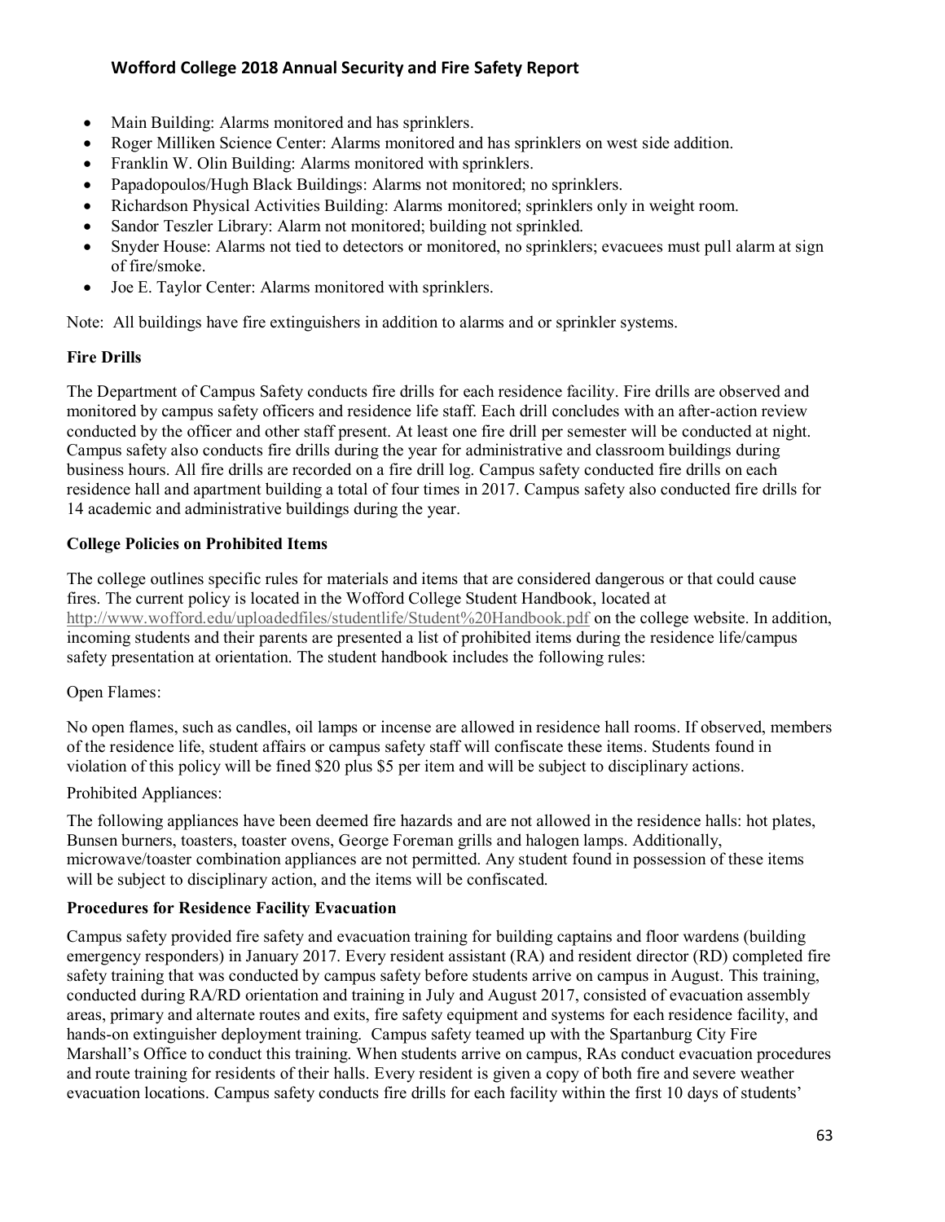- Main Building: Alarms monitored and has sprinklers.
- Roger Milliken Science Center: Alarms monitored and has sprinklers on west side addition.
- Franklin W. Olin Building: Alarms monitored with sprinklers.
- Papadopoulos/Hugh Black Buildings: Alarms not monitored; no sprinklers.
- Richardson Physical Activities Building: Alarms monitored; sprinklers only in weight room.
- Sandor Teszler Library: Alarm not monitored; building not sprinkled.
- Snyder House: Alarms not tied to detectors or monitored, no sprinklers; evacuees must pull alarm at sign of fire/smoke.
- Joe E. Taylor Center: Alarms monitored with sprinklers.

Note: All buildings have fire extinguishers in addition to alarms and or sprinkler systems.

**Fire Drills**

The Department of Campus Safety conducts fire drills for each residence facility. Fire drills are observed and monitored by campus safety officers and residence life staff. Each drill concludes with an after-action review conducted by the officer and other staff present. At least one fire drill per semester will be conducted at night. Campus safety also conducts fire drills during the year for administrative and classroom buildings during business hours. All fire drills are recorded on a fire drill log. Campus safety conducted fire drills on each residence hall and apartment building a total of four times in 2017. Campus safety also conducted fire drills for 14 academic and administrative buildings during the year.

**College Policies on Prohibited Items**

The college outlines specific rules for materials and items that are considered dangerous or that could cause fires. The current policy is located in the Wofford College Student Handbook, located at http://www.wofford.edu/uploadedfiles/studentlife/Student%20Handbook.pdf on the college website. In addition, incoming students and their parents are presented a list of prohibited items during the residence life/campus safety presentation at orientation. The student handbook includes the following rules:

Open Flames:

No open flames, such as candles, oil lamps or incense are allowed in residence hall rooms. If observed, members of the residence life, student affairs or campus safety staff will confiscate these items. Students found in violation of this policy will be fined $20 plus $5 per item and will be subject to disciplinary actions.

Prohibited Appliances:

The following appliances have been deemed fire hazards and are not allowed in the residence halls: hot plates, Bunsen burners, toasters, toaster ovens, George Foreman grills and halogen lamps. Additionally, microwave/toaster combination appliances are not permitted. Any student found in possession of these items will be subject to disciplinary action, and the items will be confiscated.

**Procedures for Residence Facility Evacuation**

Campus safety provided fire safety and evacuation training for building captains and floor wardens (building emergency responders) in January 2017. Every resident assistant (RA) and resident director (RD) completed fire safety training that was conducted by campus safety before students arrive on campus in August. This training, conducted during RA/RD orientation and training in July and August 2017, consisted of evacuation assembly areas, primary and alternate routes and exits, fire safety equipment and systems for each residence facility, and hands-on extinguisher deployment training. Campus safety teamed up with the Spartanburg City Fire Marshall's Office to conduct this training. When students arrive on campus, RAs conduct evacuation procedures and route training for residents of their halls. Every resident is given a copy of both fire and severe weather evacuation locations. Campus safety conducts fire drills for each facility within the first 10 days of students'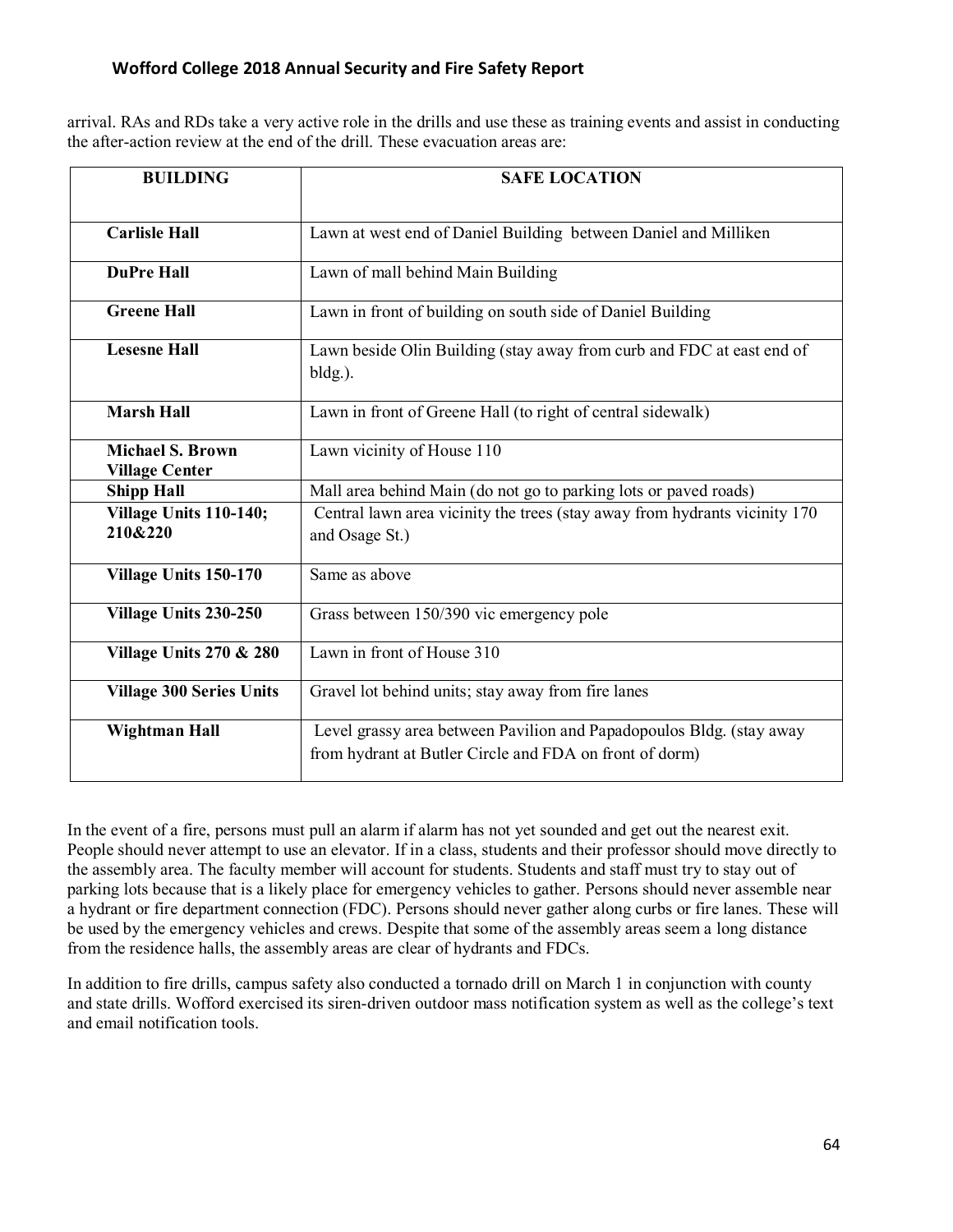arrival. RAs and RDs take a very active role in the drills and use these as training events and assist in conducting the after-action review at the end of the drill. These evacuation areas are:

| BUILDING | SAFE LOCATION |
|---|---|
| **Carlisle Hall** | Lawn at west end of Daniel Building between Daniel and Milliken |
| **DuPre Hall** | Lawn of mall behind Main Building |
| **Greene Hall** | Lawn in front of building on south side of Daniel Building |
| **Lesesne Hall** | Lawn beside Olin Building (stay away from curb and FDC at east end of bldg.). |
| **Marsh Hall** | Lawn in front of Greene Hall (to right of central sidewalk) |
| **Michael S. Brown Village Center** | Lawn vicinity of House 110 |
| **Shipp Hall** | Mall area behind Main (do not go to parking lots or paved roads) |
| **Village Units 110-140; 210&220** | Central lawn area vicinity the trees (stay away from hydrants vicinity 170 and Osage St.) |
| **Village Units 150-170** | Same as above |
| **Village Units 230-250** | Grass between 150/390 vic emergency pole |
| **Village Units 270 & 280** | Lawn in front of House 310 |
| **Village 300 Series Units** | Gravel lot behind units; stay away from fire lanes |
| **Wightman Hall** | Level grassy area between Pavilion and Papadopoulos Bldg. (stay away from hydrant at Butler Circle and FDA on front of dorm) |

In the event of a fire, persons must pull an alarm if alarm has not yet sounded and get out the nearest exit. People should never attempt to use an elevator. If in a class, students and their professor should move directly to the assembly area. The faculty member will account for students. Students and staff must try to stay out of parking lots because that is a likely place for emergency vehicles to gather. Persons should never assemble near a hydrant or fire department connection (FDC). Persons should never gather along curbs or fire lanes. These will be used by the emergency vehicles and crews. Despite that some of the assembly areas seem a long distance from the residence halls, the assembly areas are clear of hydrants and FDCs.

In addition to fire drills, campus safety also conducted a tornado drill on March 1 in conjunction with county and state drills. Wofford exercised its siren-driven outdoor mass notification system as well as the college's text and email notification tools.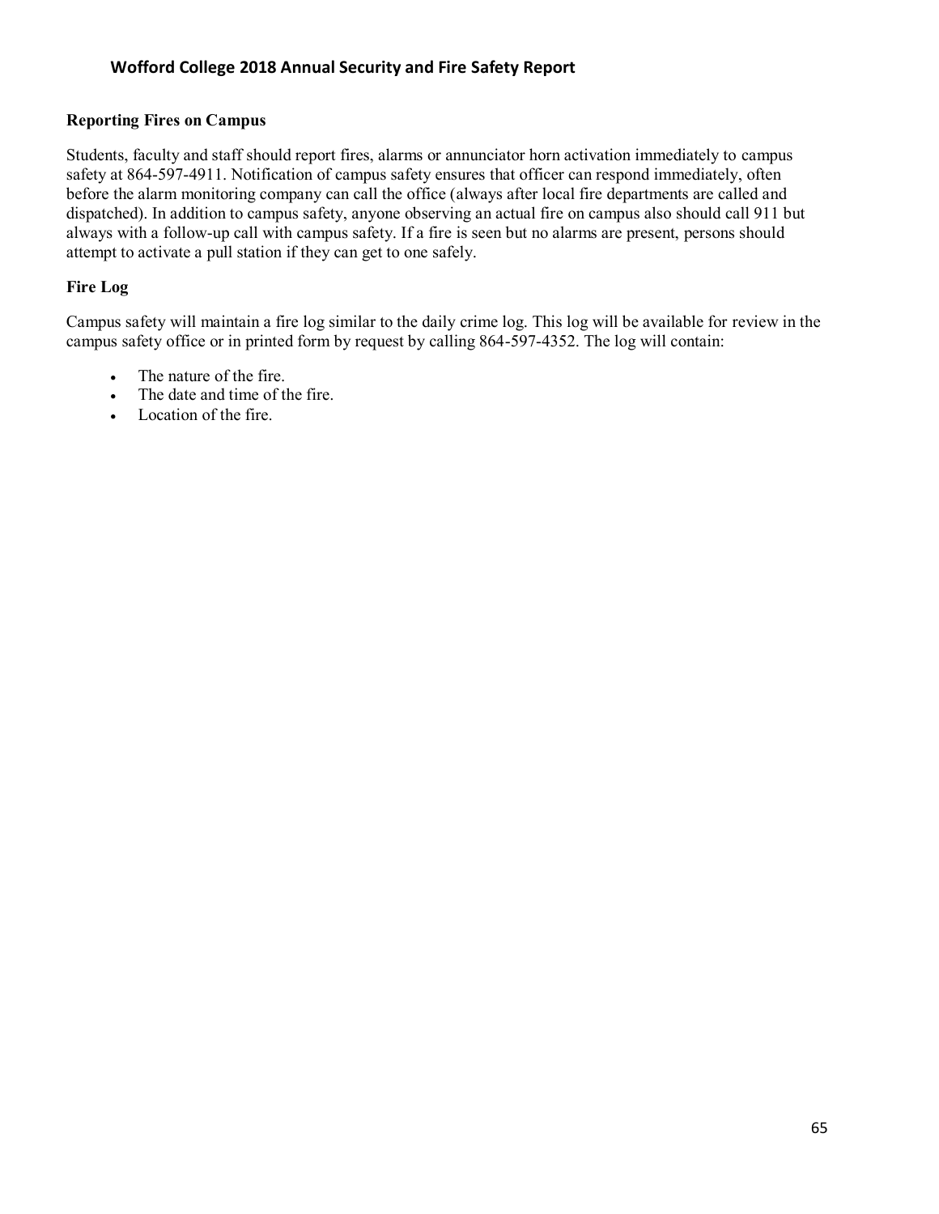## Reporting Fires on Campus

Students, faculty and staff should report fires, alarms or annunciator horn activation immediately to campus safety at 864-597-4911. Notification of campus safety ensures that officer can respond immediately, often before the alarm monitoring company can call the office (always after local fire departments are called and dispatched). In addition to campus safety, anyone observing an actual fire on campus also should call 911 but always with a follow-up call with campus safety. If a fire is seen but no alarms are present, persons should attempt to activate a pull station if they can get to one safely.

## Fire Log

Campus safety will maintain a fire log similar to the daily crime log. This log will be available for review in the campus safety office or in printed form by request by calling 864-597-4352. The log will contain:

- The nature of the fire.
- The date and time of the fire.
- Location of the fire.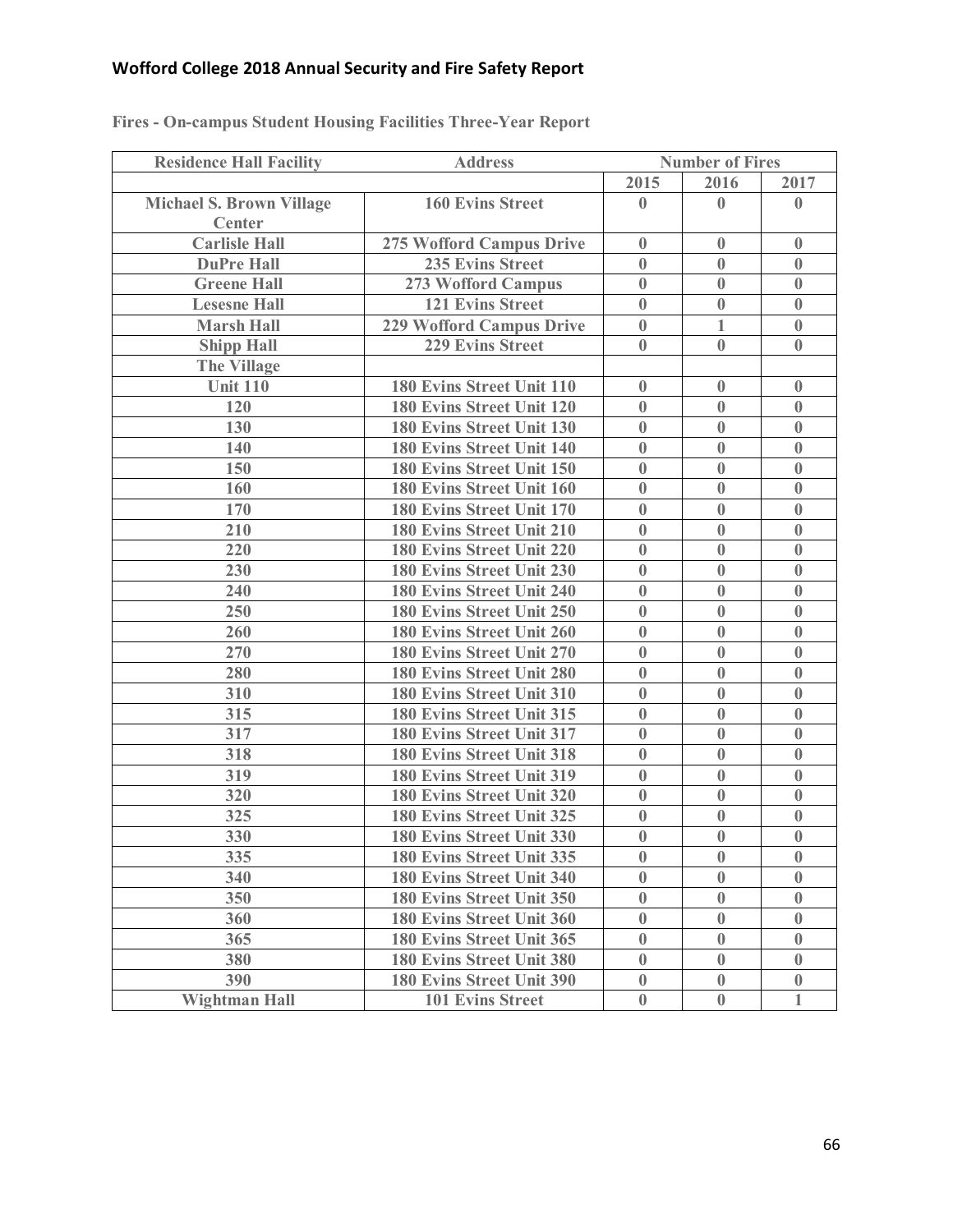**Fires - On-campus Student Housing Facilities Three-Year Report**

| Residence Hall Facility | Address | Number of Fires | | |
|---|---|---|---|---|
| | | 2015 | 2016 | 2017 |
| Michael S. Brown Village Center | 160 Evins Street | 0 | 0 | 0 |
| Carlisle Hall | 275 Wofford Campus Drive | 0 | 0 | 0 |
| DuPre Hall | 235 Evins Street | 0 | 0 | 0 |
| Greene Hall | 273 Wofford Campus | 0 | 0 | 0 |
| Lesesne Hall | 121 Evins Street | 0 | 0 | 0 |
| Marsh Hall | 229 Wofford Campus Drive | 0 | 1 | 0 |
| Shipp Hall | 229 Evins Street | 0 | 0 | 0 |
| The Village | | | | |
| Unit 110 | 180 Evins Street Unit 110 | 0 | 0 | 0 |
| 120 | 180 Evins Street Unit 120 | 0 | 0 | 0 |
| 130 | 180 Evins Street Unit 130 | 0 | 0 | 0 |
| 140 | 180 Evins Street Unit 140 | 0 | 0 | 0 |
| 150 | 180 Evins Street Unit 150 | 0 | 0 | 0 |
| 160 | 180 Evins Street Unit 160 | 0 | 0 | 0 |
| 170 | 180 Evins Street Unit 170 | 0 | 0 | 0 |
| 210 | 180 Evins Street Unit 210 | 0 | 0 | 0 |
| 220 | 180 Evins Street Unit 220 | 0 | 0 | 0 |
| 230 | 180 Evins Street Unit 230 | 0 | 0 | 0 |
| 240 | 180 Evins Street Unit 240 | 0 | 0 | 0 |
| 250 | 180 Evins Street Unit 250 | 0 | 0 | 0 |
| 260 | 180 Evins Street Unit 260 | 0 | 0 | 0 |
| 270 | 180 Evins Street Unit 270 | 0 | 0 | 0 |
| 280 | 180 Evins Street Unit 280 | 0 | 0 | 0 |
| 310 | 180 Evins Street Unit 310 | 0 | 0 | 0 |
| 315 | 180 Evins Street Unit 315 | 0 | 0 | 0 |
| 317 | 180 Evins Street Unit 317 | 0 | 0 | 0 |
| 318 | 180 Evins Street Unit 318 | 0 | 0 | 0 |
| 319 | 180 Evins Street Unit 319 | 0 | 0 | 0 |
| 320 | 180 Evins Street Unit 320 | 0 | 0 | 0 |
| 325 | 180 Evins Street Unit 325 | 0 | 0 | 0 |
| 330 | 180 Evins Street Unit 330 | 0 | 0 | 0 |
| 335 | 180 Evins Street Unit 335 | 0 | 0 | 0 |
| 340 | 180 Evins Street Unit 340 | 0 | 0 | 0 |
| 350 | 180 Evins Street Unit 350 | 0 | 0 | 0 |
| 360 | 180 Evins Street Unit 360 | 0 | 0 | 0 |
| 365 | 180 Evins Street Unit 365 | 0 | 0 | 0 |
| 380 | 180 Evins Street Unit 380 | 0 | 0 | 0 |
| 390 | 180 Evins Street Unit 390 | 0 | 0 | 0 |
| Wightman Hall | 101 Evins Street | 0 | 0 | 1 |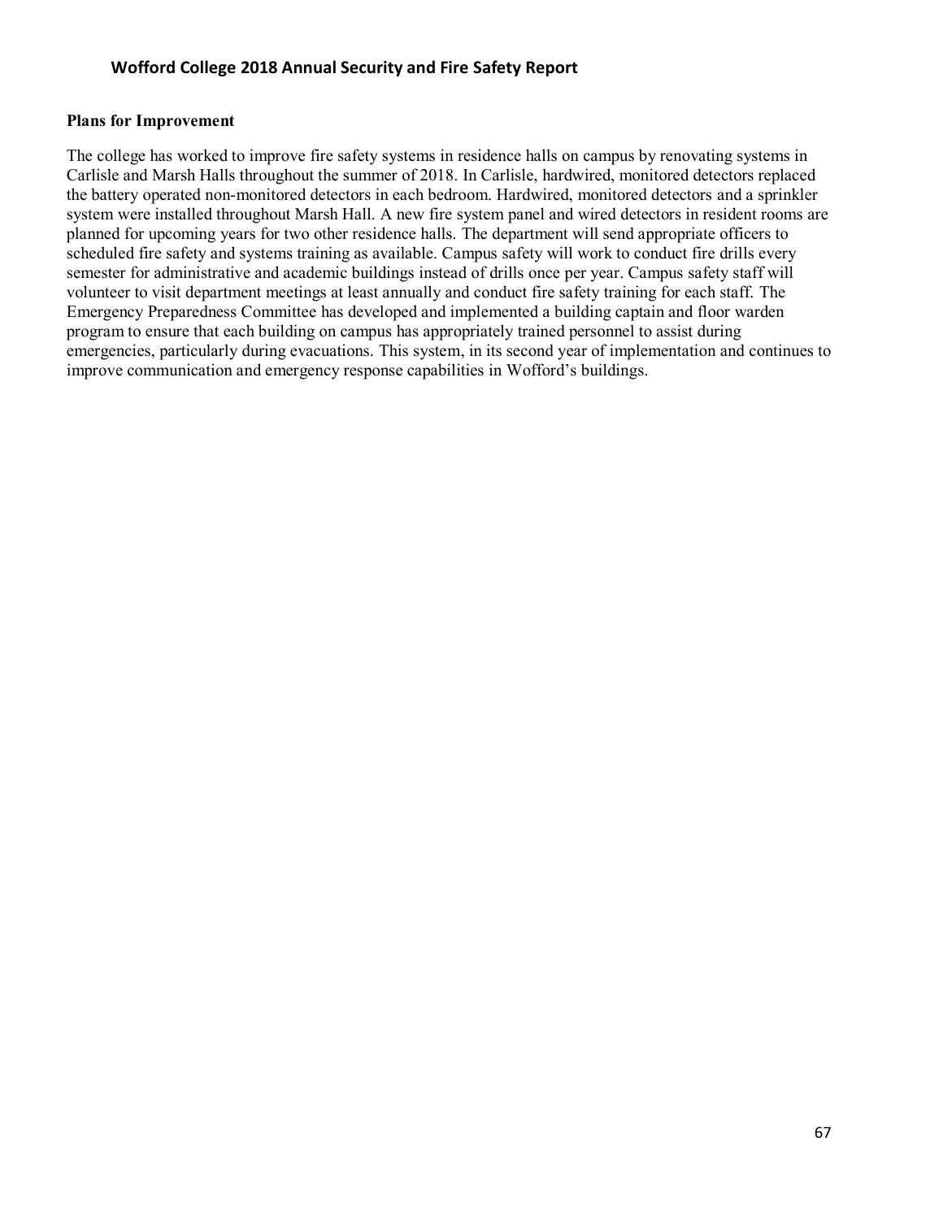## Plans for Improvement

The college has worked to improve fire safety systems in residence halls on campus by renovating systems in Carlisle and Marsh Halls throughout the summer of 2018. In Carlisle, hardwired, monitored detectors replaced the battery operated non-monitored detectors in each bedroom. Hardwired, monitored detectors and a sprinkler system were installed throughout Marsh Hall. A new fire system panel and wired detectors in resident rooms are planned for upcoming years for two other residence halls. The department will send appropriate officers to scheduled fire safety and systems training as available. Campus safety will work to conduct fire drills every semester for administrative and academic buildings instead of drills once per year. Campus safety staff will volunteer to visit department meetings at least annually and conduct fire safety training for each staff. The Emergency Preparedness Committee has developed and implemented a building captain and floor warden program to ensure that each building on campus has appropriately trained personnel to assist during emergencies, particularly during evacuations. This system, in its second year of implementation and continues to improve communication and emergency response capabilities in Wofford's buildings.